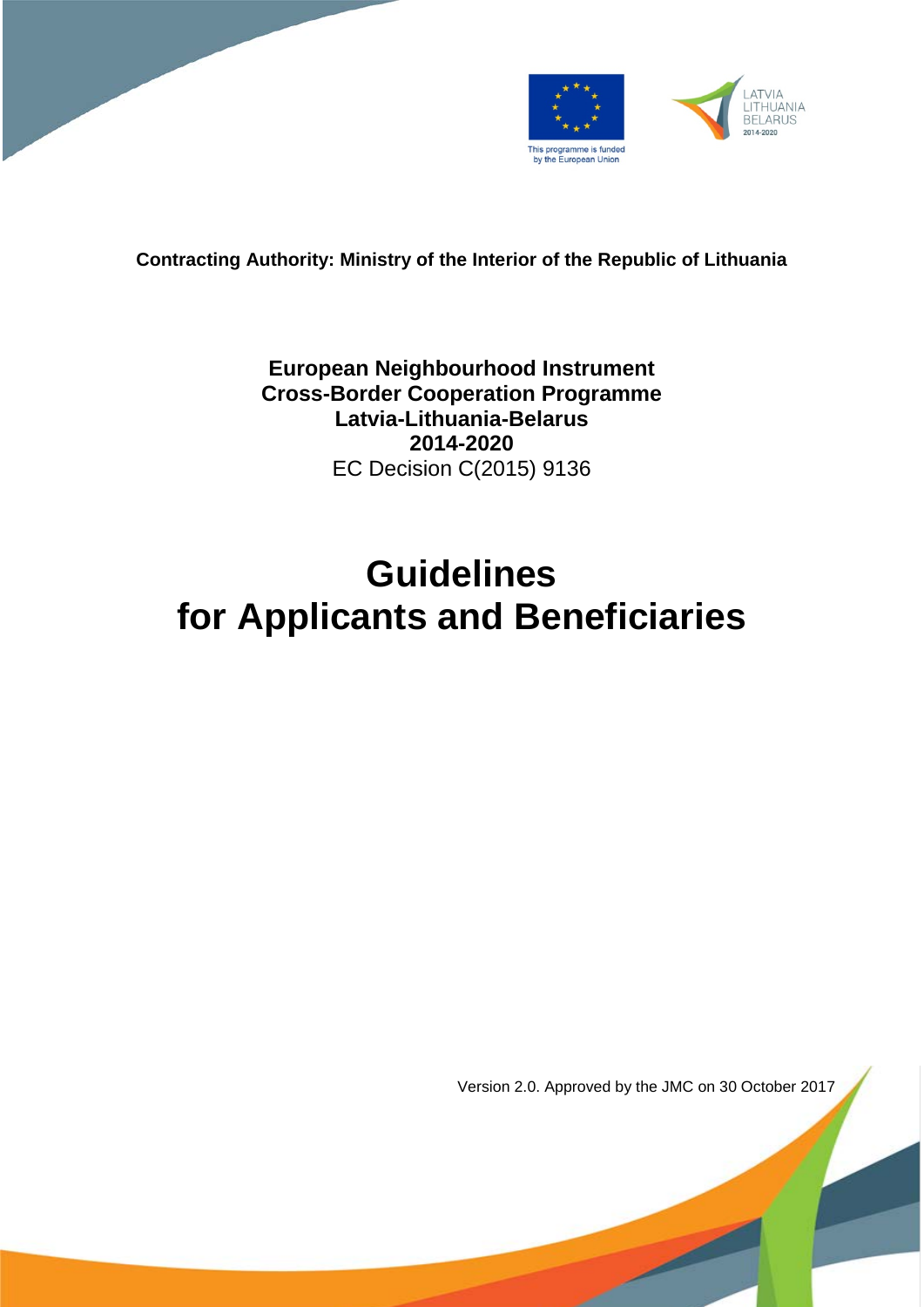This programme is funded by the European Union

LATVIA LITHUANIA BELARUS 2014-2020

**Contracting Authority: Ministry of the Interior of the Republic of Lithuania**

**European Neighbourhood Instrument**
**Cross-Border Cooperation Programme**
**Latvia-Lithuania-Belarus**
**2014-2020**
EC Decision C(2015) 9136

# Guidelines for Applicants and Beneficiaries

Version 2.0. Approved by the JMC on 30 October 2017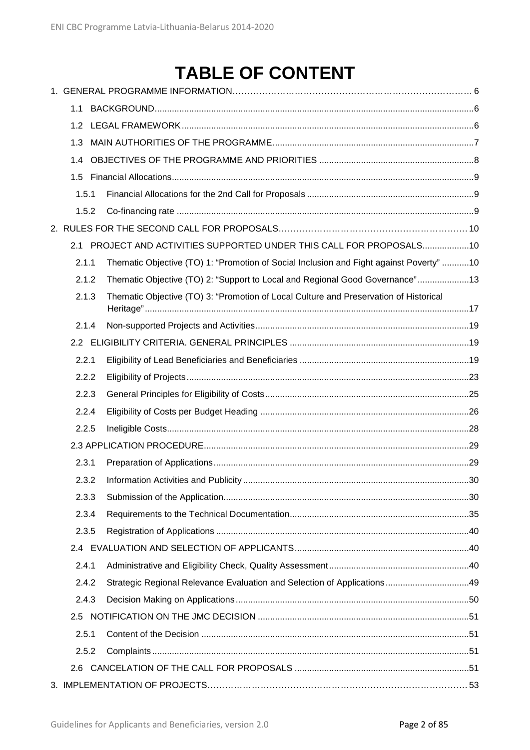# TABLE OF CONTENT

1. GENERAL PROGRAMME INFORMATION……………………………………………………………………… 6
   - 1.1 BACKGROUND.....................................................................................................................6
   - 1.2 LEGAL FRAMEWORK.........................................................................................................6
   - 1.3 MAIN AUTHORITIES OF THE PROGRAMME.....................................................................7
   - 1.4 OBJECTIVES OF THE PROGRAMME AND PRIORITIES ....................................................8
   - 1.5 Financial Allocations..............................................................................................................9
     - 1.5.1 Financial Allocations for the 2nd Call for Proposals .........................................................9
     - 1.5.2 Co-financing rate ...............................................................................................................9
2. RULES FOR THE SECOND CALL FOR PROPOSALS……………………………………………………… 10
   - 2.1 PROJECT AND ACTIVITIES SUPPORTED UNDER THIS CALL FOR PROPOSALS...................10
     - 2.1.1 Thematic Objective (TO) 1: “Promotion of Social Inclusion and Fight against Poverty” ...........10
     - 2.1.2 Thematic Objective (TO) 2: “Support to Local and Regional Good Governance”.....................13
     - 2.1.3 Thematic Objective (TO) 3: “Promotion of Local Culture and Preservation of Historical Heritage”.......................................................................................................................17
     - 2.1.4 Non-supported Projects and Activities...........................................................................19
   - 2.2 ELIGIBILITY CRITERIA. GENERAL PRINCIPLES ..............................................................19
     - 2.2.1 Eligibility of Lead Beneficiaries and Beneficiaries ..........................................................19
     - 2.2.2 Eligibility of Projects......................................................................................................23
     - 2.2.3 General Principles for Eligibility of Costs.......................................................................25
     - 2.2.4 Eligibility of Costs per Budget Heading .........................................................................26
     - 2.2.5 Ineligible Costs..............................................................................................................28
   - 2.3 APPLICATION PROCEDURE...............................................................................................29
     - 2.3.1 Preparation of Applications...........................................................................................29
     - 2.3.2 Information Activities and Publicity ...............................................................................30
     - 2.3.3 Submission of the Application.......................................................................................30
     - 2.3.4 Requirements to the Technical Documentation.............................................................35
     - 2.3.5 Registration of Applications ..........................................................................................40
   - 2.4 EVALUATION AND SELECTION OF APPLICANTS.............................................................40
     - 2.4.1 Administrative and Eligibility Check, Quality Assessment..............................................40
     - 2.4.2 Strategic Regional Relevance Evaluation and Selection of Applications........................49
     - 2.4.3 Decision Making on Applications...................................................................................50
   - 2.5 NOTIFICATION ON THE JMC DECISION ..........................................................................51
     - 2.5.1 Content of the Decision .................................................................................................51
     - 2.5.2 Complaints.....................................................................................................................51
   - 2.6 CANCELATION OF THE CALL FOR PROPOSALS ............................................................51
3. IMPLEMENTATION OF PROJECTS……………………………………………………………………… 53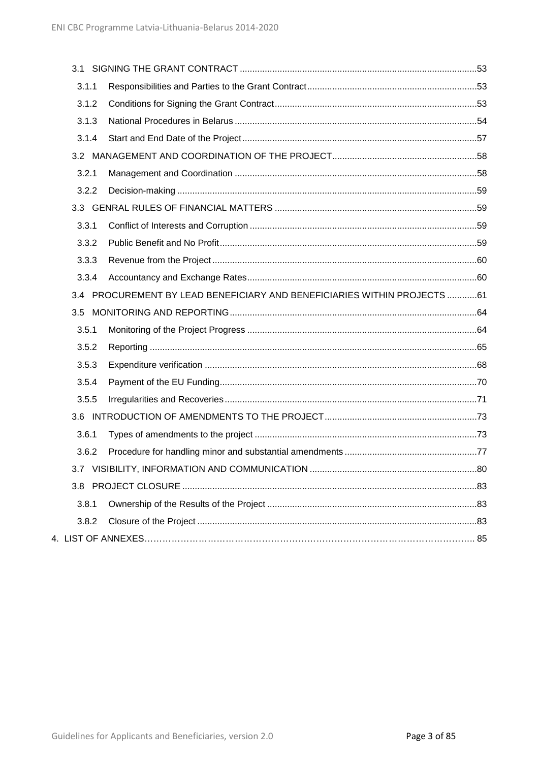3.1 SIGNING THE GRANT CONTRACT ..............................................................................................53

3.1.1 Responsibilities and Parties to the Grant Contract...................................................................53

3.1.2 Conditions for Signing the Grant Contract................................................................................53

3.1.3 National Procedures in Belarus ................................................................................................54

3.1.4 Start and End Date of the Project.............................................................................................57

3.2 MANAGEMENT AND COORDINATION OF THE PROJECT.........................................................58

3.2.1 Management and Coordination ................................................................................................58

3.2.2 Decision-making .......................................................................................................................59

3.3 GENRAL RULES OF FINANCIAL MATTERS ................................................................................59

3.3.1 Conflict of Interests and Corruption ..........................................................................................59

3.3.2 Public Benefit and No Profit......................................................................................................59

3.3.3 Revenue from the Project .........................................................................................................60

3.3.4 Accountancy and Exchange Rates...........................................................................................60

3.4 PROCUREMENT BY LEAD BENEFICIARY AND BENEFICIARIES WITHIN PROJECTS ............61

3.5 MONITORING AND REPORTING..................................................................................................64

3.5.1 Monitoring of the Project Progress ...........................................................................................64

3.5.2 Reporting .................................................................................................................................65

3.5.3 Expenditure verification ............................................................................................................68

3.5.4 Payment of the EU Funding......................................................................................................70

3.5.5 Irregularities and Recoveries....................................................................................................71

3.6 INTRODUCTION OF AMENDMENTS TO THE PROJECT.............................................................73

3.6.1 Types of amendments to the project ........................................................................................73

3.6.2 Procedure for handling minor and substantial amendments.....................................................77

3.7 VISIBILITY, INFORMATION AND COMMUNICATION ..................................................................80

3.8 PROJECT CLOSURE .....................................................................................................................83

3.8.1 Ownership of the Results of the Project ...................................................................................83

3.8.2 Closure of the Project ...............................................................................................................83

4. LIST OF ANNEXES………………………………………………………………………………………….. 85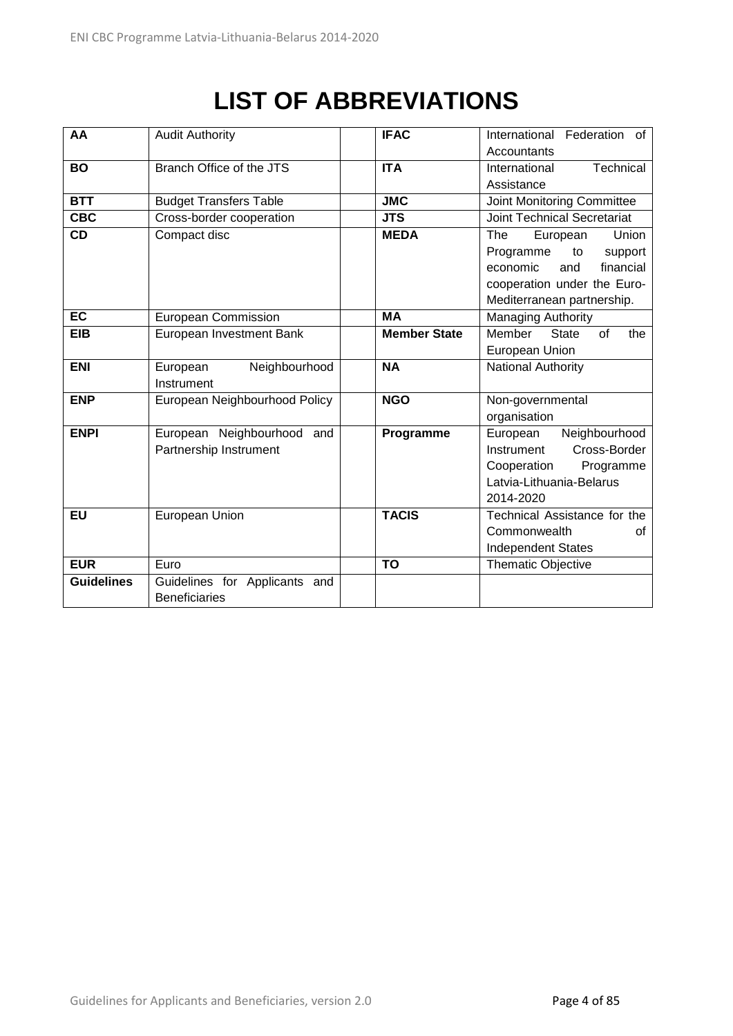# LIST OF ABBREVIATIONS

| | | | | |
|---|---|---|---|---|
| **AA** | Audit Authority | | **IFAC** | International Federation of Accountants |
| **BO** | Branch Office of the JTS | | **ITA** | International Technical Assistance |
| **BTT** | Budget Transfers Table | | **JMC** | Joint Monitoring Committee |
| **CBC** | Cross-border cooperation | | **JTS** | Joint Technical Secretariat |
| **CD** | Compact disc | | **MEDA** | The European Union Programme to support economic and financial cooperation under the Euro-Mediterranean partnership. |
| **EC** | European Commission | | **MA** | Managing Authority |
| **EIB** | European Investment Bank | | **Member State** | Member State of the European Union |
| **ENI** | European Neighbourhood Instrument | | **NA** | National Authority |
| **ENP** | European Neighbourhood Policy | | **NGO** | Non-governmental organisation |
| **ENPI** | European Neighbourhood and Partnership Instrument | | **Programme** | European Neighbourhood Instrument Cross-Border Cooperation Programme Latvia-Lithuania-Belarus 2014-2020 |
| **EU** | European Union | | **TACIS** | Technical Assistance for the Commonwealth of Independent States |
| **EUR** | Euro | | **TO** | Thematic Objective |
| **Guidelines** | Guidelines for Applicants and Beneficiaries | | | |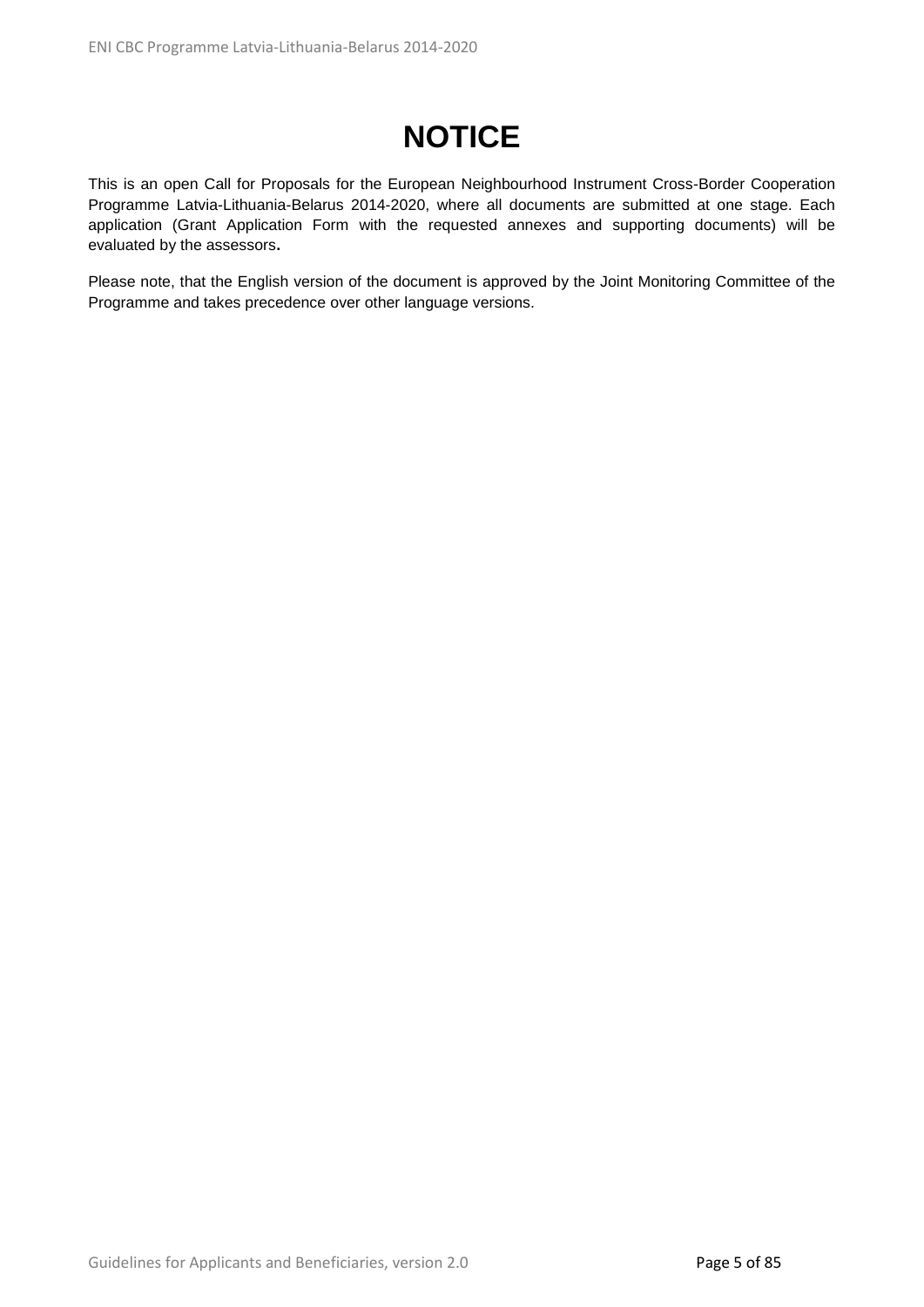# NOTICE

This is an open Call for Proposals for the European Neighbourhood Instrument Cross-Border Cooperation Programme Latvia-Lithuania-Belarus 2014-2020, where all documents are submitted at one stage. Each application (Grant Application Form with the requested annexes and supporting documents) will be evaluated by the assessors**.**

Please note, that the English version of the document is approved by the Joint Monitoring Committee of the Programme and takes precedence over other language versions.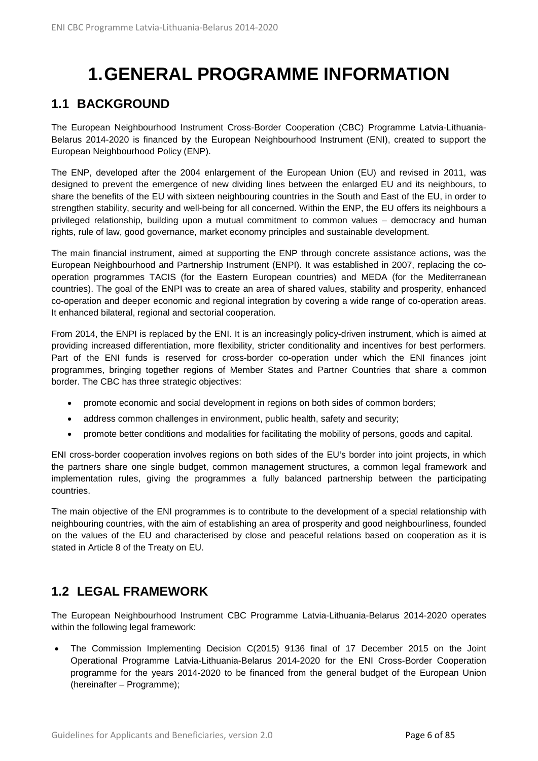# 1. GENERAL PROGRAMME INFORMATION

## 1.1 BACKGROUND

The European Neighbourhood Instrument Cross-Border Cooperation (CBC) Programme Latvia-Lithuania-Belarus 2014-2020 is financed by the European Neighbourhood Instrument (ENI), created to support the European Neighbourhood Policy (ENP).

The ENP, developed after the 2004 enlargement of the European Union (EU) and revised in 2011, was designed to prevent the emergence of new dividing lines between the enlarged EU and its neighbours, to share the benefits of the EU with sixteen neighbouring countries in the South and East of the EU, in order to strengthen stability, security and well-being for all concerned. Within the ENP, the EU offers its neighbours a privileged relationship, building upon a mutual commitment to common values – democracy and human rights, rule of law, good governance, market economy principles and sustainable development.

The main financial instrument, aimed at supporting the ENP through concrete assistance actions, was the European Neighbourhood and Partnership Instrument (ENPI). It was established in 2007, replacing the co-operation programmes TACIS (for the Eastern European countries) and MEDA (for the Mediterranean countries). The goal of the ENPI was to create an area of shared values, stability and prosperity, enhanced co-operation and deeper economic and regional integration by covering a wide range of co-operation areas. It enhanced bilateral, regional and sectorial cooperation.

From 2014, the ENPI is replaced by the ENI. It is an increasingly policy-driven instrument, which is aimed at providing increased differentiation, more flexibility, stricter conditionality and incentives for best performers. Part of the ENI funds is reserved for cross-border co-operation under which the ENI finances joint programmes, bringing together regions of Member States and Partner Countries that share a common border. The CBC has three strategic objectives:

- promote economic and social development in regions on both sides of common borders;
- address common challenges in environment, public health, safety and security;
- promote better conditions and modalities for facilitating the mobility of persons, goods and capital.

ENI cross-border cooperation involves regions on both sides of the EU's border into joint projects, in which the partners share one single budget, common management structures, a common legal framework and implementation rules, giving the programmes a fully balanced partnership between the participating countries.

The main objective of the ENI programmes is to contribute to the development of a special relationship with neighbouring countries, with the aim of establishing an area of prosperity and good neighbourliness, founded on the values of the EU and characterised by close and peaceful relations based on cooperation as it is stated in Article 8 of the Treaty on EU.

## 1.2 LEGAL FRAMEWORK

The European Neighbourhood Instrument CBC Programme Latvia-Lithuania-Belarus 2014-2020 operates within the following legal framework:

- The Commission Implementing Decision C(2015) 9136 final of 17 December 2015 on the Joint Operational Programme Latvia-Lithuania-Belarus 2014-2020 for the ENI Cross-Border Cooperation programme for the years 2014-2020 to be financed from the general budget of the European Union (hereinafter – Programme);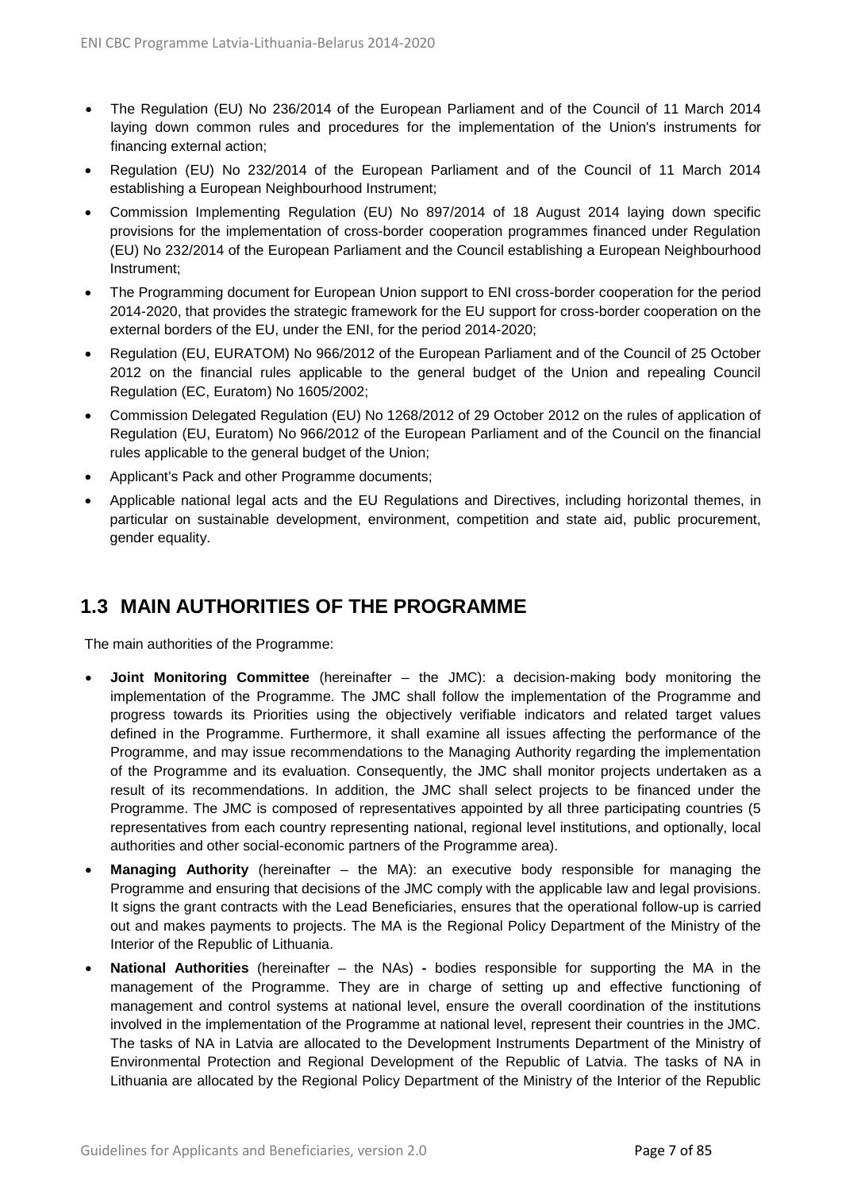- The Regulation (EU) No 236/2014 of the European Parliament and of the Council of 11 March 2014 laying down common rules and procedures for the implementation of the Union's instruments for financing external action;
- Regulation (EU) No 232/2014 of the European Parliament and of the Council of 11 March 2014 establishing a European Neighbourhood Instrument;
- Commission Implementing Regulation (EU) No 897/2014 of 18 August 2014 laying down specific provisions for the implementation of cross-border cooperation programmes financed under Regulation (EU) No 232/2014 of the European Parliament and the Council establishing a European Neighbourhood Instrument;
- The Programming document for European Union support to ENI cross-border cooperation for the period 2014-2020, that provides the strategic framework for the EU support for cross-border cooperation on the external borders of the EU, under the ENI, for the period 2014-2020;
- Regulation (EU, EURATOM) No 966/2012 of the European Parliament and of the Council of 25 October 2012 on the financial rules applicable to the general budget of the Union and repealing Council Regulation (EC, Euratom) No 1605/2002;
- Commission Delegated Regulation (EU) No 1268/2012 of 29 October 2012 on the rules of application of Regulation (EU, Euratom) No 966/2012 of the European Parliament and of the Council on the financial rules applicable to the general budget of the Union;
- Applicant's Pack and other Programme documents;
- Applicable national legal acts and the EU Regulations and Directives, including horizontal themes, in particular on sustainable development, environment, competition and state aid, public procurement, gender equality.

## 1.3 MAIN AUTHORITIES OF THE PROGRAMME

The main authorities of the Programme:

- **Joint Monitoring Committee** (hereinafter – the JMC): a decision-making body monitoring the implementation of the Programme. The JMC shall follow the implementation of the Programme and progress towards its Priorities using the objectively verifiable indicators and related target values defined in the Programme. Furthermore, it shall examine all issues affecting the performance of the Programme, and may issue recommendations to the Managing Authority regarding the implementation of the Programme and its evaluation. Consequently, the JMC shall monitor projects undertaken as a result of its recommendations. In addition, the JMC shall select projects to be financed under the Programme. The JMC is composed of representatives appointed by all three participating countries (5 representatives from each country representing national, regional level institutions, and optionally, local authorities and other social-economic partners of the Programme area).
- **Managing Authority** (hereinafter – the MA): an executive body responsible for managing the Programme and ensuring that decisions of the JMC comply with the applicable law and legal provisions. It signs the grant contracts with the Lead Beneficiaries, ensures that the operational follow-up is carried out and makes payments to projects. The MA is the Regional Policy Department of the Ministry of the Interior of the Republic of Lithuania.
- **National Authorities** (hereinafter – the NAs) **-** bodies responsible for supporting the MA in the management of the Programme. They are in charge of setting up and effective functioning of management and control systems at national level, ensure the overall coordination of the institutions involved in the implementation of the Programme at national level, represent their countries in the JMC. The tasks of NA in Latvia are allocated to the Development Instruments Department of the Ministry of Environmental Protection and Regional Development of the Republic of Latvia. The tasks of NA in Lithuania are allocated by the Regional Policy Department of the Ministry of the Interior of the Republic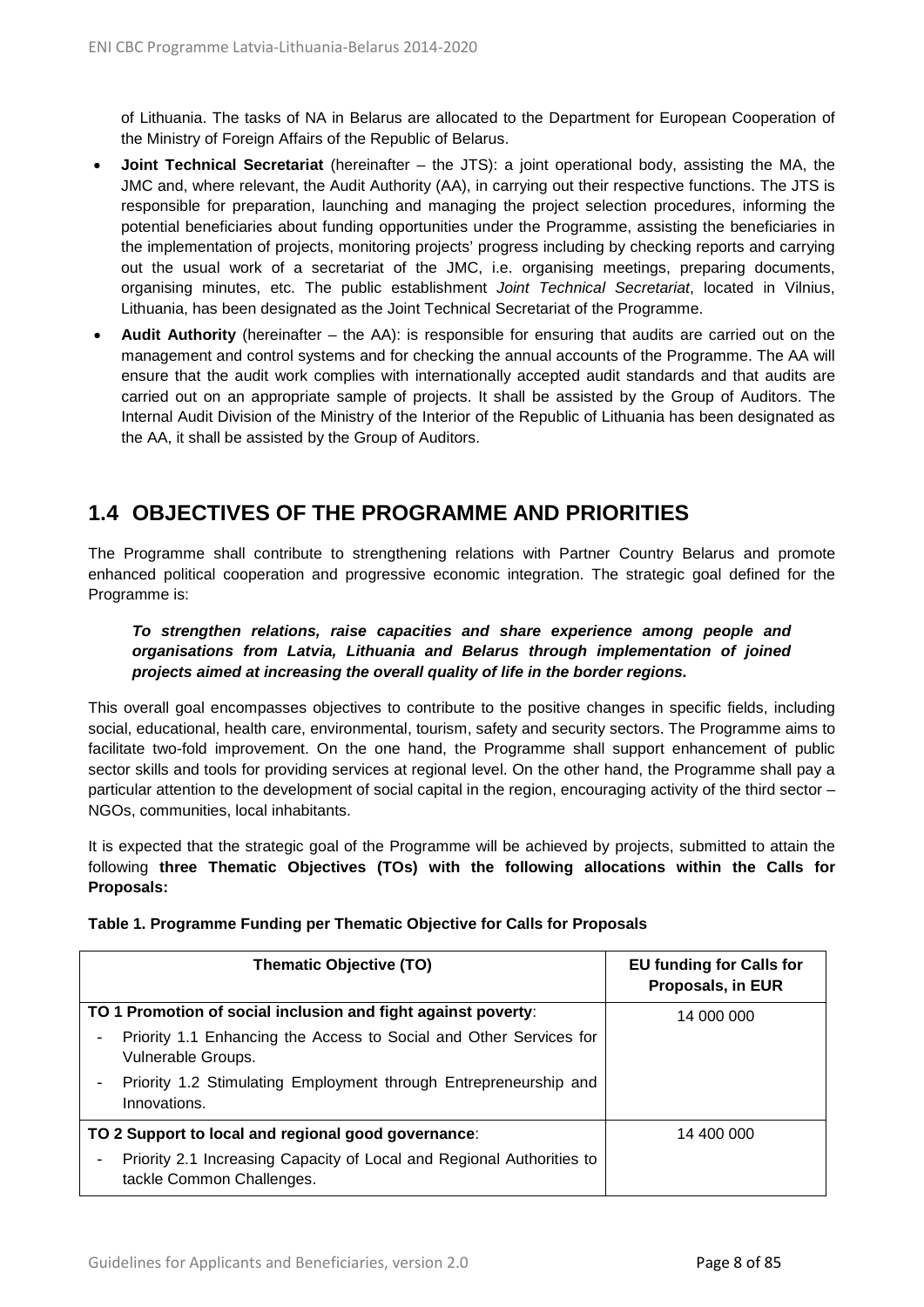of Lithuania. The tasks of NA in Belarus are allocated to the Department for European Cooperation of the Ministry of Foreign Affairs of the Republic of Belarus.

- **Joint Technical Secretariat** (hereinafter – the JTS): a joint operational body, assisting the MA, the JMC and, where relevant, the Audit Authority (AA), in carrying out their respective functions. The JTS is responsible for preparation, launching and managing the project selection procedures, informing the potential beneficiaries about funding opportunities under the Programme, assisting the beneficiaries in the implementation of projects, monitoring projects' progress including by checking reports and carrying out the usual work of a secretariat of the JMC, i.e. organising meetings, preparing documents, organising minutes, etc. The public establishment *Joint Technical Secretariat*, located in Vilnius, Lithuania, has been designated as the Joint Technical Secretariat of the Programme.
- **Audit Authority** (hereinafter – the AA): is responsible for ensuring that audits are carried out on the management and control systems and for checking the annual accounts of the Programme. The AA will ensure that the audit work complies with internationally accepted audit standards and that audits are carried out on an appropriate sample of projects. It shall be assisted by the Group of Auditors. The Internal Audit Division of the Ministry of the Interior of the Republic of Lithuania has been designated as the AA, it shall be assisted by the Group of Auditors.

## 1.4 OBJECTIVES OF THE PROGRAMME AND PRIORITIES

The Programme shall contribute to strengthening relations with Partner Country Belarus and promote enhanced political cooperation and progressive economic integration. The strategic goal defined for the Programme is:

> ***To strengthen relations, raise capacities and share experience among people and organisations from Latvia, Lithuania and Belarus through implementation of joined projects aimed at increasing the overall quality of life in the border regions.***

This overall goal encompasses objectives to contribute to the positive changes in specific fields, including social, educational, health care, environmental, tourism, safety and security sectors. The Programme aims to facilitate two-fold improvement. On the one hand, the Programme shall support enhancement of public sector skills and tools for providing services at regional level. On the other hand, the Programme shall pay a particular attention to the development of social capital in the region, encouraging activity of the third sector – NGOs, communities, local inhabitants.

It is expected that the strategic goal of the Programme will be achieved by projects, submitted to attain the following **three Thematic Objectives (TOs) with the following allocations within the Calls for Proposals:**

**Table 1. Programme Funding per Thematic Objective for Calls for Proposals**

| Thematic Objective (TO) | EU funding for Calls for Proposals, in EUR |
|---|---|
| **TO 1 Promotion of social inclusion and fight against poverty**:<br>- Priority 1.1 Enhancing the Access to Social and Other Services for Vulnerable Groups.<br>- Priority 1.2 Stimulating Employment through Entrepreneurship and Innovations. | 14 000 000 |
| **TO 2 Support to local and regional good governance**:<br>- Priority 2.1 Increasing Capacity of Local and Regional Authorities to tackle Common Challenges. | 14 400 000 |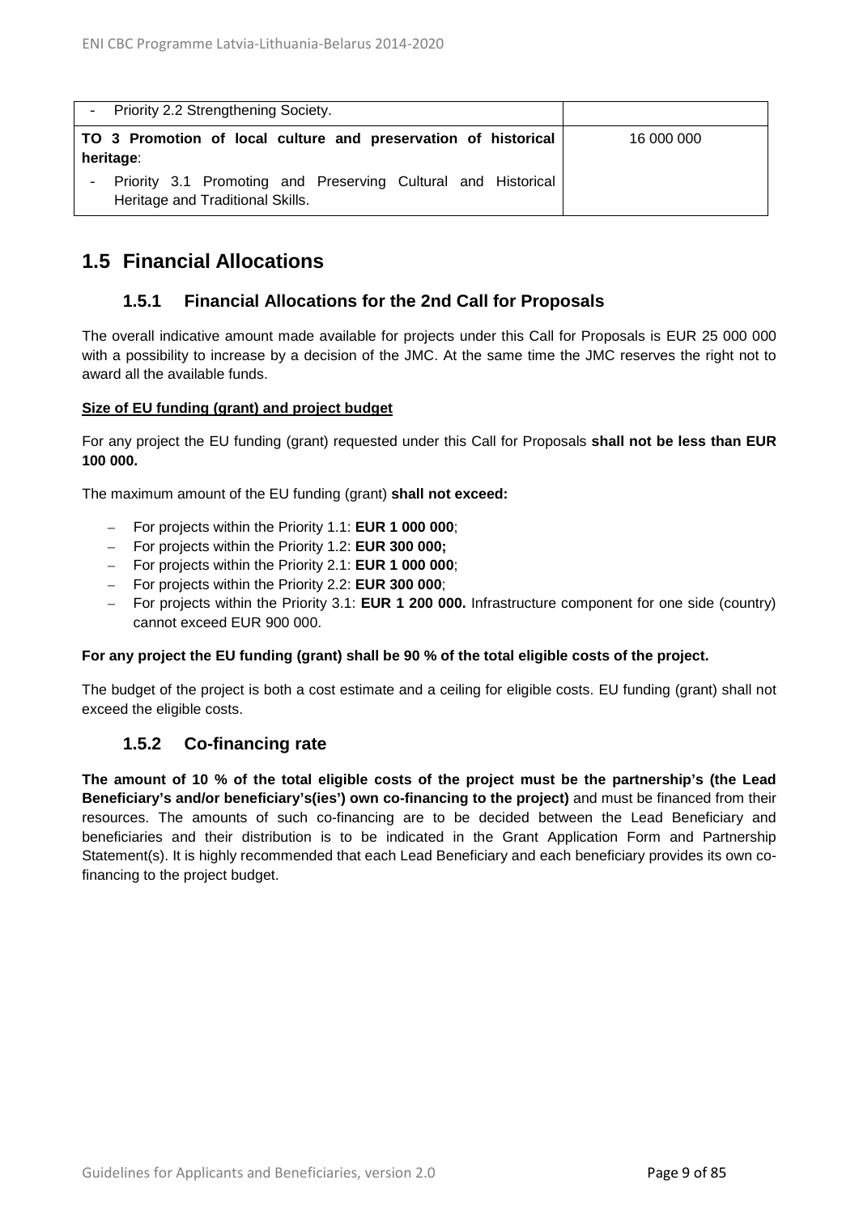| - Priority 2.2 Strengthening Society. | |
|---|---|
| **TO 3 Promotion of local culture and preservation of historical heritage**:<br>- Priority 3.1 Promoting and Preserving Cultural and Historical Heritage and Traditional Skills. | 16 000 000 |

## 1.5 Financial Allocations

### 1.5.1 Financial Allocations for the 2nd Call for Proposals

The overall indicative amount made available for projects under this Call for Proposals is EUR 25 000 000 with a possibility to increase by a decision of the JMC. At the same time the JMC reserves the right not to award all the available funds.

**Size of EU funding (grant) and project budget**

For any project the EU funding (grant) requested under this Call for Proposals **shall not be less than EUR 100 000.**

The maximum amount of the EU funding (grant) **shall not exceed:**

- For projects within the Priority 1.1: **EUR 1 000 000**;
- For projects within the Priority 1.2: **EUR 300 000;**
- For projects within the Priority 2.1: **EUR 1 000 000**;
- For projects within the Priority 2.2: **EUR 300 000**;
- For projects within the Priority 3.1: **EUR 1 200 000.** Infrastructure component for one side (country) cannot exceed EUR 900 000.

**For any project the EU funding (grant) shall be 90 % of the total eligible costs of the project.**

The budget of the project is both a cost estimate and a ceiling for eligible costs. EU funding (grant) shall not exceed the eligible costs.

### 1.5.2 Co-financing rate

**The amount of 10 % of the total eligible costs of the project must be the partnership's (the Lead Beneficiary's and/or beneficiary's(ies') own co-financing to the project)** and must be financed from their resources. The amounts of such co-financing are to be decided between the Lead Beneficiary and beneficiaries and their distribution is to be indicated in the Grant Application Form and Partnership Statement(s). It is highly recommended that each Lead Beneficiary and each beneficiary provides its own co-financing to the project budget.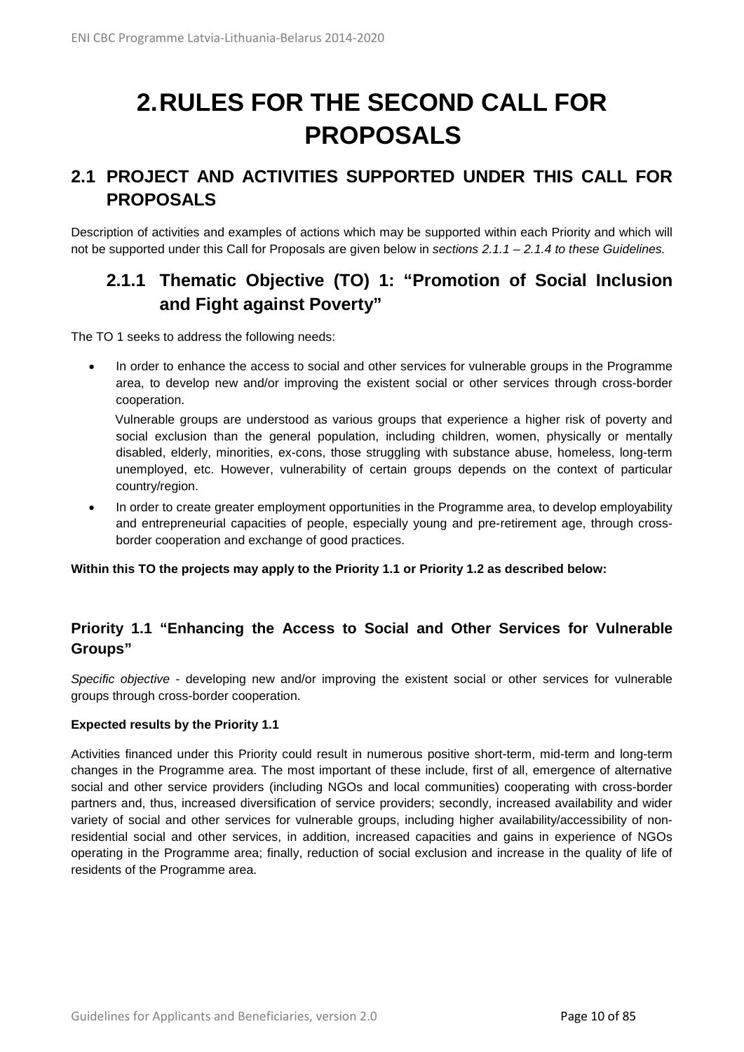# 2. RULES FOR THE SECOND CALL FOR PROPOSALS

## 2.1 PROJECT AND ACTIVITIES SUPPORTED UNDER THIS CALL FOR PROPOSALS

Description of activities and examples of actions which may be supported within each Priority and which will not be supported under this Call for Proposals are given below in *sections 2.1.1 – 2.1.4 to these Guidelines.*

### 2.1.1 Thematic Objective (TO) 1: "Promotion of Social Inclusion and Fight against Poverty"

The TO 1 seeks to address the following needs:

- In order to enhance the access to social and other services for vulnerable groups in the Programme area, to develop new and/or improving the existent social or other services through cross-border cooperation.

  Vulnerable groups are understood as various groups that experience a higher risk of poverty and social exclusion than the general population, including children, women, physically or mentally disabled, elderly, minorities, ex-cons, those struggling with substance abuse, homeless, long-term unemployed, etc. However, vulnerability of certain groups depends on the context of particular country/region.

- In order to create greater employment opportunities in the Programme area, to develop employability and entrepreneurial capacities of people, especially young and pre-retirement age, through cross-border cooperation and exchange of good practices.

**Within this TO the projects may apply to the Priority 1.1 or Priority 1.2 as described below:**

#### Priority 1.1 "Enhancing the Access to Social and Other Services for Vulnerable Groups"

*Specific objective* - developing new and/or improving the existent social or other services for vulnerable groups through cross-border cooperation.

**Expected results by the Priority 1.1**

Activities financed under this Priority could result in numerous positive short-term, mid-term and long-term changes in the Programme area. The most important of these include, first of all, emergence of alternative social and other service providers (including NGOs and local communities) cooperating with cross-border partners and, thus, increased diversification of service providers; secondly, increased availability and wider variety of social and other services for vulnerable groups, including higher availability/accessibility of non-residential social and other services, in addition, increased capacities and gains in experience of NGOs operating in the Programme area; finally, reduction of social exclusion and increase in the quality of life of residents of the Programme area.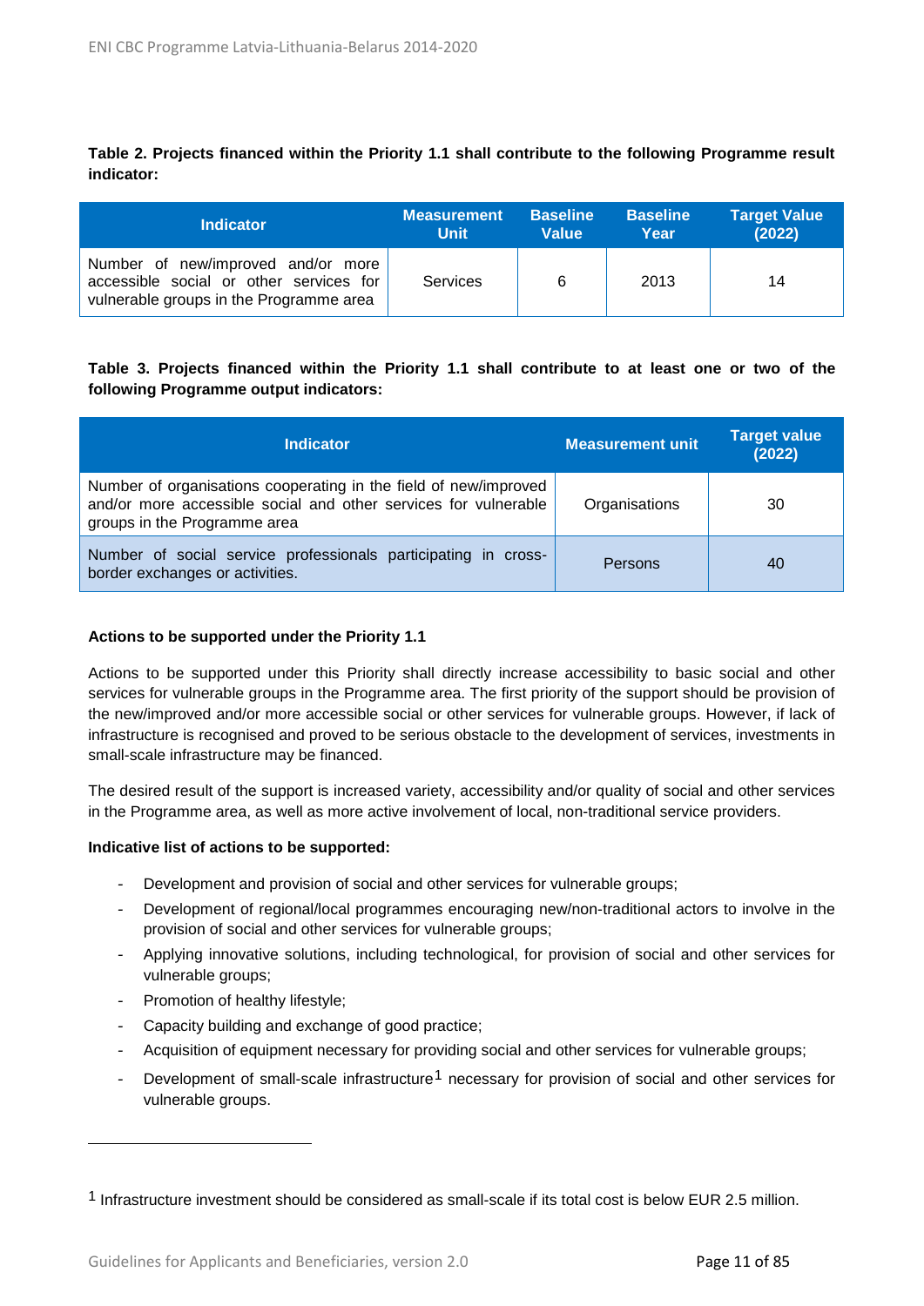**Table 2. Projects financed within the Priority 1.1 shall contribute to the following Programme result indicator:**

| Indicator | Measurement Unit | Baseline Value | Baseline Year | Target Value (2022) |
|---|---|---|---|---|
| Number of new/improved and/or more accessible social or other services for vulnerable groups in the Programme area | Services | 6 | 2013 | 14 |

**Table 3. Projects financed within the Priority 1.1 shall contribute to at least one or two of the following Programme output indicators:**

| Indicator | Measurement unit | Target value (2022) |
|---|---|---|
| Number of organisations cooperating in the field of new/improved and/or more accessible social and other services for vulnerable groups in the Programme area | Organisations | 30 |
| Number of social service professionals participating in cross-border exchanges or activities. | Persons | 40 |

**Actions to be supported under the Priority 1.1**

Actions to be supported under this Priority shall directly increase accessibility to basic social and other services for vulnerable groups in the Programme area. The first priority of the support should be provision of the new/improved and/or more accessible social or other services for vulnerable groups. However, if lack of infrastructure is recognised and proved to be serious obstacle to the development of services, investments in small-scale infrastructure may be financed.

The desired result of the support is increased variety, accessibility and/or quality of social and other services in the Programme area, as well as more active involvement of local, non-traditional service providers.

**Indicative list of actions to be supported:**

- Development and provision of social and other services for vulnerable groups;
- Development of regional/local programmes encouraging new/non-traditional actors to involve in the provision of social and other services for vulnerable groups;
- Applying innovative solutions, including technological, for provision of social and other services for vulnerable groups;
- Promotion of healthy lifestyle;
- Capacity building and exchange of good practice;
- Acquisition of equipment necessary for providing social and other services for vulnerable groups;
- Development of small-scale infrastructure[1] necessary for provision of social and other services for vulnerable groups.

---

[1] Infrastructure investment should be considered as small-scale if its total cost is below EUR 2.5 million.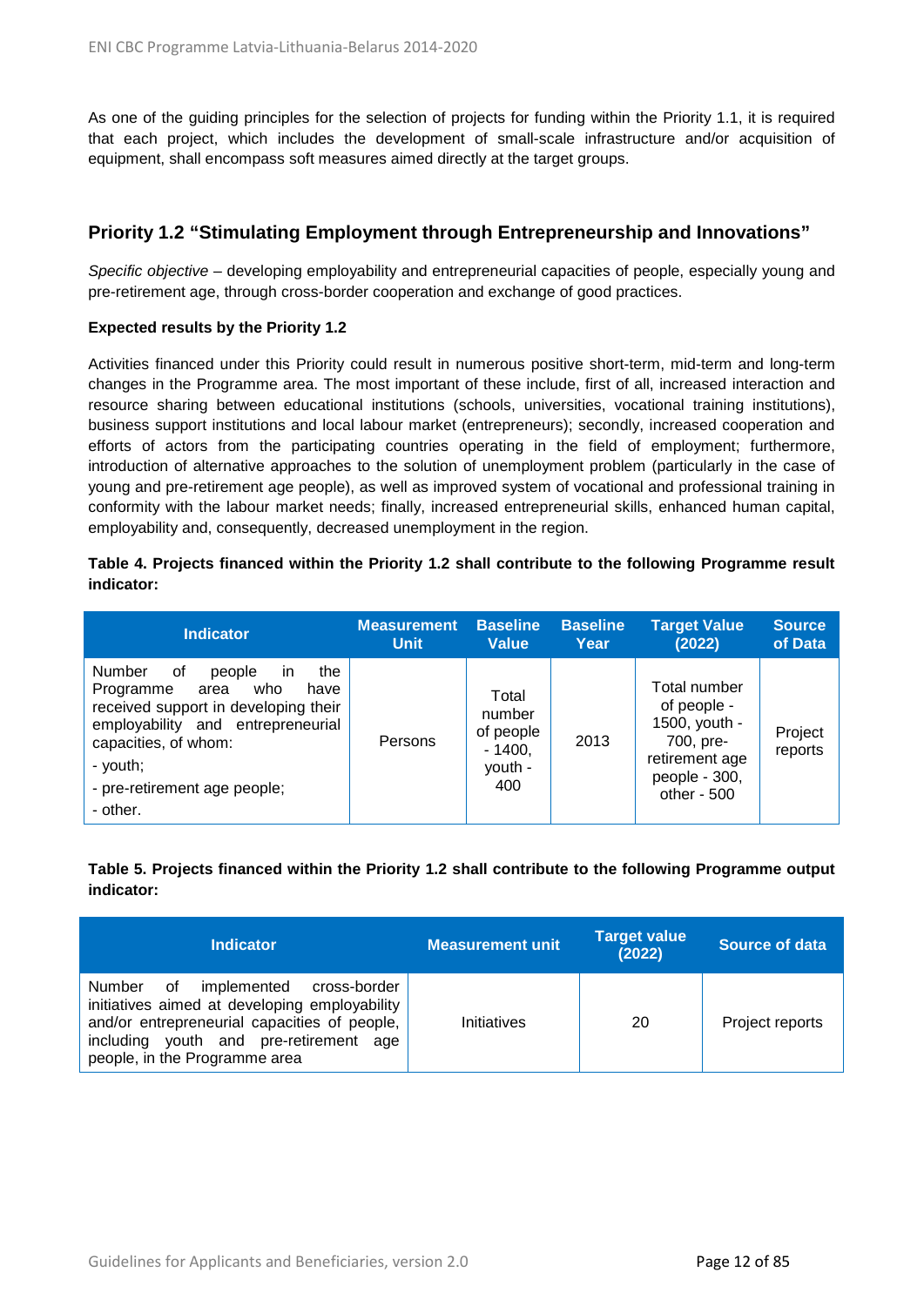As one of the guiding principles for the selection of projects for funding within the Priority 1.1, it is required that each project, which includes the development of small-scale infrastructure and/or acquisition of equipment, shall encompass soft measures aimed directly at the target groups.

## Priority 1.2 "Stimulating Employment through Entrepreneurship and Innovations"

*Specific objective* – developing employability and entrepreneurial capacities of people, especially young and pre-retirement age, through cross-border cooperation and exchange of good practices.

**Expected results by the Priority 1.2**

Activities financed under this Priority could result in numerous positive short-term, mid-term and long-term changes in the Programme area. The most important of these include, first of all, increased interaction and resource sharing between educational institutions (schools, universities, vocational training institutions), business support institutions and local labour market (entrepreneurs); secondly, increased cooperation and efforts of actors from the participating countries operating in the field of employment; furthermore, introduction of alternative approaches to the solution of unemployment problem (particularly in the case of young and pre-retirement age people), as well as improved system of vocational and professional training in conformity with the labour market needs; finally, increased entrepreneurial skills, enhanced human capital, employability and, consequently, decreased unemployment in the region.

**Table 4. Projects financed within the Priority 1.2 shall contribute to the following Programme result indicator:**

| Indicator | Measurement Unit | Baseline Value | Baseline Year | Target Value (2022) | Source of Data |
|---|---|---|---|---|---|
| Number of people in the Programme area who have received support in developing their employability and entrepreneurial capacities, of whom:<br>- youth;<br>- pre-retirement age people;<br>- other. | Persons | Total number of people - 1400, youth - 400 | 2013 | Total number of people - 1500, youth - 700, pre-retirement age people - 300, other - 500 | Project reports |

**Table 5. Projects financed within the Priority 1.2 shall contribute to the following Programme output indicator:**

| Indicator | Measurement unit | Target value (2022) | Source of data |
|---|---|---|---|
| Number of implemented cross-border initiatives aimed at developing employability and/or entrepreneurial capacities of people, including youth and pre-retirement age people, in the Programme area | Initiatives | 20 | Project reports |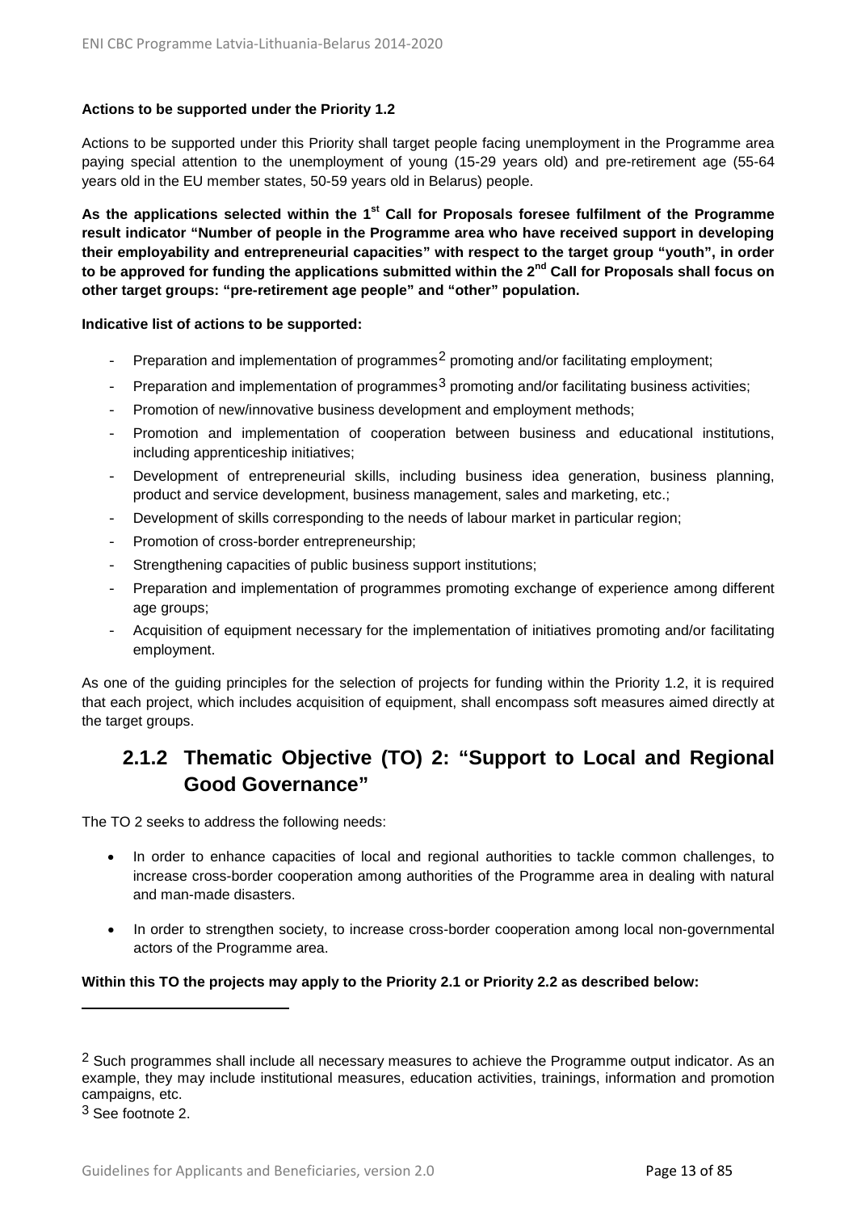**Actions to be supported under the Priority 1.2**

Actions to be supported under this Priority shall target people facing unemployment in the Programme area paying special attention to the unemployment of young (15-29 years old) and pre-retirement age (55-64 years old in the EU member states, 50-59 years old in Belarus) people.

**As the applications selected within the 1st Call for Proposals foresee fulfilment of the Programme result indicator "Number of people in the Programme area who have received support in developing their employability and entrepreneurial capacities" with respect to the target group "youth", in order to be approved for funding the applications submitted within the 2nd Call for Proposals shall focus on other target groups: "pre-retirement age people" and "other" population.**

**Indicative list of actions to be supported:**

- Preparation and implementation of programmes[2] promoting and/or facilitating employment;
- Preparation and implementation of programmes[3] promoting and/or facilitating business activities;
- Promotion of new/innovative business development and employment methods;
- Promotion and implementation of cooperation between business and educational institutions, including apprenticeship initiatives;
- Development of entrepreneurial skills, including business idea generation, business planning, product and service development, business management, sales and marketing, etc.;
- Development of skills corresponding to the needs of labour market in particular region;
- Promotion of cross-border entrepreneurship;
- Strengthening capacities of public business support institutions;
- Preparation and implementation of programmes promoting exchange of experience among different age groups;
- Acquisition of equipment necessary for the implementation of initiatives promoting and/or facilitating employment.

As one of the guiding principles for the selection of projects for funding within the Priority 1.2, it is required that each project, which includes acquisition of equipment, shall encompass soft measures aimed directly at the target groups.

## 2.1.2 Thematic Objective (TO) 2: "Support to Local and Regional Good Governance"

The TO 2 seeks to address the following needs:

- In order to enhance capacities of local and regional authorities to tackle common challenges, to increase cross-border cooperation among authorities of the Programme area in dealing with natural and man-made disasters.
- In order to strengthen society, to increase cross-border cooperation among local non-governmental actors of the Programme area.

**Within this TO the projects may apply to the Priority 2.1 or Priority 2.2 as described below:**

---

[2] Such programmes shall include all necessary measures to achieve the Programme output indicator. As an example, they may include institutional measures, education activities, trainings, information and promotion campaigns, etc.

[3] See footnote 2.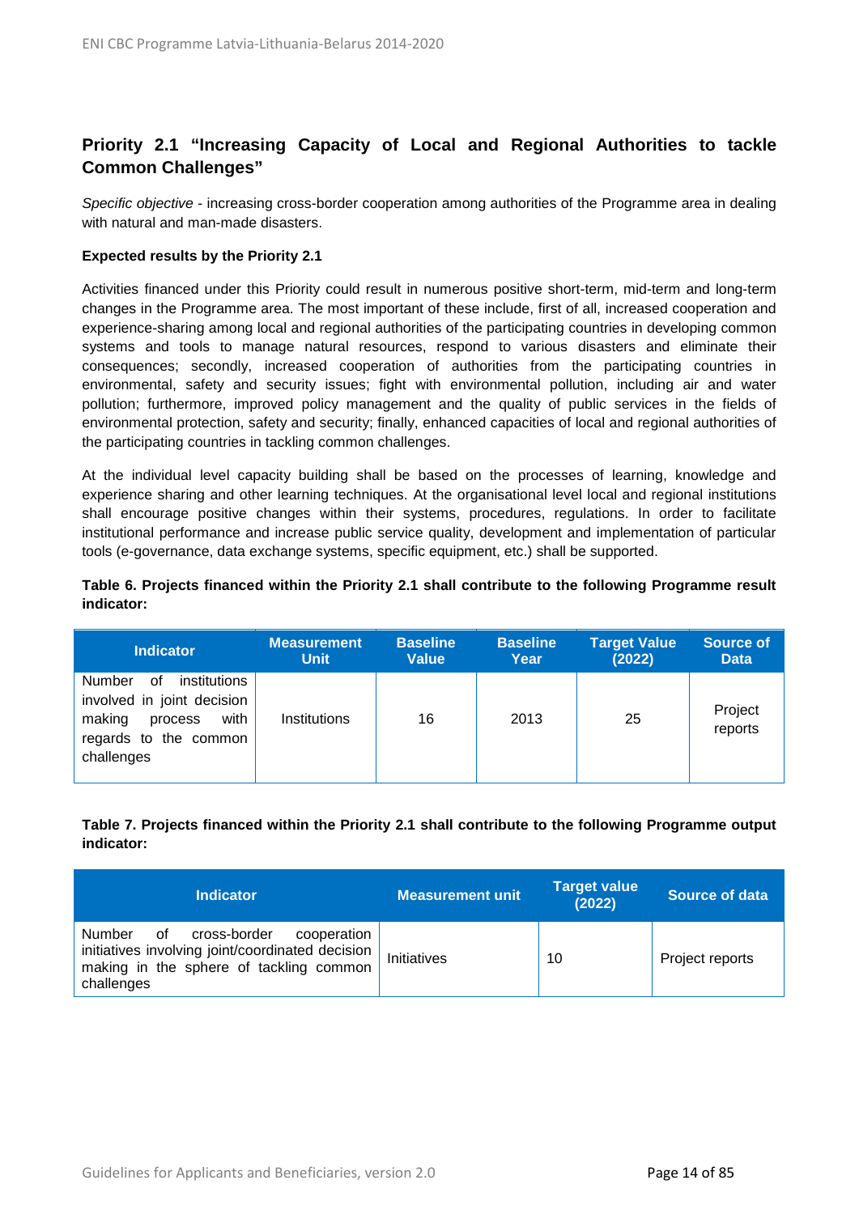## Priority 2.1 "Increasing Capacity of Local and Regional Authorities to tackle Common Challenges"

*Specific objective* - increasing cross-border cooperation among authorities of the Programme area in dealing with natural and man-made disasters.

**Expected results by the Priority 2.1**

Activities financed under this Priority could result in numerous positive short-term, mid-term and long-term changes in the Programme area. The most important of these include, first of all, increased cooperation and experience-sharing among local and regional authorities of the participating countries in developing common systems and tools to manage natural resources, respond to various disasters and eliminate their consequences; secondly, increased cooperation of authorities from the participating countries in environmental, safety and security issues; fight with environmental pollution, including air and water pollution; furthermore, improved policy management and the quality of public services in the fields of environmental protection, safety and security; finally, enhanced capacities of local and regional authorities of the participating countries in tackling common challenges.

At the individual level capacity building shall be based on the processes of learning, knowledge and experience sharing and other learning techniques. At the organisational level local and regional institutions shall encourage positive changes within their systems, procedures, regulations. In order to facilitate institutional performance and increase public service quality, development and implementation of particular tools (e-governance, data exchange systems, specific equipment, etc.) shall be supported.

**Table 6. Projects financed within the Priority 2.1 shall contribute to the following Programme result indicator:**

| Indicator | Measurement Unit | Baseline Value | Baseline Year | Target Value (2022) | Source of Data |
|---|---|---|---|---|---|
| Number of institutions involved in joint decision making process with regards to the common challenges | Institutions | 16 | 2013 | 25 | Project reports |

**Table 7. Projects financed within the Priority 2.1 shall contribute to the following Programme output indicator:**

| Indicator | Measurement unit | Target value (2022) | Source of data |
|---|---|---|---|
| Number of cross-border cooperation initiatives involving joint/coordinated decision making in the sphere of tackling common challenges | Initiatives | 10 | Project reports |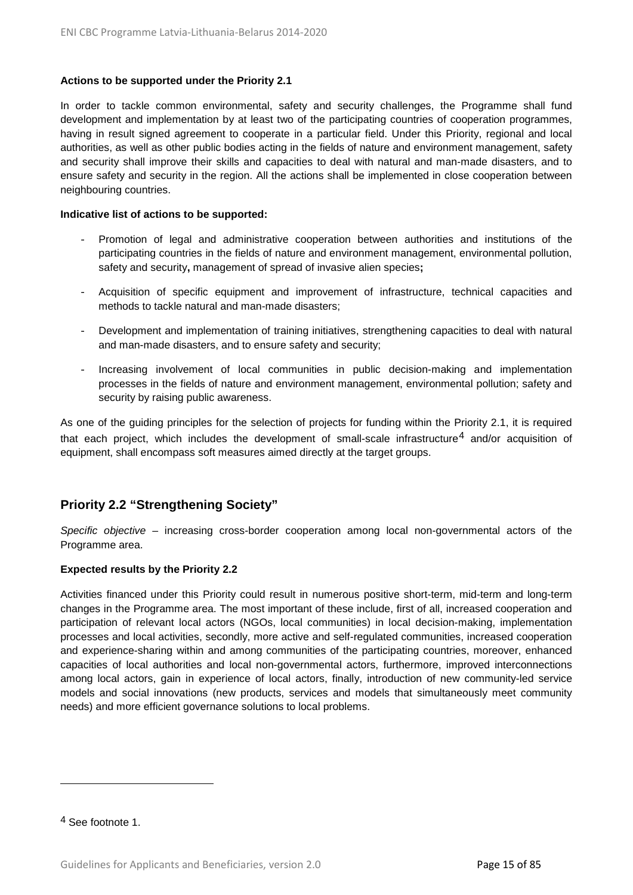**Actions to be supported under the Priority 2.1**

In order to tackle common environmental, safety and security challenges, the Programme shall fund development and implementation by at least two of the participating countries of cooperation programmes, having in result signed agreement to cooperate in a particular field. Under this Priority, regional and local authorities, as well as other public bodies acting in the fields of nature and environment management, safety and security shall improve their skills and capacities to deal with natural and man-made disasters, and to ensure safety and security in the region. All the actions shall be implemented in close cooperation between neighbouring countries.

**Indicative list of actions to be supported:**

- Promotion of legal and administrative cooperation between authorities and institutions of the participating countries in the fields of nature and environment management, environmental pollution, safety and security**,** management of spread of invasive alien species**;**
- Acquisition of specific equipment and improvement of infrastructure, technical capacities and methods to tackle natural and man-made disasters;
- Development and implementation of training initiatives, strengthening capacities to deal with natural and man-made disasters, and to ensure safety and security;
- Increasing involvement of local communities in public decision-making and implementation processes in the fields of nature and environment management, environmental pollution; safety and security by raising public awareness.

As one of the guiding principles for the selection of projects for funding within the Priority 2.1, it is required that each project, which includes the development of small-scale infrastructure[4] and/or acquisition of equipment, shall encompass soft measures aimed directly at the target groups.

## Priority 2.2 "Strengthening Society"

*Specific objective* – increasing cross-border cooperation among local non-governmental actors of the Programme area.

**Expected results by the Priority 2.2**

Activities financed under this Priority could result in numerous positive short-term, mid-term and long-term changes in the Programme area. The most important of these include, first of all, increased cooperation and participation of relevant local actors (NGOs, local communities) in local decision-making, implementation processes and local activities, secondly, more active and self-regulated communities, increased cooperation and experience-sharing within and among communities of the participating countries, moreover, enhanced capacities of local authorities and local non-governmental actors, furthermore, improved interconnections among local actors, gain in experience of local actors, finally, introduction of new community-led service models and social innovations (new products, services and models that simultaneously meet community needs) and more efficient governance solutions to local problems.

---

[4] See footnote 1.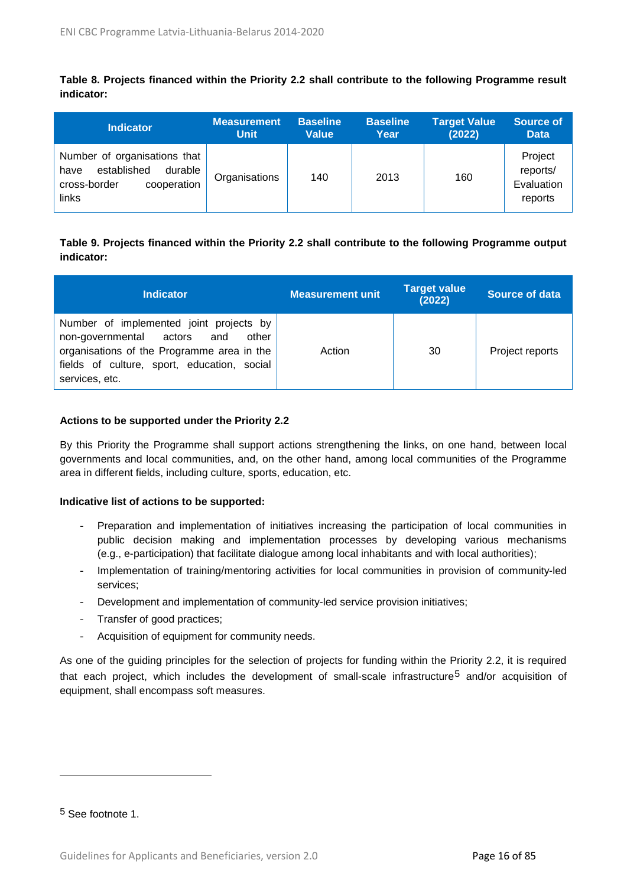**Table 8. Projects financed within the Priority 2.2 shall contribute to the following Programme result indicator:**

| Indicator | Measurement Unit | Baseline Value | Baseline Year | Target Value (2022) | Source of Data |
|---|---|---|---|---|---|
| Number of organisations that have established durable cross-border cooperation links | Organisations | 140 | 2013 | 160 | Project reports/ Evaluation reports |

**Table 9. Projects financed within the Priority 2.2 shall contribute to the following Programme output indicator:**

| Indicator | Measurement unit | Target value (2022) | Source of data |
|---|---|---|---|
| Number of implemented joint projects by non-governmental actors and other organisations of the Programme area in the fields of culture, sport, education, social services, etc. | Action | 30 | Project reports |

**Actions to be supported under the Priority 2.2**

By this Priority the Programme shall support actions strengthening the links, on one hand, between local governments and local communities, and, on the other hand, among local communities of the Programme area in different fields, including culture, sports, education, etc.

**Indicative list of actions to be supported:**

- Preparation and implementation of initiatives increasing the participation of local communities in public decision making and implementation processes by developing various mechanisms (e.g., e-participation) that facilitate dialogue among local inhabitants and with local authorities);
- Implementation of training/mentoring activities for local communities in provision of community-led services;
- Development and implementation of community-led service provision initiatives;
- Transfer of good practices;
- Acquisition of equipment for community needs.

As one of the guiding principles for the selection of projects for funding within the Priority 2.2, it is required that each project, which includes the development of small-scale infrastructure[5] and/or acquisition of equipment, shall encompass soft measures.

[5] See footnote 1.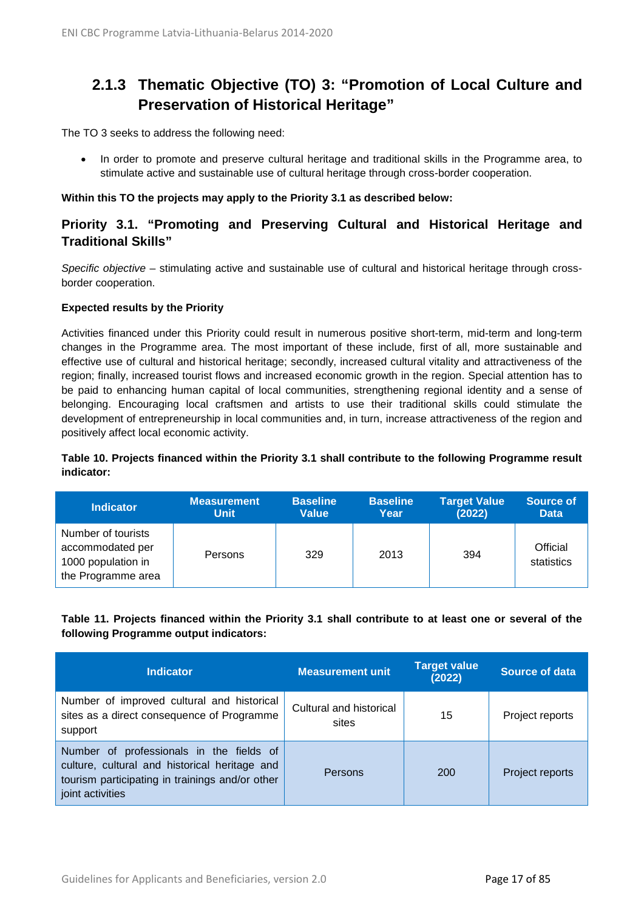## 2.1.3 Thematic Objective (TO) 3: "Promotion of Local Culture and Preservation of Historical Heritage"

The TO 3 seeks to address the following need:

- In order to promote and preserve cultural heritage and traditional skills in the Programme area, to stimulate active and sustainable use of cultural heritage through cross-border cooperation.

**Within this TO the projects may apply to the Priority 3.1 as described below:**

### Priority 3.1. "Promoting and Preserving Cultural and Historical Heritage and Traditional Skills"

*Specific objective* – stimulating active and sustainable use of cultural and historical heritage through cross-border cooperation.

**Expected results by the Priority**

Activities financed under this Priority could result in numerous positive short-term, mid-term and long-term changes in the Programme area. The most important of these include, first of all, more sustainable and effective use of cultural and historical heritage; secondly, increased cultural vitality and attractiveness of the region; finally, increased tourist flows and increased economic growth in the region. Special attention has to be paid to enhancing human capital of local communities, strengthening regional identity and a sense of belonging. Encouraging local craftsmen and artists to use their traditional skills could stimulate the development of entrepreneurship in local communities and, in turn, increase attractiveness of the region and positively affect local economic activity.

**Table 10. Projects financed within the Priority 3.1 shall contribute to the following Programme result indicator:**

| Indicator | Measurement Unit | Baseline Value | Baseline Year | Target Value (2022) | Source of Data |
|---|---|---|---|---|---|
| Number of tourists accommodated per 1000 population in the Programme area | Persons | 329 | 2013 | 394 | Official statistics |

**Table 11. Projects financed within the Priority 3.1 shall contribute to at least one or several of the following Programme output indicators:**

| Indicator | Measurement unit | Target value (2022) | Source of data |
|---|---|---|---|
| Number of improved cultural and historical sites as a direct consequence of Programme support | Cultural and historical sites | 15 | Project reports |
| Number of professionals in the fields of culture, cultural and historical heritage and tourism participating in trainings and/or other joint activities | Persons | 200 | Project reports |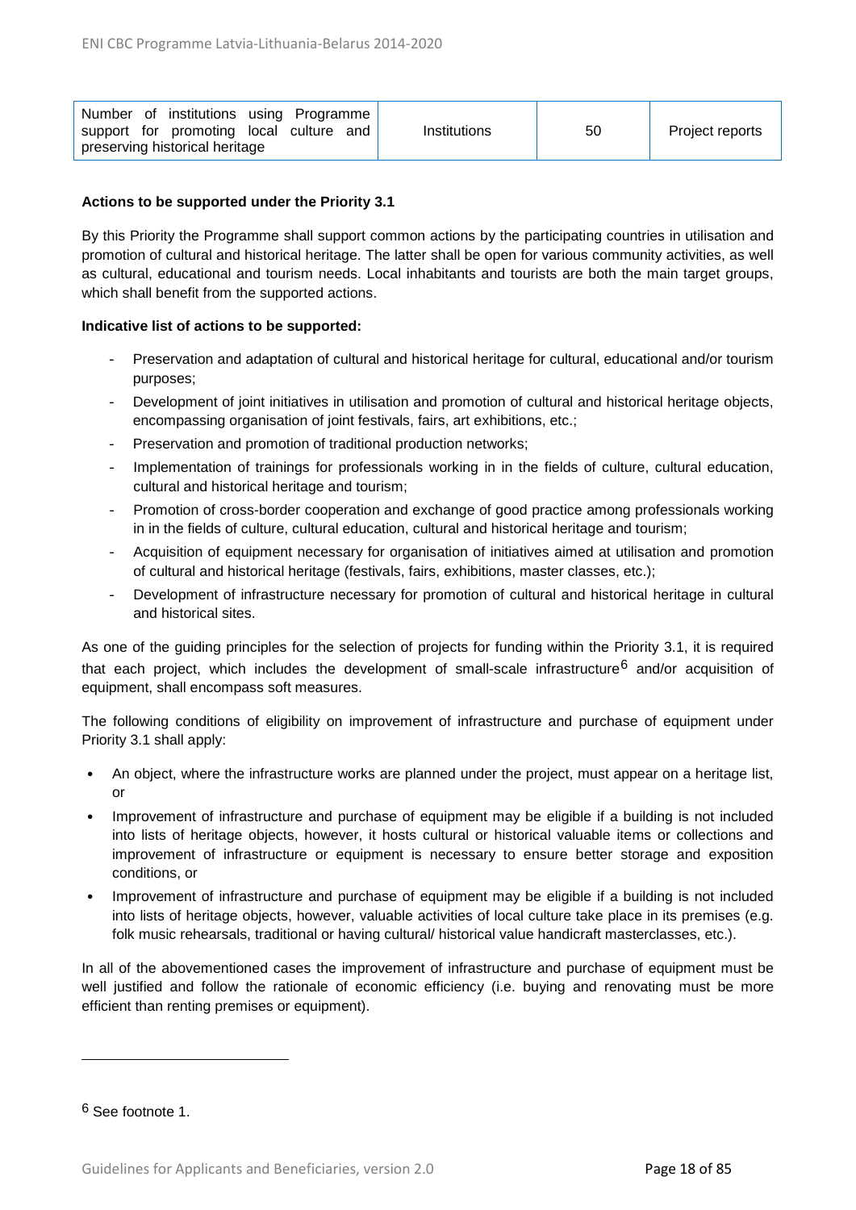| Number of institutions using Programme support for promoting local culture and preserving historical heritage | Institutions | 50 | Project reports |
|---|---|---|---|

**Actions to be supported under the Priority 3.1**

By this Priority the Programme shall support common actions by the participating countries in utilisation and promotion of cultural and historical heritage. The latter shall be open for various community activities, as well as cultural, educational and tourism needs. Local inhabitants and tourists are both the main target groups, which shall benefit from the supported actions.

**Indicative list of actions to be supported:**

- Preservation and adaptation of cultural and historical heritage for cultural, educational and/or tourism purposes;
- Development of joint initiatives in utilisation and promotion of cultural and historical heritage objects, encompassing organisation of joint festivals, fairs, art exhibitions, etc.;
- Preservation and promotion of traditional production networks;
- Implementation of trainings for professionals working in in the fields of culture, cultural education, cultural and historical heritage and tourism;
- Promotion of cross-border cooperation and exchange of good practice among professionals working in in the fields of culture, cultural education, cultural and historical heritage and tourism;
- Acquisition of equipment necessary for organisation of initiatives aimed at utilisation and promotion of cultural and historical heritage (festivals, fairs, exhibitions, master classes, etc.);
- Development of infrastructure necessary for promotion of cultural and historical heritage in cultural and historical sites.

As one of the guiding principles for the selection of projects for funding within the Priority 3.1, it is required that each project, which includes the development of small-scale infrastructure[6] and/or acquisition of equipment, shall encompass soft measures.

The following conditions of eligibility on improvement of infrastructure and purchase of equipment under Priority 3.1 shall apply:

- An object, where the infrastructure works are planned under the project, must appear on a heritage list, or
- Improvement of infrastructure and purchase of equipment may be eligible if a building is not included into lists of heritage objects, however, it hosts cultural or historical valuable items or collections and improvement of infrastructure or equipment is necessary to ensure better storage and exposition conditions, or
- Improvement of infrastructure and purchase of equipment may be eligible if a building is not included into lists of heritage objects, however, valuable activities of local culture take place in its premises (e.g. folk music rehearsals, traditional or having cultural/ historical value handicraft masterclasses, etc.).

In all of the abovementioned cases the improvement of infrastructure and purchase of equipment must be well justified and follow the rationale of economic efficiency (i.e. buying and renovating must be more efficient than renting premises or equipment).

---

[6] See footnote 1.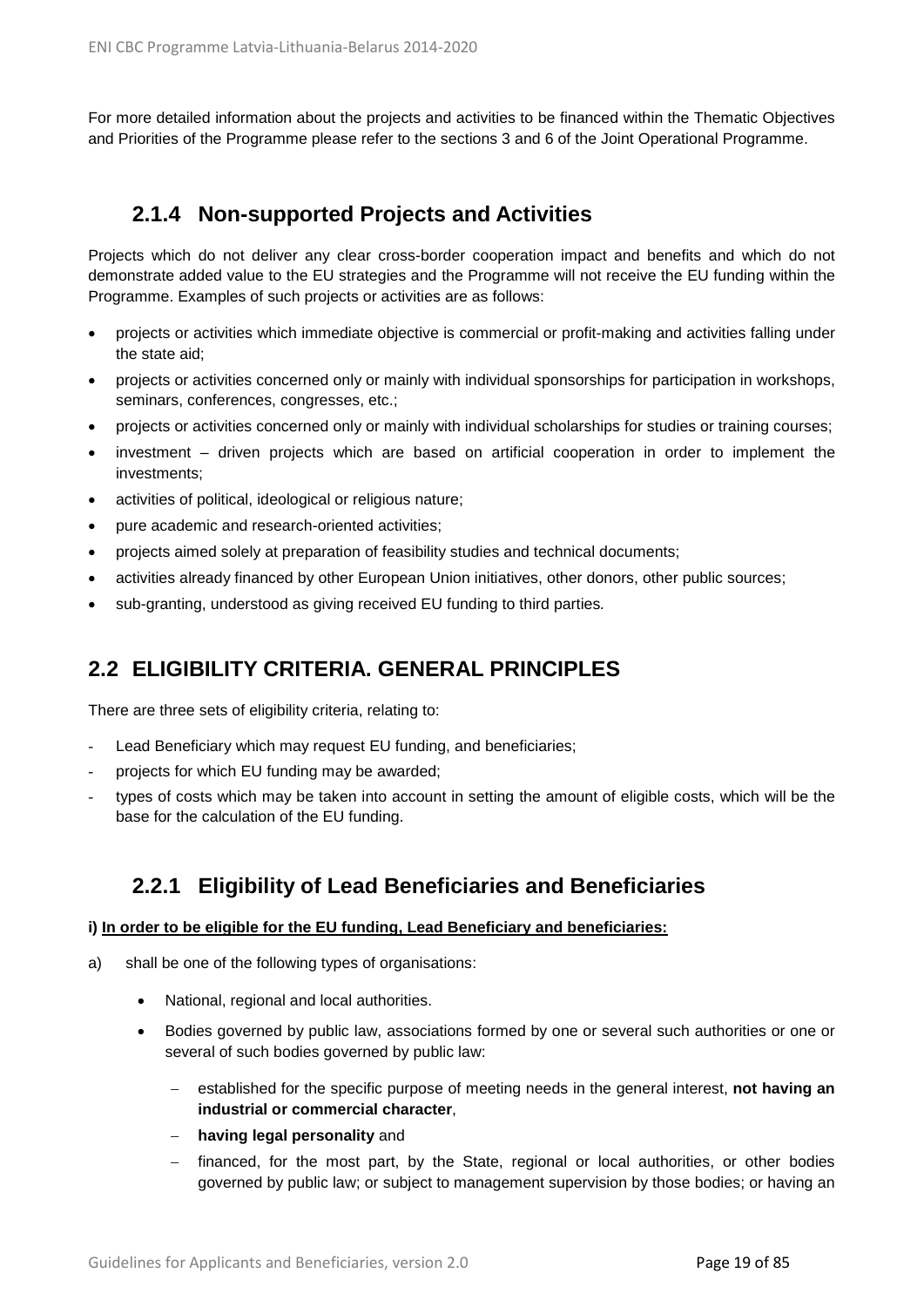For more detailed information about the projects and activities to be financed within the Thematic Objectives and Priorities of the Programme please refer to the sections 3 and 6 of the Joint Operational Programme.

### 2.1.4 Non-supported Projects and Activities

Projects which do not deliver any clear cross-border cooperation impact and benefits and which do not demonstrate added value to the EU strategies and the Programme will not receive the EU funding within the Programme. Examples of such projects or activities are as follows:

- projects or activities which immediate objective is commercial or profit-making and activities falling under the state aid;
- projects or activities concerned only or mainly with individual sponsorships for participation in workshops, seminars, conferences, congresses, etc.;
- projects or activities concerned only or mainly with individual scholarships for studies or training courses;
- investment – driven projects which are based on artificial cooperation in order to implement the investments;
- activities of political, ideological or religious nature;
- pure academic and research-oriented activities;
- projects aimed solely at preparation of feasibility studies and technical documents;
- activities already financed by other European Union initiatives, other donors, other public sources;
- sub-granting, understood as giving received EU funding to third parties.

## 2.2 ELIGIBILITY CRITERIA. GENERAL PRINCIPLES

There are three sets of eligibility criteria, relating to:

- Lead Beneficiary which may request EU funding, and beneficiaries;
- projects for which EU funding may be awarded;
- types of costs which may be taken into account in setting the amount of eligible costs, which will be the base for the calculation of the EU funding.

### 2.2.1 Eligibility of Lead Beneficiaries and Beneficiaries

**i) <u>In order to be eligible for the EU funding, Lead Beneficiary and beneficiaries:</u>**

a) shall be one of the following types of organisations:

- National, regional and local authorities.
- Bodies governed by public law, associations formed by one or several such authorities or one or several of such bodies governed by public law:
  - established for the specific purpose of meeting needs in the general interest, **not having an industrial or commercial character**,
  - **having legal personality** and
  - financed, for the most part, by the State, regional or local authorities, or other bodies governed by public law; or subject to management supervision by those bodies; or having an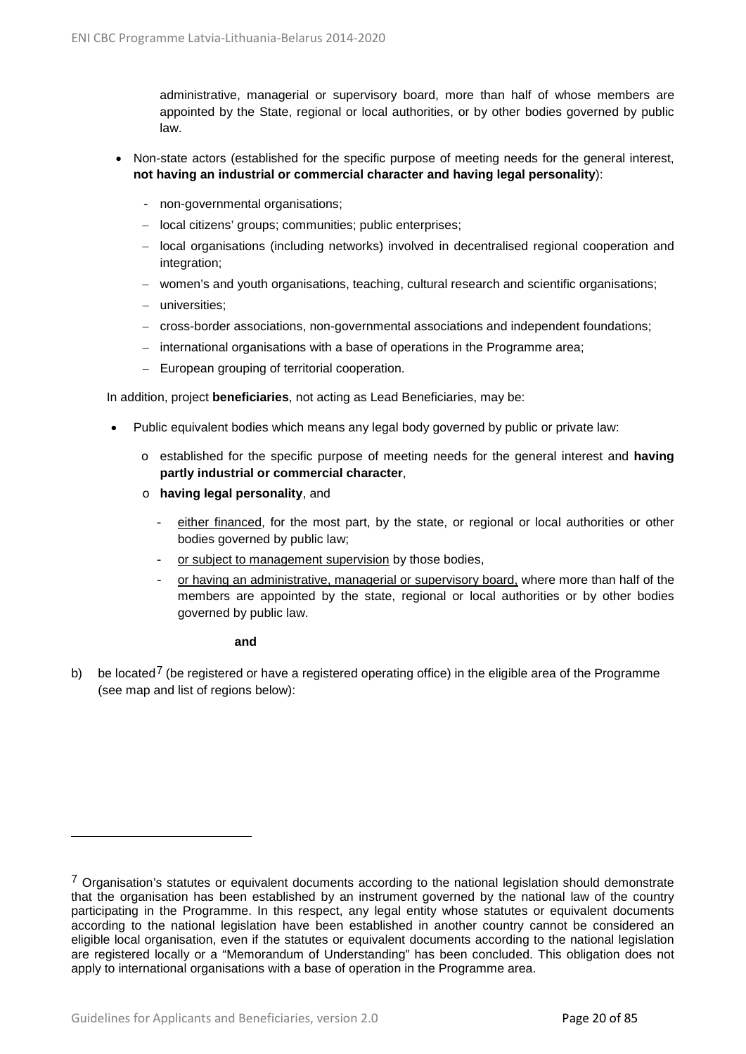administrative, managerial or supervisory board, more than half of whose members are appointed by the State, regional or local authorities, or by other bodies governed by public law.

- Non-state actors (established for the specific purpose of meeting needs for the general interest, **not having an industrial or commercial character and having legal personality**):
  - non-governmental organisations;
  - local citizens' groups; communities; public enterprises;
  - local organisations (including networks) involved in decentralised regional cooperation and integration;
  - women's and youth organisations, teaching, cultural research and scientific organisations;
  - universities;
  - cross-border associations, non-governmental associations and independent foundations;
  - international organisations with a base of operations in the Programme area;
  - European grouping of territorial cooperation.

In addition, project **beneficiaries**, not acting as Lead Beneficiaries, may be:

- Public equivalent bodies which means any legal body governed by public or private law:
  - established for the specific purpose of meeting needs for the general interest and **having partly industrial or commercial character**,
  - **having legal personality**, and
    - either financed, for the most part, by the state, or regional or local authorities or other bodies governed by public law;
    - or subject to management supervision by those bodies,
    - or having an administrative, managerial or supervisory board, where more than half of the members are appointed by the state, regional or local authorities or by other bodies governed by public law.

**and**

b) be located[7] (be registered or have a registered operating office) in the eligible area of the Programme (see map and list of regions below):

[7] Organisation's statutes or equivalent documents according to the national legislation should demonstrate that the organisation has been established by an instrument governed by the national law of the country participating in the Programme. In this respect, any legal entity whose statutes or equivalent documents according to the national legislation have been established in another country cannot be considered an eligible local organisation, even if the statutes or equivalent documents according to the national legislation are registered locally or a "Memorandum of Understanding" has been concluded. This obligation does not apply to international organisations with a base of operation in the Programme area.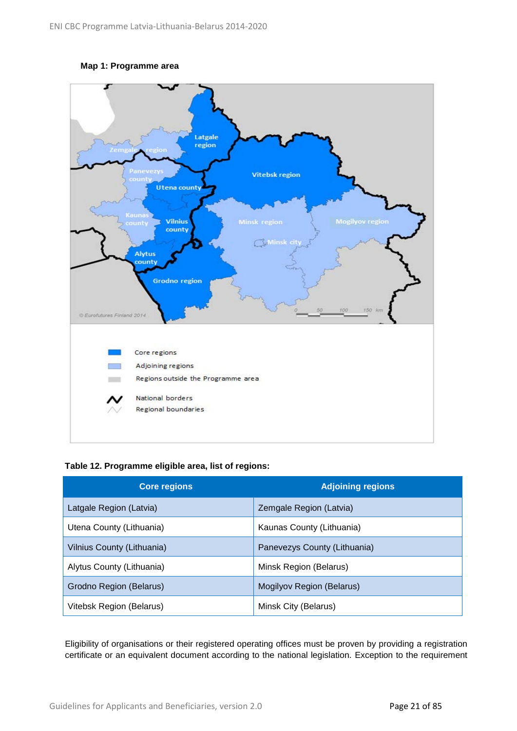**Map 1: Programme area**

**Table 12. Programme eligible area, list of regions:**

| Core regions | Adjoining regions |
|---|---|
| Latgale Region (Latvia) | Zemgale Region (Latvia) |
| Utena County (Lithuania) | Kaunas County (Lithuania) |
| Vilnius County (Lithuania) | Panevezys County (Lithuania) |
| Alytus County (Lithuania) | Minsk Region (Belarus) |
| Grodno Region (Belarus) | Mogilyov Region (Belarus) |
| Vitebsk Region (Belarus) | Minsk City (Belarus) |

Eligibility of organisations or their registered operating offices must be proven by providing a registration certificate or an equivalent document according to the national legislation. Exception to the requirement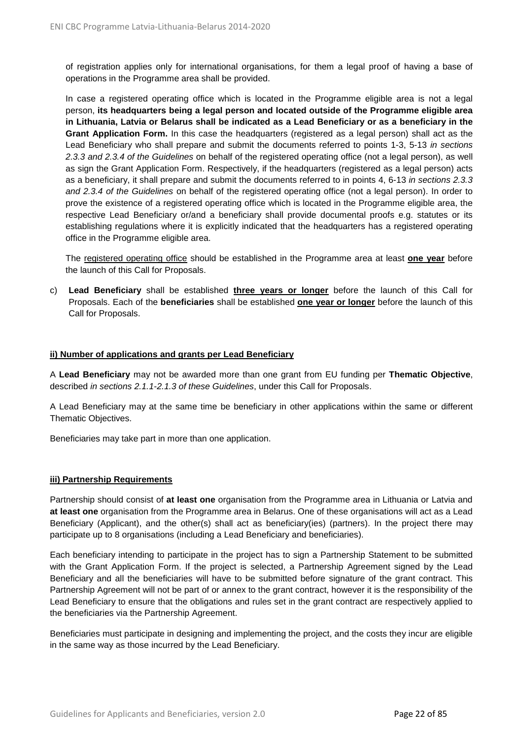of registration applies only for international organisations, for them a legal proof of having a base of operations in the Programme area shall be provided.

In case a registered operating office which is located in the Programme eligible area is not a legal person, **its headquarters being a legal person and located outside of the Programme eligible area in Lithuania, Latvia or Belarus shall be indicated as a Lead Beneficiary or as a beneficiary in the Grant Application Form.** In this case the headquarters (registered as a legal person) shall act as the Lead Beneficiary who shall prepare and submit the documents referred to points 1-3, 5-13 *in sections 2.3.3 and 2.3.4 of the Guidelines* on behalf of the registered operating office (not a legal person), as well as sign the Grant Application Form. Respectively, if the headquarters (registered as a legal person) acts as a beneficiary, it shall prepare and submit the documents referred to in points 4, 6-13 *in sections 2.3.3 and 2.3.4 of the Guidelines* on behalf of the registered operating office (not a legal person). In order to prove the existence of a registered operating office which is located in the Programme eligible area, the respective Lead Beneficiary or/and a beneficiary shall provide documental proofs e.g. statutes or its establishing regulations where it is explicitly indicated that the headquarters has a registered operating office in the Programme eligible area.

The registered operating office should be established in the Programme area at least **one year** before the launch of this Call for Proposals.

c) **Lead Beneficiary** shall be established **three years or longer** before the launch of this Call for Proposals. Each of the **beneficiaries** shall be established **one year or longer** before the launch of this Call for Proposals.

**ii) Number of applications and grants per Lead Beneficiary**

A **Lead Beneficiary** may not be awarded more than one grant from EU funding per **Thematic Objective**, described *in sections 2.1.1-2.1.3 of these Guidelines*, under this Call for Proposals.

A Lead Beneficiary may at the same time be beneficiary in other applications within the same or different Thematic Objectives.

Beneficiaries may take part in more than one application.

**iii) Partnership Requirements**

Partnership should consist of **at least one** organisation from the Programme area in Lithuania or Latvia and **at least one** organisation from the Programme area in Belarus. One of these organisations will act as a Lead Beneficiary (Applicant), and the other(s) shall act as beneficiary(ies) (partners). In the project there may participate up to 8 organisations (including a Lead Beneficiary and beneficiaries).

Each beneficiary intending to participate in the project has to sign a Partnership Statement to be submitted with the Grant Application Form. If the project is selected, a Partnership Agreement signed by the Lead Beneficiary and all the beneficiaries will have to be submitted before signature of the grant contract. This Partnership Agreement will not be part of or annex to the grant contract, however it is the responsibility of the Lead Beneficiary to ensure that the obligations and rules set in the grant contract are respectively applied to the beneficiaries via the Partnership Agreement.

Beneficiaries must participate in designing and implementing the project, and the costs they incur are eligible in the same way as those incurred by the Lead Beneficiary.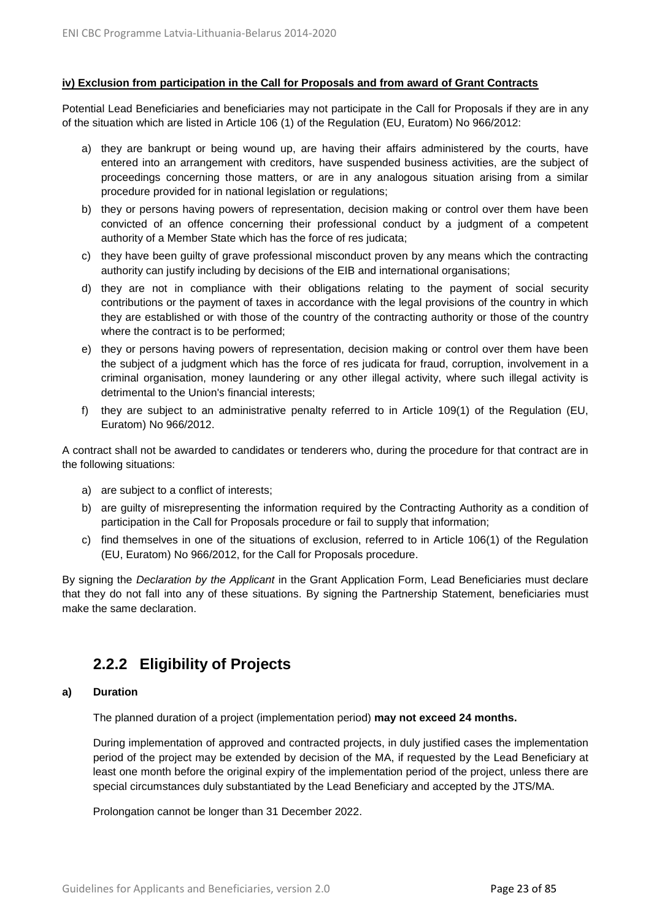**iv) Exclusion from participation in the Call for Proposals and from award of Grant Contracts**

Potential Lead Beneficiaries and beneficiaries may not participate in the Call for Proposals if they are in any of the situation which are listed in Article 106 (1) of the Regulation (EU, Euratom) No 966/2012:

a) they are bankrupt or being wound up, are having their affairs administered by the courts, have entered into an arrangement with creditors, have suspended business activities, are the subject of proceedings concerning those matters, or are in any analogous situation arising from a similar procedure provided for in national legislation or regulations;
b) they or persons having powers of representation, decision making or control over them have been convicted of an offence concerning their professional conduct by a judgment of a competent authority of a Member State which has the force of res judicata;
c) they have been guilty of grave professional misconduct proven by any means which the contracting authority can justify including by decisions of the EIB and international organisations;
d) they are not in compliance with their obligations relating to the payment of social security contributions or the payment of taxes in accordance with the legal provisions of the country in which they are established or with those of the country of the contracting authority or those of the country where the contract is to be performed;
e) they or persons having powers of representation, decision making or control over them have been the subject of a judgment which has the force of res judicata for fraud, corruption, involvement in a criminal organisation, money laundering or any other illegal activity, where such illegal activity is detrimental to the Union's financial interests;
f) they are subject to an administrative penalty referred to in Article 109(1) of the Regulation (EU, Euratom) No 966/2012.

A contract shall not be awarded to candidates or tenderers who, during the procedure for that contract are in the following situations:

a) are subject to a conflict of interests;
b) are guilty of misrepresenting the information required by the Contracting Authority as a condition of participation in the Call for Proposals procedure or fail to supply that information;
c) find themselves in one of the situations of exclusion, referred to in Article 106(1) of the Regulation (EU, Euratom) No 966/2012, for the Call for Proposals procedure.

By signing the *Declaration by the Applicant* in the Grant Application Form, Lead Beneficiaries must declare that they do not fall into any of these situations. By signing the Partnership Statement, beneficiaries must make the same declaration.

## 2.2.2 Eligibility of Projects

**a) Duration**

The planned duration of a project (implementation period) **may not exceed 24 months.**

During implementation of approved and contracted projects, in duly justified cases the implementation period of the project may be extended by decision of the MA, if requested by the Lead Beneficiary at least one month before the original expiry of the implementation period of the project, unless there are special circumstances duly substantiated by the Lead Beneficiary and accepted by the JTS/MA.

Prolongation cannot be longer than 31 December 2022.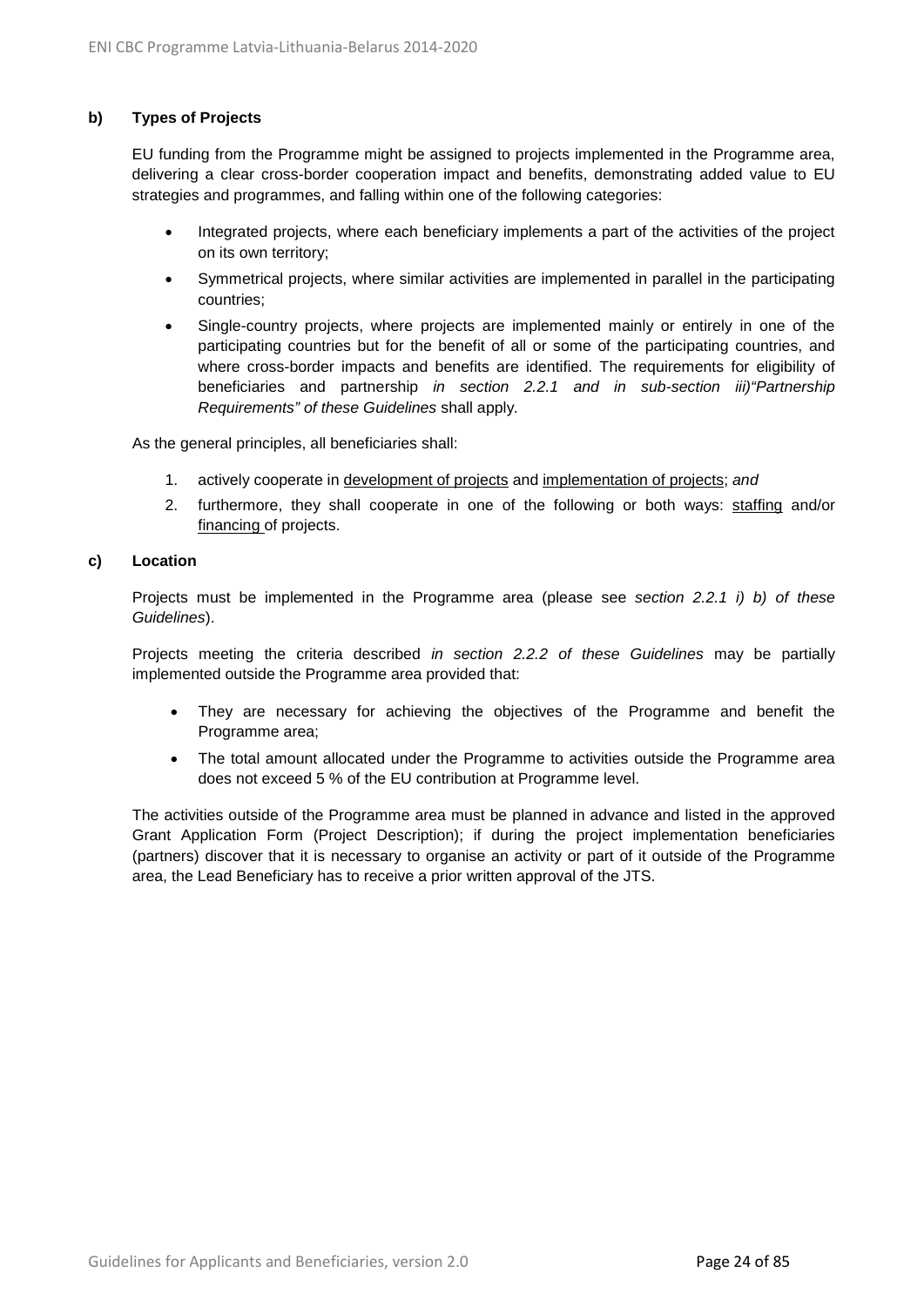#### b) Types of Projects

EU funding from the Programme might be assigned to projects implemented in the Programme area, delivering a clear cross-border cooperation impact and benefits, demonstrating added value to EU strategies and programmes, and falling within one of the following categories:

- Integrated projects, where each beneficiary implements a part of the activities of the project on its own territory;
- Symmetrical projects, where similar activities are implemented in parallel in the participating countries;
- Single-country projects, where projects are implemented mainly or entirely in one of the participating countries but for the benefit of all or some of the participating countries, and where cross-border impacts and benefits are identified. The requirements for eligibility of beneficiaries and partnership *in section 2.2.1 and in sub-section iii)"Partnership Requirements" of these Guidelines* shall apply.

As the general principles, all beneficiaries shall:

1. actively cooperate in <u>development of projects</u> and <u>implementation of projects</u>; *and*
2. furthermore, they shall cooperate in one of the following or both ways: <u>staffing</u> and/or <u>financing</u> of projects.

#### c) Location

Projects must be implemented in the Programme area (please see *section 2.2.1 i) b) of these Guidelines*).

Projects meeting the criteria described *in section 2.2.2 of these Guidelines* may be partially implemented outside the Programme area provided that:

- They are necessary for achieving the objectives of the Programme and benefit the Programme area;
- The total amount allocated under the Programme to activities outside the Programme area does not exceed 5 % of the EU contribution at Programme level.

The activities outside of the Programme area must be planned in advance and listed in the approved Grant Application Form (Project Description); if during the project implementation beneficiaries (partners) discover that it is necessary to organise an activity or part of it outside of the Programme area, the Lead Beneficiary has to receive a prior written approval of the JTS.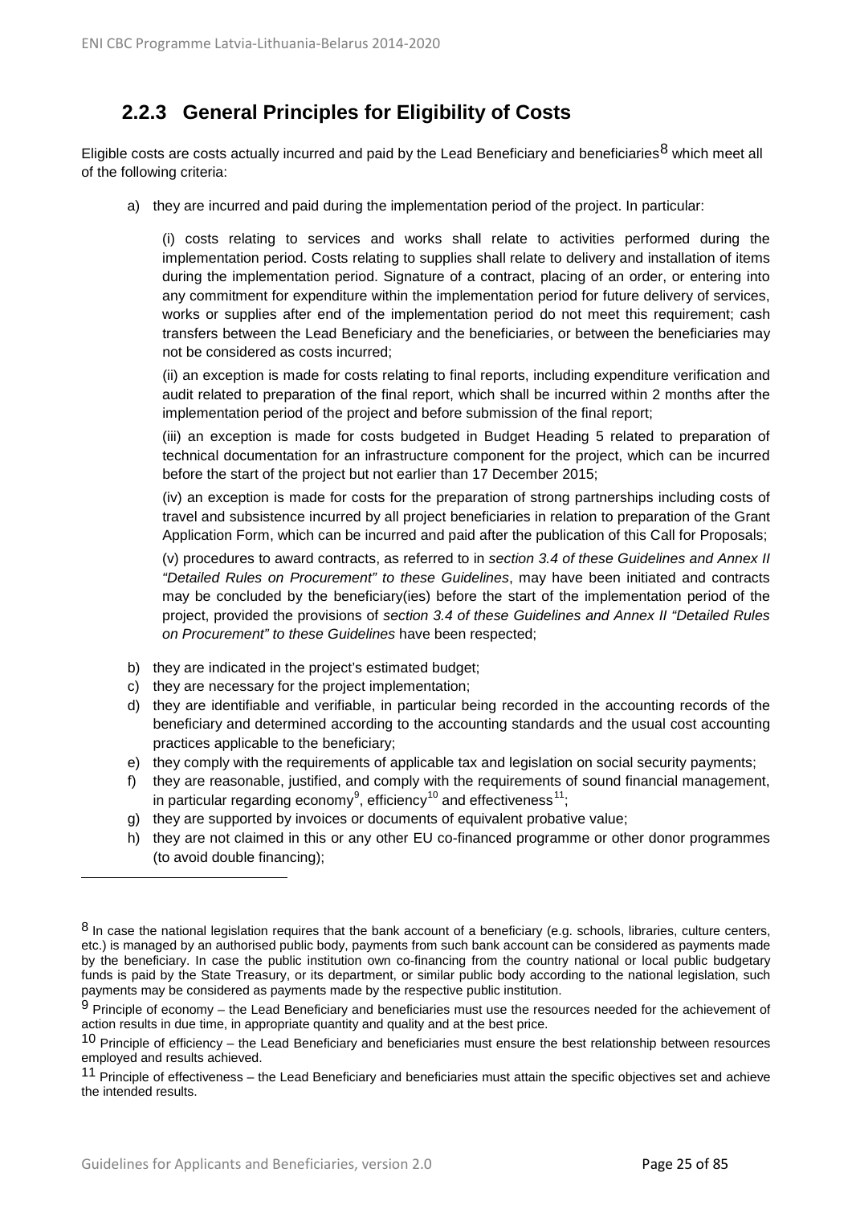### 2.2.3 General Principles for Eligibility of Costs

Eligible costs are costs actually incurred and paid by the Lead Beneficiary and beneficiaries[8] which meet all of the following criteria:

a) they are incurred and paid during the implementation period of the project. In particular:

   (i) costs relating to services and works shall relate to activities performed during the implementation period. Costs relating to supplies shall relate to delivery and installation of items during the implementation period. Signature of a contract, placing of an order, or entering into any commitment for expenditure within the implementation period for future delivery of services, works or supplies after end of the implementation period do not meet this requirement; cash transfers between the Lead Beneficiary and the beneficiaries, or between the beneficiaries may not be considered as costs incurred;

   (ii) an exception is made for costs relating to final reports, including expenditure verification and audit related to preparation of the final report, which shall be incurred within 2 months after the implementation period of the project and before submission of the final report;

   (iii) an exception is made for costs budgeted in Budget Heading 5 related to preparation of technical documentation for an infrastructure component for the project, which can be incurred before the start of the project but not earlier than 17 December 2015;

   (iv) an exception is made for costs for the preparation of strong partnerships including costs of travel and subsistence incurred by all project beneficiaries in relation to preparation of the Grant Application Form, which can be incurred and paid after the publication of this Call for Proposals;

   (v) procedures to award contracts, as referred to in *section 3.4 of these Guidelines and Annex II "Detailed Rules on Procurement" to these Guidelines*, may have been initiated and contracts may be concluded by the beneficiary(ies) before the start of the implementation period of the project, provided the provisions of *section 3.4 of these Guidelines and Annex II "Detailed Rules on Procurement" to these Guidelines* have been respected;

b) they are indicated in the project's estimated budget;
c) they are necessary for the project implementation;
d) they are identifiable and verifiable, in particular being recorded in the accounting records of the beneficiary and determined according to the accounting standards and the usual cost accounting practices applicable to the beneficiary;
e) they comply with the requirements of applicable tax and legislation on social security payments;
f) they are reasonable, justified, and comply with the requirements of sound financial management, in particular regarding economy[9], efficiency[10] and effectiveness[11];
g) they are supported by invoices or documents of equivalent probative value;
h) they are not claimed in this or any other EU co-financed programme or other donor programmes (to avoid double financing);

---

[8] In case the national legislation requires that the bank account of a beneficiary (e.g. schools, libraries, culture centers, etc.) is managed by an authorised public body, payments from such bank account can be considered as payments made by the beneficiary. In case the public institution own co-financing from the country national or local public budgetary funds is paid by the State Treasury, or its department, or similar public body according to the national legislation, such payments may be considered as payments made by the respective public institution.

[9] Principle of economy – the Lead Beneficiary and beneficiaries must use the resources needed for the achievement of action results in due time, in appropriate quantity and quality and at the best price.

[10] Principle of efficiency – the Lead Beneficiary and beneficiaries must ensure the best relationship between resources employed and results achieved.

[11] Principle of effectiveness – the Lead Beneficiary and beneficiaries must attain the specific objectives set and achieve the intended results.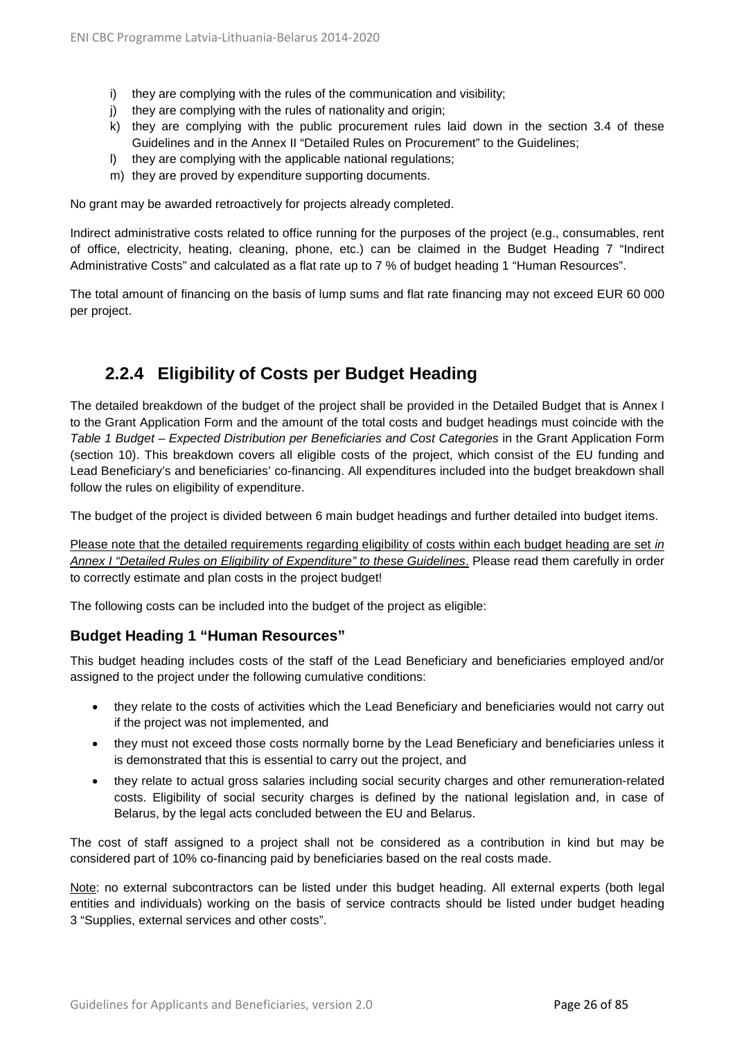i) they are complying with the rules of the communication and visibility;
j) they are complying with the rules of nationality and origin;
k) they are complying with the public procurement rules laid down in the section 3.4 of these Guidelines and in the Annex II "Detailed Rules on Procurement" to the Guidelines;
l) they are complying with the applicable national regulations;
m) they are proved by expenditure supporting documents.

No grant may be awarded retroactively for projects already completed.

Indirect administrative costs related to office running for the purposes of the project (e.g., consumables, rent of office, electricity, heating, cleaning, phone, etc.) can be claimed in the Budget Heading 7 "Indirect Administrative Costs" and calculated as a flat rate up to 7 % of budget heading 1 "Human Resources".

The total amount of financing on the basis of lump sums and flat rate financing may not exceed EUR 60 000 per project.

## 2.2.4 Eligibility of Costs per Budget Heading

The detailed breakdown of the budget of the project shall be provided in the Detailed Budget that is Annex I to the Grant Application Form and the amount of the total costs and budget headings must coincide with the *Table 1 Budget – Expected Distribution per Beneficiaries and Cost Categories* in the Grant Application Form (section 10). This breakdown covers all eligible costs of the project, which consist of the EU funding and Lead Beneficiary's and beneficiaries' co-financing. All expenditures included into the budget breakdown shall follow the rules on eligibility of expenditure.

The budget of the project is divided between 6 main budget headings and further detailed into budget items.

<u>Please note that the detailed requirements regarding eligibility of costs within each budget heading are set *in Annex I "Detailed Rules on Eligibility of Expenditure" to these Guidelines*</u>. Please read them carefully in order to correctly estimate and plan costs in the project budget!

The following costs can be included into the budget of the project as eligible:

### Budget Heading 1 "Human Resources"

This budget heading includes costs of the staff of the Lead Beneficiary and beneficiaries employed and/or assigned to the project under the following cumulative conditions:

- they relate to the costs of activities which the Lead Beneficiary and beneficiaries would not carry out if the project was not implemented, and
- they must not exceed those costs normally borne by the Lead Beneficiary and beneficiaries unless it is demonstrated that this is essential to carry out the project, and
- they relate to actual gross salaries including social security charges and other remuneration-related costs. Eligibility of social security charges is defined by the national legislation and, in case of Belarus, by the legal acts concluded between the EU and Belarus.

The cost of staff assigned to a project shall not be considered as a contribution in kind but may be considered part of 10% co-financing paid by beneficiaries based on the real costs made.

<u>Note</u>: no external subcontractors can be listed under this budget heading. All external experts (both legal entities and individuals) working on the basis of service contracts should be listed under budget heading 3 "Supplies, external services and other costs".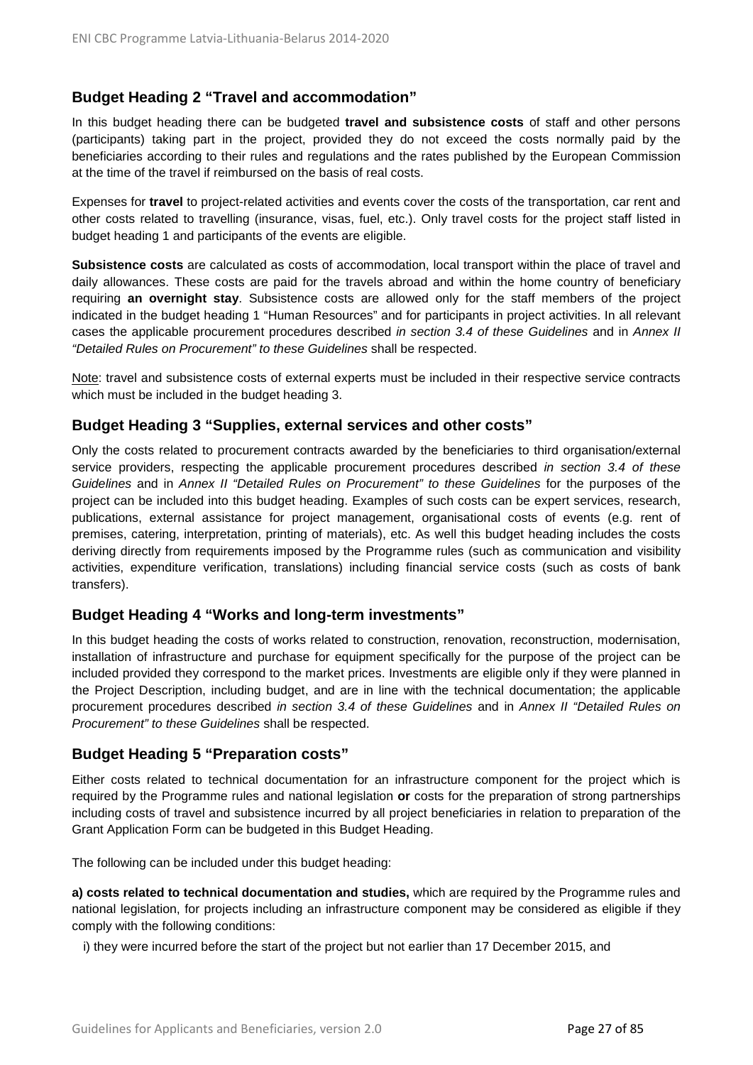## Budget Heading 2 "Travel and accommodation"

In this budget heading there can be budgeted **travel and subsistence costs** of staff and other persons (participants) taking part in the project, provided they do not exceed the costs normally paid by the beneficiaries according to their rules and regulations and the rates published by the European Commission at the time of the travel if reimbursed on the basis of real costs.

Expenses for **travel** to project-related activities and events cover the costs of the transportation, car rent and other costs related to travelling (insurance, visas, fuel, etc.). Only travel costs for the project staff listed in budget heading 1 and participants of the events are eligible.

**Subsistence costs** are calculated as costs of accommodation, local transport within the place of travel and daily allowances. These costs are paid for the travels abroad and within the home country of beneficiary requiring **an overnight stay**. Subsistence costs are allowed only for the staff members of the project indicated in the budget heading 1 "Human Resources" and for participants in project activities. In all relevant cases the applicable procurement procedures described *in section 3.4 of these Guidelines* and in *Annex II "Detailed Rules on Procurement" to these Guidelines* shall be respected.

Note: travel and subsistence costs of external experts must be included in their respective service contracts which must be included in the budget heading 3.

## Budget Heading 3 "Supplies, external services and other costs"

Only the costs related to procurement contracts awarded by the beneficiaries to third organisation/external service providers, respecting the applicable procurement procedures described *in section 3.4 of these Guidelines* and in *Annex II "Detailed Rules on Procurement" to these Guidelines* for the purposes of the project can be included into this budget heading. Examples of such costs can be expert services, research, publications, external assistance for project management, organisational costs of events (e.g. rent of premises, catering, interpretation, printing of materials), etc. As well this budget heading includes the costs deriving directly from requirements imposed by the Programme rules (such as communication and visibility activities, expenditure verification, translations) including financial service costs (such as costs of bank transfers).

## Budget Heading 4 "Works and long-term investments"

In this budget heading the costs of works related to construction, renovation, reconstruction, modernisation, installation of infrastructure and purchase for equipment specifically for the purpose of the project can be included provided they correspond to the market prices. Investments are eligible only if they were planned in the Project Description, including budget, and are in line with the technical documentation; the applicable procurement procedures described *in section 3.4 of these Guidelines* and in *Annex II "Detailed Rules on Procurement" to these Guidelines* shall be respected.

## Budget Heading 5 "Preparation costs"

Either costs related to technical documentation for an infrastructure component for the project which is required by the Programme rules and national legislation **or** costs for the preparation of strong partnerships including costs of travel and subsistence incurred by all project beneficiaries in relation to preparation of the Grant Application Form can be budgeted in this Budget Heading.

The following can be included under this budget heading:

**a) costs related to technical documentation and studies,** which are required by the Programme rules and national legislation, for projects including an infrastructure component may be considered as eligible if they comply with the following conditions:

i) they were incurred before the start of the project but not earlier than 17 December 2015, and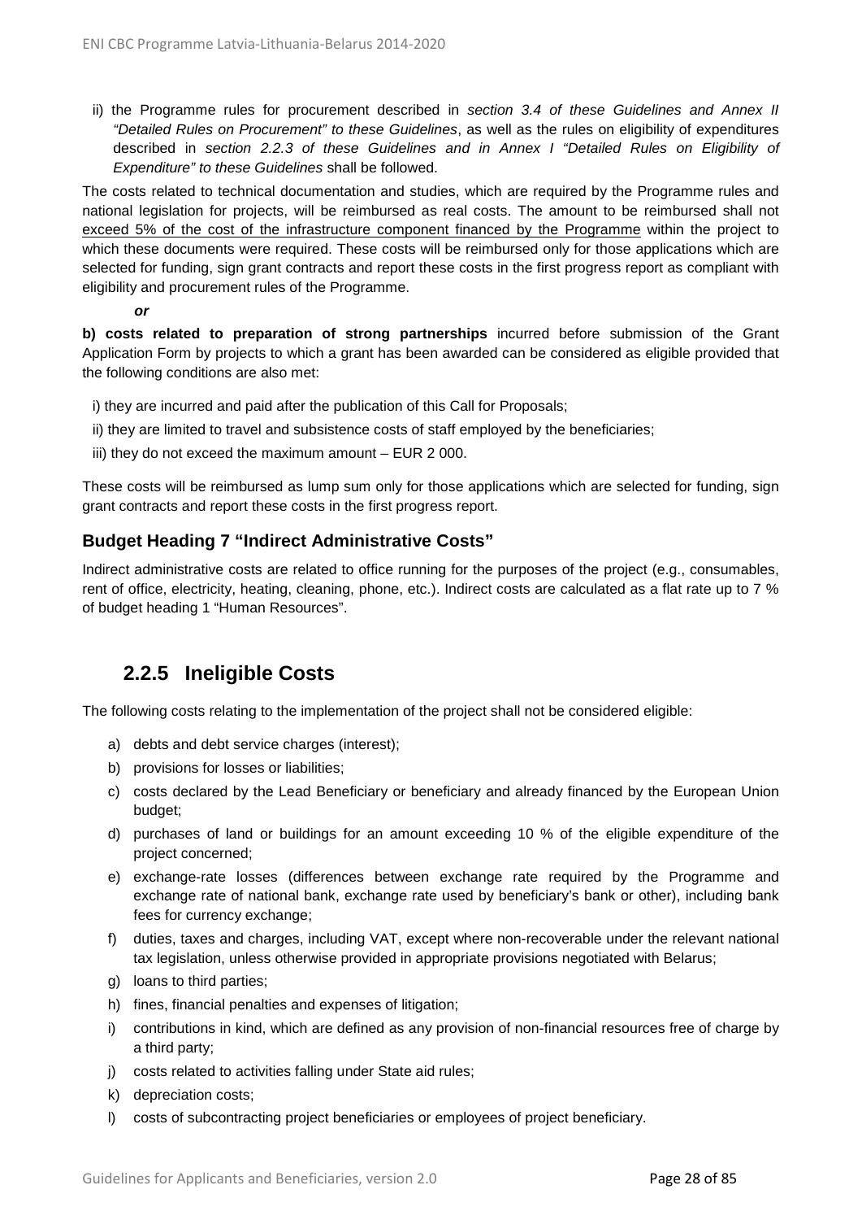ii) the Programme rules for procurement described in *section 3.4 of these Guidelines and Annex II "Detailed Rules on Procurement" to these Guidelines*, as well as the rules on eligibility of expenditures described in *section 2.2.3 of these Guidelines and in Annex I "Detailed Rules on Eligibility of Expenditure" to these Guidelines* shall be followed.

The costs related to technical documentation and studies, which are required by the Programme rules and national legislation for projects, will be reimbursed as real costs. The amount to be reimbursed shall not <u>exceed 5% of the cost of the infrastructure component financed by the Programme</u> within the project to which these documents were required. These costs will be reimbursed only for those applications which are selected for funding, sign grant contracts and report these costs in the first progress report as compliant with eligibility and procurement rules of the Programme.

***or***

**b) costs related to preparation of strong partnerships** incurred before submission of the Grant Application Form by projects to which a grant has been awarded can be considered as eligible provided that the following conditions are also met:

i) they are incurred and paid after the publication of this Call for Proposals;

ii) they are limited to travel and subsistence costs of staff employed by the beneficiaries;

iii) they do not exceed the maximum amount – EUR 2 000.

These costs will be reimbursed as lump sum only for those applications which are selected for funding, sign grant contracts and report these costs in the first progress report.

### Budget Heading 7 "Indirect Administrative Costs"

Indirect administrative costs are related to office running for the purposes of the project (e.g., consumables, rent of office, electricity, heating, cleaning, phone, etc.). Indirect costs are calculated as a flat rate up to 7 % of budget heading 1 "Human Resources".

## 2.2.5 Ineligible Costs

The following costs relating to the implementation of the project shall not be considered eligible:

a) debts and debt service charges (interest);
b) provisions for losses or liabilities;
c) costs declared by the Lead Beneficiary or beneficiary and already financed by the European Union budget;
d) purchases of land or buildings for an amount exceeding 10 % of the eligible expenditure of the project concerned;
e) exchange-rate losses (differences between exchange rate required by the Programme and exchange rate of national bank, exchange rate used by beneficiary's bank or other), including bank fees for currency exchange;
f) duties, taxes and charges, including VAT, except where non-recoverable under the relevant national tax legislation, unless otherwise provided in appropriate provisions negotiated with Belarus;
g) loans to third parties;
h) fines, financial penalties and expenses of litigation;
i) contributions in kind, which are defined as any provision of non-financial resources free of charge by a third party;
j) costs related to activities falling under State aid rules;
k) depreciation costs;
l) costs of subcontracting project beneficiaries or employees of project beneficiary.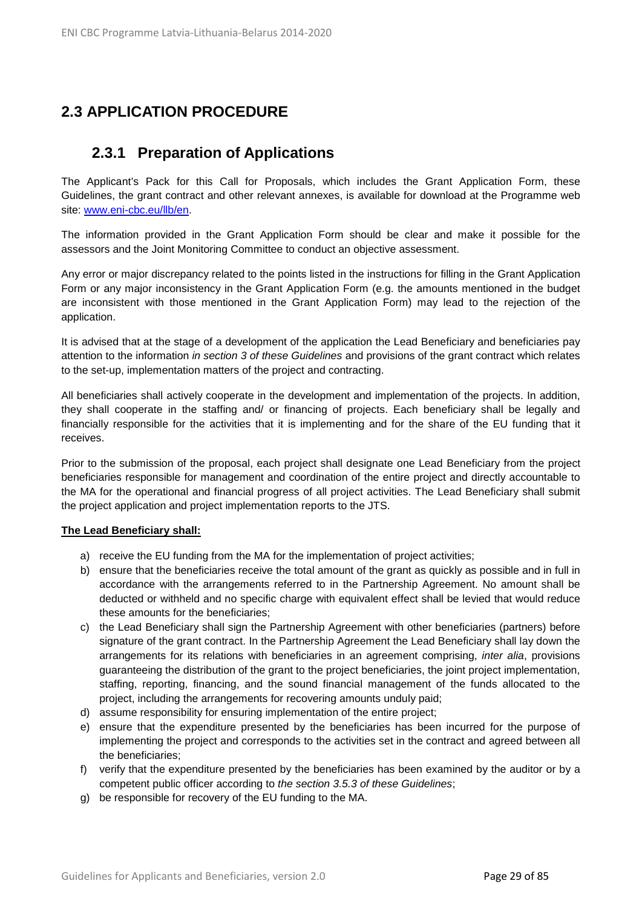## 2.3 APPLICATION PROCEDURE

### 2.3.1 Preparation of Applications

The Applicant's Pack for this Call for Proposals, which includes the Grant Application Form, these Guidelines, the grant contract and other relevant annexes, is available for download at the Programme web site: [www.eni-cbc.eu/llb/en](www.eni-cbc.eu/llb/en).

The information provided in the Grant Application Form should be clear and make it possible for the assessors and the Joint Monitoring Committee to conduct an objective assessment.

Any error or major discrepancy related to the points listed in the instructions for filling in the Grant Application Form or any major inconsistency in the Grant Application Form (e.g. the amounts mentioned in the budget are inconsistent with those mentioned in the Grant Application Form) may lead to the rejection of the application.

It is advised that at the stage of a development of the application the Lead Beneficiary and beneficiaries pay attention to the information *in section 3 of these Guidelines* and provisions of the grant contract which relates to the set-up, implementation matters of the project and contracting.

All beneficiaries shall actively cooperate in the development and implementation of the projects. In addition, they shall cooperate in the staffing and/ or financing of projects. Each beneficiary shall be legally and financially responsible for the activities that it is implementing and for the share of the EU funding that it receives.

Prior to the submission of the proposal, each project shall designate one Lead Beneficiary from the project beneficiaries responsible for management and coordination of the entire project and directly accountable to the MA for the operational and financial progress of all project activities. The Lead Beneficiary shall submit the project application and project implementation reports to the JTS.

**<u>The Lead Beneficiary shall:</u>**

a) receive the EU funding from the MA for the implementation of project activities;
b) ensure that the beneficiaries receive the total amount of the grant as quickly as possible and in full in accordance with the arrangements referred to in the Partnership Agreement. No amount shall be deducted or withheld and no specific charge with equivalent effect shall be levied that would reduce these amounts for the beneficiaries;
c) the Lead Beneficiary shall sign the Partnership Agreement with other beneficiaries (partners) before signature of the grant contract. In the Partnership Agreement the Lead Beneficiary shall lay down the arrangements for its relations with beneficiaries in an agreement comprising, *inter alia*, provisions guaranteeing the distribution of the grant to the project beneficiaries, the joint project implementation, staffing, reporting, financing, and the sound financial management of the funds allocated to the project, including the arrangements for recovering amounts unduly paid;
d) assume responsibility for ensuring implementation of the entire project;
e) ensure that the expenditure presented by the beneficiaries has been incurred for the purpose of implementing the project and corresponds to the activities set in the contract and agreed between all the beneficiaries;
f) verify that the expenditure presented by the beneficiaries has been examined by the auditor or by a competent public officer according to *the section 3.5.3 of these Guidelines*;
g) be responsible for recovery of the EU funding to the MA.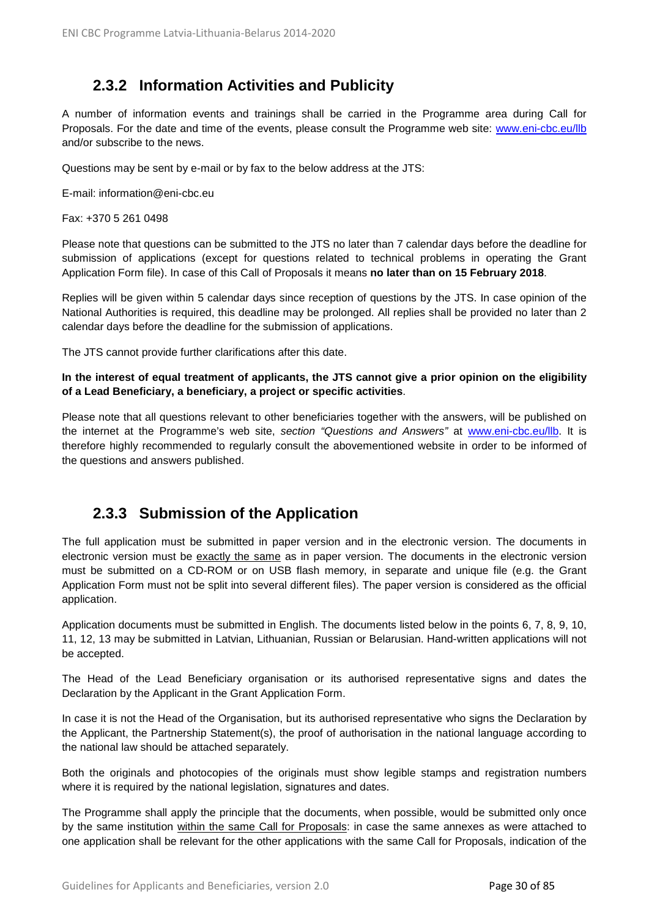### 2.3.2 Information Activities and Publicity

A number of information events and trainings shall be carried in the Programme area during Call for Proposals. For the date and time of the events, please consult the Programme web site: [www.eni-cbc.eu/llb](www.eni-cbc.eu/llb) and/or subscribe to the news.

Questions may be sent by e-mail or by fax to the below address at the JTS:

E-mail: information@eni-cbc.eu

Fax: +370 5 261 0498

Please note that questions can be submitted to the JTS no later than 7 calendar days before the deadline for submission of applications (except for questions related to technical problems in operating the Grant Application Form file). In case of this Call of Proposals it means **no later than on 15 February 2018**.

Replies will be given within 5 calendar days since reception of questions by the JTS. In case opinion of the National Authorities is required, this deadline may be prolonged. All replies shall be provided no later than 2 calendar days before the deadline for the submission of applications.

The JTS cannot provide further clarifications after this date.

**In the interest of equal treatment of applicants, the JTS cannot give a prior opinion on the eligibility of a Lead Beneficiary, a beneficiary, a project or specific activities**.

Please note that all questions relevant to other beneficiaries together with the answers, will be published on the internet at the Programme's web site, *section "Questions and Answers"* at [www.eni-cbc.eu/llb](www.eni-cbc.eu/llb). It is therefore highly recommended to regularly consult the abovementioned website in order to be informed of the questions and answers published.

### 2.3.3 Submission of the Application

The full application must be submitted in paper version and in the electronic version. The documents in electronic version must be exactly the same as in paper version. The documents in the electronic version must be submitted on a CD-ROM or on USB flash memory, in separate and unique file (e.g. the Grant Application Form must not be split into several different files). The paper version is considered as the official application.

Application documents must be submitted in English. The documents listed below in the points 6, 7, 8, 9, 10, 11, 12, 13 may be submitted in Latvian, Lithuanian, Russian or Belarusian. Hand-written applications will not be accepted.

The Head of the Lead Beneficiary organisation or its authorised representative signs and dates the Declaration by the Applicant in the Grant Application Form.

In case it is not the Head of the Organisation, but its authorised representative who signs the Declaration by the Applicant, the Partnership Statement(s), the proof of authorisation in the national language according to the national law should be attached separately.

Both the originals and photocopies of the originals must show legible stamps and registration numbers where it is required by the national legislation, signatures and dates.

The Programme shall apply the principle that the documents, when possible, would be submitted only once by the same institution within the same Call for Proposals: in case the same annexes as were attached to one application shall be relevant for the other applications with the same Call for Proposals, indication of the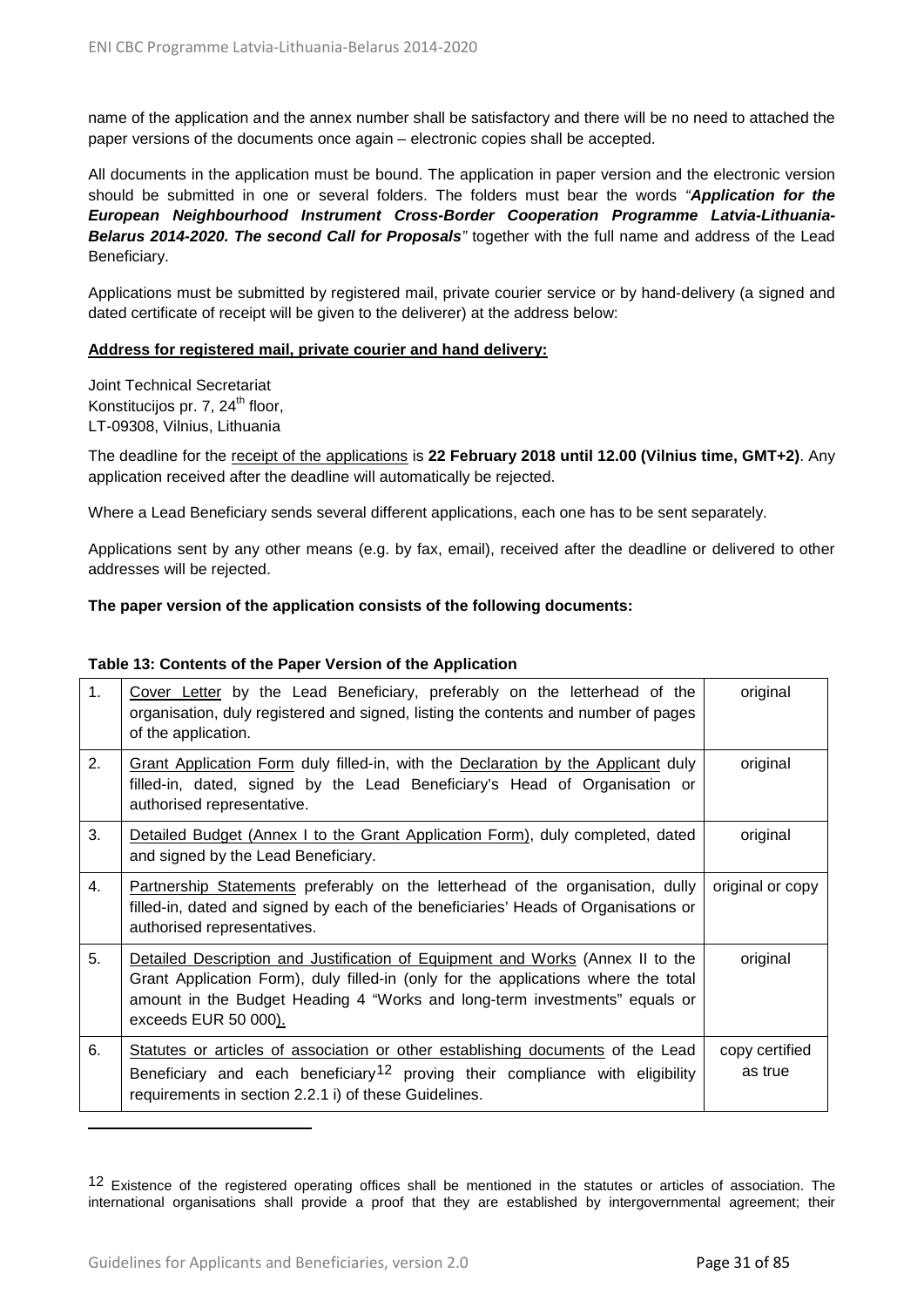name of the application and the annex number shall be satisfactory and there will be no need to attached the paper versions of the documents once again – electronic copies shall be accepted.

All documents in the application must be bound. The application in paper version and the electronic version should be submitted in one or several folders. The folders must bear the words *"**Application for the European Neighbourhood Instrument Cross-Border Cooperation Programme Latvia-Lithuania-Belarus 2014-2020. The second Call for Proposals**"* together with the full name and address of the Lead Beneficiary.

Applications must be submitted by registered mail, private courier service or by hand-delivery (a signed and dated certificate of receipt will be given to the deliverer) at the address below:

**Address for registered mail, private courier and hand delivery:**

Joint Technical Secretariat
Konstitucijos pr. 7, 24th floor,
LT-09308, Vilnius, Lithuania

The deadline for the receipt of the applications is **22 February 2018 until 12.00 (Vilnius time, GMT+2)**. Any application received after the deadline will automatically be rejected.

Where a Lead Beneficiary sends several different applications, each one has to be sent separately.

Applications sent by any other means (e.g. by fax, email), received after the deadline or delivered to other addresses will be rejected.

**The paper version of the application consists of the following documents:**

**Table 13: Contents of the Paper Version of the Application**

| | | |
|---|---|---|
| 1. | Cover Letter by the Lead Beneficiary, preferably on the letterhead of the organisation, duly registered and signed, listing the contents and number of pages of the application. | original |
| 2. | Grant Application Form duly filled-in, with the Declaration by the Applicant duly filled-in, dated, signed by the Lead Beneficiary's Head of Organisation or authorised representative. | original |
| 3. | Detailed Budget (Annex I to the Grant Application Form), duly completed, dated and signed by the Lead Beneficiary. | original |
| 4. | Partnership Statements preferably on the letterhead of the organisation, dully filled-in, dated and signed by each of the beneficiaries' Heads of Organisations or authorised representatives. | original or copy |
| 5. | Detailed Description and Justification of Equipment and Works (Annex II to the Grant Application Form), duly filled-in (only for the applications where the total amount in the Budget Heading 4 "Works and long-term investments" equals or exceeds EUR 50 000). | original |
| 6. | Statutes or articles of association or other establishing documents of the Lead Beneficiary and each beneficiary[12] proving their compliance with eligibility requirements in section 2.2.1 i) of these Guidelines. | copy certified as true |

[12] Existence of the registered operating offices shall be mentioned in the statutes or articles of association. The international organisations shall provide a proof that they are established by intergovernmental agreement; their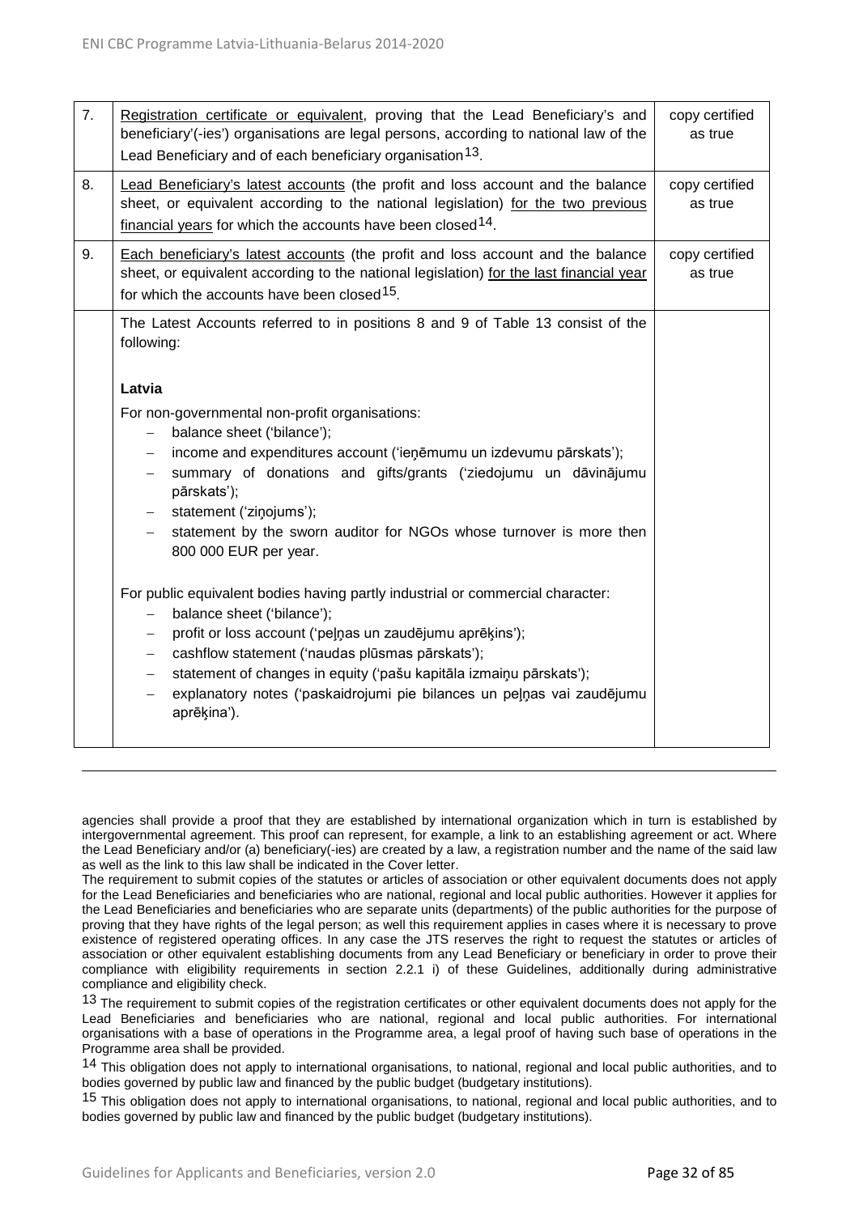| 7. | Registration certificate or equivalent, proving that the Lead Beneficiary's and beneficiary'(-ies') organisations are legal persons, according to national law of the Lead Beneficiary and of each beneficiary organisation[13]. | copy certified as true |
|---|---|---|
| 8. | Lead Beneficiary's latest accounts (the profit and loss account and the balance sheet, or equivalent according to the national legislation) for the two previous financial years for which the accounts have been closed[14]. | copy certified as true |
| 9. | Each beneficiary's latest accounts (the profit and loss account and the balance sheet, or equivalent according to the national legislation) for the last financial year for which the accounts have been closed[15]. | copy certified as true |
| | The Latest Accounts referred to in positions 8 and 9 of Table 13 consist of the following:<br><br>**Latvia**<br><br>For non-governmental non-profit organisations:<br>– balance sheet ('bilance');<br>– income and expenditures account ('ieņēmumu un izdevumu pārskats');<br>– summary of donations and gifts/grants ('ziedojumu un dāvinājumu pārskats');<br>– statement ('ziņojums');<br>– statement by the sworn auditor for NGOs whose turnover is more then 800 000 EUR per year.<br><br>For public equivalent bodies having partly industrial or commercial character:<br>– balance sheet ('bilance');<br>– profit or loss account ('peļņas un zaudējumu aprēķins');<br>– cashflow statement ('naudas plūsmas pārskats');<br>– statement of changes in equity ('pašu kapitāla izmaiņu pārskats');<br>– explanatory notes ('paskaidrojumi pie bilances un peļņas vai zaudējumu aprēķina'). | |

---

agencies shall provide a proof that they are established by international organization which in turn is established by intergovernmental agreement. This proof can represent, for example, a link to an establishing agreement or act. Where the Lead Beneficiary and/or (a) beneficiary(-ies) are created by a law, a registration number and the name of the said law as well as the link to this law shall be indicated in the Cover letter.

The requirement to submit copies of the statutes or articles of association or other equivalent documents does not apply for the Lead Beneficiaries and beneficiaries who are national, regional and local public authorities. However it applies for the Lead Beneficiaries and beneficiaries who are separate units (departments) of the public authorities for the purpose of proving that they have rights of the legal person; as well this requirement applies in cases where it is necessary to prove existence of registered operating offices. In any case the JTS reserves the right to request the statutes or articles of association or other equivalent establishing documents from any Lead Beneficiary or beneficiary in order to prove their compliance with eligibility requirements in section 2.2.1 i) of these Guidelines, additionally during administrative compliance and eligibility check.

[13] The requirement to submit copies of the registration certificates or other equivalent documents does not apply for the Lead Beneficiaries and beneficiaries who are national, regional and local public authorities. For international organisations with a base of operations in the Programme area, a legal proof of having such base of operations in the Programme area shall be provided.

[14] This obligation does not apply to international organisations, to national, regional and local public authorities, and to bodies governed by public law and financed by the public budget (budgetary institutions).

[15] This obligation does not apply to international organisations, to national, regional and local public authorities, and to bodies governed by public law and financed by the public budget (budgetary institutions).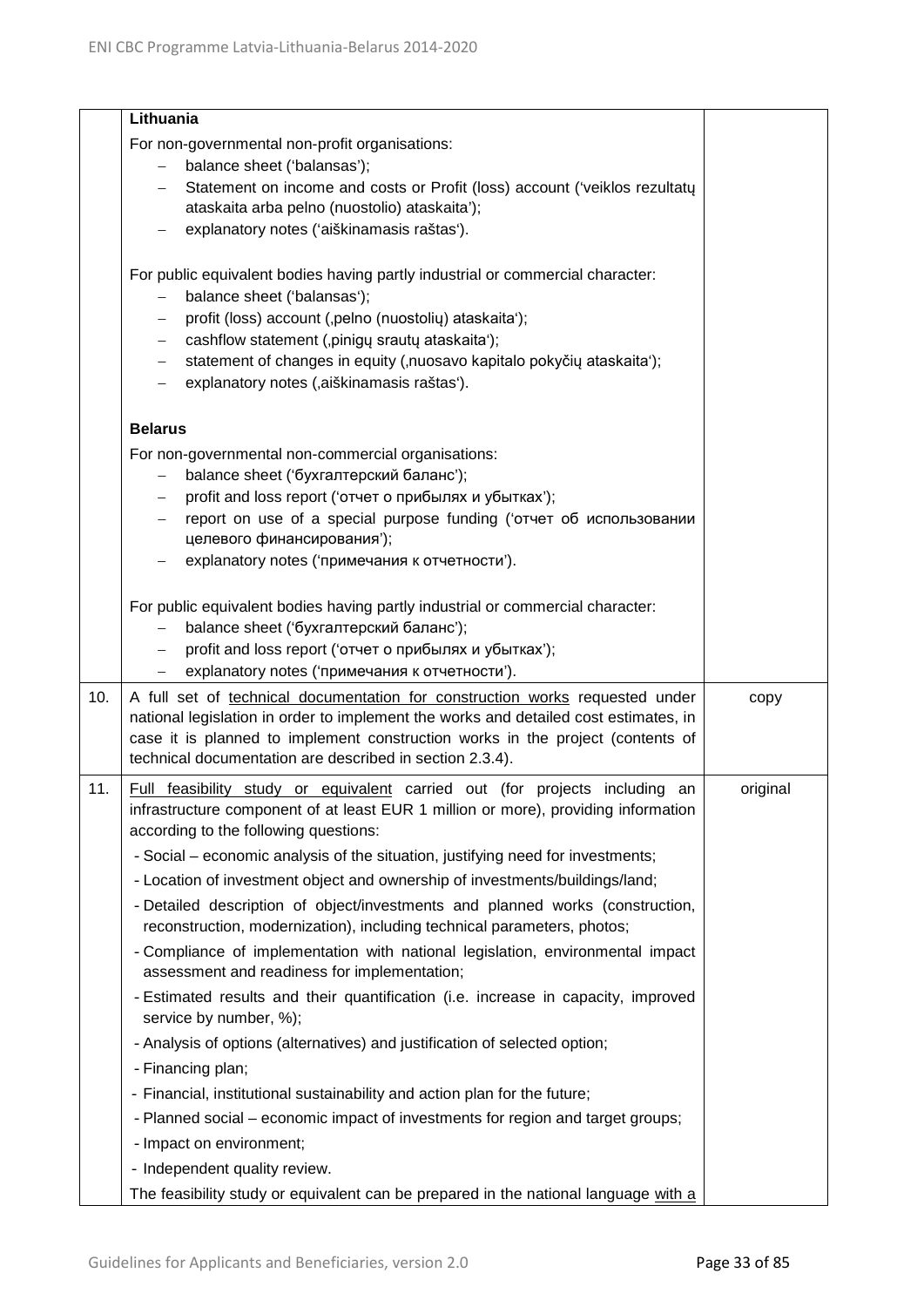| | | |
|---|---|---|
| | **Lithuania**<br><br>For non-governmental non-profit organisations:<br>– balance sheet ('balansas');<br>– Statement on income and costs or Profit (loss) account ('veiklos rezultatų ataskaita arba pelno (nuostolio) ataskaita');<br>– explanatory notes ('aiškinamasis raštas').<br><br>For public equivalent bodies having partly industrial or commercial character:<br>– balance sheet ('balansas');<br>– profit (loss) account (‚pelno (nuostolių) ataskaita');<br>– cashflow statement (‚pinigų srautų ataskaita');<br>– statement of changes in equity (‚nuosavo kapitalo pokyčių ataskaita');<br>– explanatory notes (‚aiškinamasis raštas').<br><br>**Belarus**<br><br>For non-governmental non-commercial organisations:<br>– balance sheet ('бухгалтерский баланс');<br>– profit and loss report ('отчет о прибылях и убытках');<br>– report on use of a special purpose funding ('отчет об использовании целевого финансирования');<br>– explanatory notes ('примечания к отчетности').<br><br>For public equivalent bodies having partly industrial or commercial character:<br>– balance sheet ('бухгалтерский баланс');<br>– profit and loss report ('отчет о прибылях и убытках');<br>– explanatory notes ('примечания к отчетности'). | |
| 10. | A full set of technical documentation for construction works requested under national legislation in order to implement the works and detailed cost estimates, in case it is planned to implement construction works in the project (contents of technical documentation are described in section 2.3.4). | copy |
| 11. | Full feasibility study or equivalent carried out (for projects including an infrastructure component of at least EUR 1 million or more), providing information according to the following questions:<br>- Social – economic analysis of the situation, justifying need for investments;<br>- Location of investment object and ownership of investments/buildings/land;<br>- Detailed description of object/investments and planned works (construction, reconstruction, modernization), including technical parameters, photos;<br>- Compliance of implementation with national legislation, environmental impact assessment and readiness for implementation;<br>- Estimated results and their quantification (i.e. increase in capacity, improved service by number, %);<br>- Analysis of options (alternatives) and justification of selected option;<br>- Financing plan;<br>- Financial, institutional sustainability and action plan for the future;<br>- Planned social – economic impact of investments for region and target groups;<br>- Impact on environment;<br>- Independent quality review.<br><br>The feasibility study or equivalent can be prepared in the national language with a | original |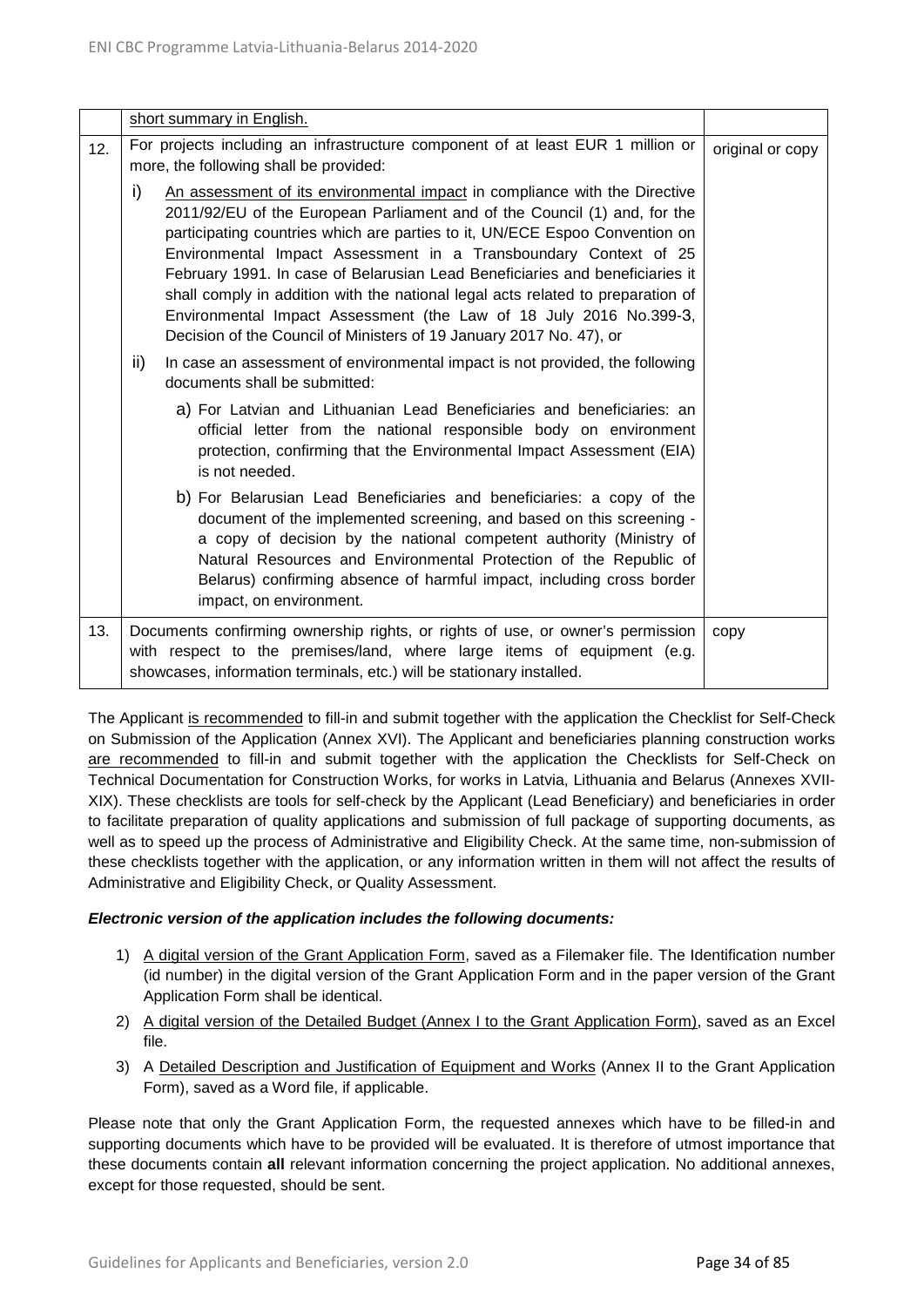| | | |
|---|---|---|
| | short summary in English. | |
| 12. | For projects including an infrastructure component of at least EUR 1 million or more, the following shall be provided:<br><br>i) An assessment of its environmental impact in compliance with the Directive 2011/92/EU of the European Parliament and of the Council (1) and, for the participating countries which are parties to it, UN/ECE Espoo Convention on Environmental Impact Assessment in a Transboundary Context of 25 February 1991. In case of Belarusian Lead Beneficiaries and beneficiaries it shall comply in addition with the national legal acts related to preparation of Environmental Impact Assessment (the Law of 18 July 2016 No.399-3, Decision of the Council of Ministers of 19 January 2017 No. 47), or<br><br>ii) In case an assessment of environmental impact is not provided, the following documents shall be submitted:<br><br>a) For Latvian and Lithuanian Lead Beneficiaries and beneficiaries: an official letter from the national responsible body on environment protection, confirming that the Environmental Impact Assessment (EIA) is not needed.<br><br>b) For Belarusian Lead Beneficiaries and beneficiaries: a copy of the document of the implemented screening, and based on this screening - a copy of decision by the national competent authority (Ministry of Natural Resources and Environmental Protection of the Republic of Belarus) confirming absence of harmful impact, including cross border impact, on environment. | original or copy |
| 13. | Documents confirming ownership rights, or rights of use, or owner's permission with respect to the premises/land, where large items of equipment (e.g. showcases, information terminals, etc.) will be stationary installed. | copy |

The Applicant is recommended to fill-in and submit together with the application the Checklist for Self-Check on Submission of the Application (Annex XVI). The Applicant and beneficiaries planning construction works are recommended to fill-in and submit together with the application the Checklists for Self-Check on Technical Documentation for Construction Works, for works in Latvia, Lithuania and Belarus (Annexes XVII-XIX). These checklists are tools for self-check by the Applicant (Lead Beneficiary) and beneficiaries in order to facilitate preparation of quality applications and submission of full package of supporting documents, as well as to speed up the process of Administrative and Eligibility Check. At the same time, non-submission of these checklists together with the application, or any information written in them will not affect the results of Administrative and Eligibility Check, or Quality Assessment.

***Electronic version of the application includes the following documents:***

1) A digital version of the Grant Application Form, saved as a Filemaker file. The Identification number (id number) in the digital version of the Grant Application Form and in the paper version of the Grant Application Form shall be identical.
2) A digital version of the Detailed Budget (Annex I to the Grant Application Form), saved as an Excel file.
3) A Detailed Description and Justification of Equipment and Works (Annex II to the Grant Application Form), saved as a Word file, if applicable.

Please note that only the Grant Application Form, the requested annexes which have to be filled-in and supporting documents which have to be provided will be evaluated. It is therefore of utmost importance that these documents contain **all** relevant information concerning the project application. No additional annexes, except for those requested, should be sent.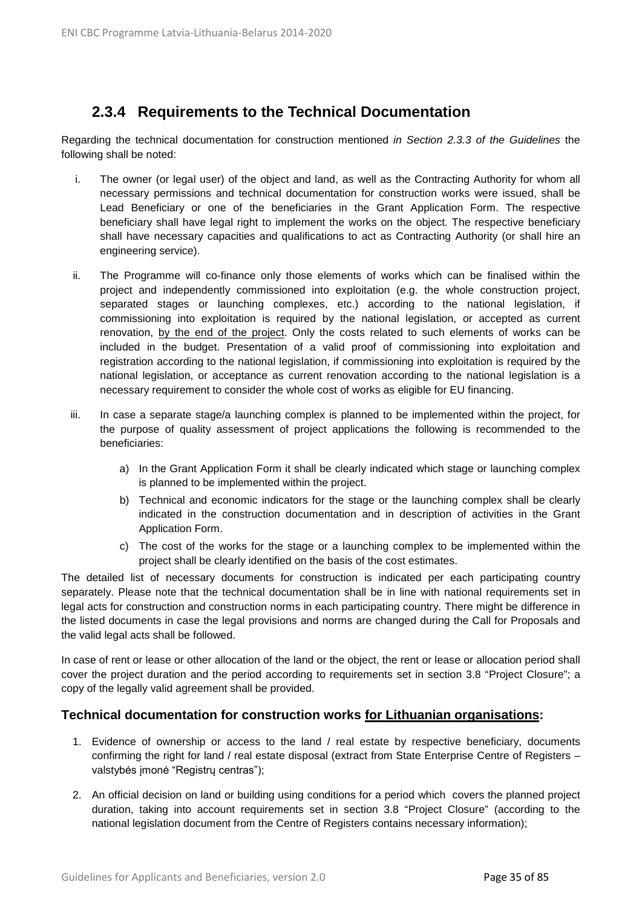### 2.3.4 Requirements to the Technical Documentation

Regarding the technical documentation for construction mentioned *in Section 2.3.3 of the Guidelines* the following shall be noted:

i. The owner (or legal user) of the object and land, as well as the Contracting Authority for whom all necessary permissions and technical documentation for construction works were issued, shall be Lead Beneficiary or one of the beneficiaries in the Grant Application Form. The respective beneficiary shall have legal right to implement the works on the object. The respective beneficiary shall have necessary capacities and qualifications to act as Contracting Authority (or shall hire an engineering service).

ii. The Programme will co-finance only those elements of works which can be finalised within the project and independently commissioned into exploitation (e.g. the whole construction project, separated stages or launching complexes, etc.) according to the national legislation, if commissioning into exploitation is required by the national legislation, or accepted as current renovation, by the end of the project. Only the costs related to such elements of works can be included in the budget. Presentation of a valid proof of commissioning into exploitation and registration according to the national legislation, if commissioning into exploitation is required by the national legislation, or acceptance as current renovation according to the national legislation is a necessary requirement to consider the whole cost of works as eligible for EU financing.

iii. In case a separate stage/a launching complex is planned to be implemented within the project, for the purpose of quality assessment of project applications the following is recommended to the beneficiaries:

   a) In the Grant Application Form it shall be clearly indicated which stage or launching complex is planned to be implemented within the project.

   b) Technical and economic indicators for the stage or the launching complex shall be clearly indicated in the construction documentation and in description of activities in the Grant Application Form.

   c) The cost of the works for the stage or a launching complex to be implemented within the project shall be clearly identified on the basis of the cost estimates.

The detailed list of necessary documents for construction is indicated per each participating country separately. Please note that the technical documentation shall be in line with national requirements set in legal acts for construction and construction norms in each participating country. There might be difference in the listed documents in case the legal provisions and norms are changed during the Call for Proposals and the valid legal acts shall be followed.

In case of rent or lease or other allocation of the land or the object, the rent or lease or allocation period shall cover the project duration and the period according to requirements set in section 3.8 "Project Closure"; a copy of the legally valid agreement shall be provided.

#### Technical documentation for construction works for Lithuanian organisations:

1. Evidence of ownership or access to the land / real estate by respective beneficiary, documents confirming the right for land / real estate disposal (extract from State Enterprise Centre of Registers – valstybės įmonė "Registrų centras");

2. An official decision on land or building using conditions for a period which covers the planned project duration, taking into account requirements set in section 3.8 "Project Closure" (according to the national legislation document from the Centre of Registers contains necessary information);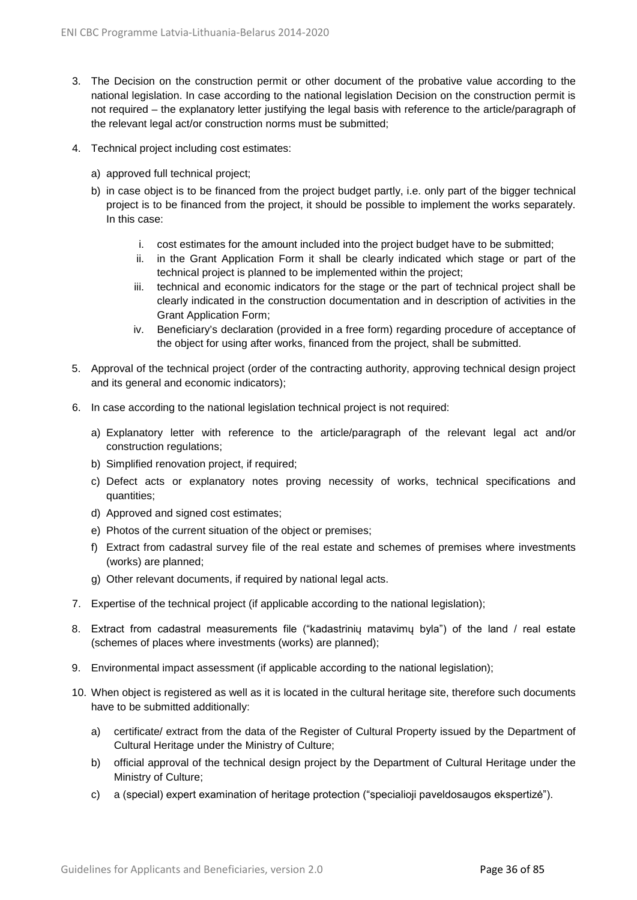3. The Decision on the construction permit or other document of the probative value according to the national legislation. In case according to the national legislation Decision on the construction permit is not required – the explanatory letter justifying the legal basis with reference to the article/paragraph of the relevant legal act/or construction norms must be submitted;

4. Technical project including cost estimates:

   a) approved full technical project;

   b) in case object is to be financed from the project budget partly, i.e. only part of the bigger technical project is to be financed from the project, it should be possible to implement the works separately. In this case:

      i. cost estimates for the amount included into the project budget have to be submitted;
      ii. in the Grant Application Form it shall be clearly indicated which stage or part of the technical project is planned to be implemented within the project;
      iii. technical and economic indicators for the stage or the part of technical project shall be clearly indicated in the construction documentation and in description of activities in the Grant Application Form;
      iv. Beneficiary's declaration (provided in a free form) regarding procedure of acceptance of the object for using after works, financed from the project, shall be submitted.

5. Approval of the technical project (order of the contracting authority, approving technical design project and its general and economic indicators);

6. In case according to the national legislation technical project is not required:

   a) Explanatory letter with reference to the article/paragraph of the relevant legal act and/or construction regulations;
   b) Simplified renovation project, if required;
   c) Defect acts or explanatory notes proving necessity of works, technical specifications and quantities;
   d) Approved and signed cost estimates;
   e) Photos of the current situation of the object or premises;
   f) Extract from cadastral survey file of the real estate and schemes of premises where investments (works) are planned;
   g) Other relevant documents, if required by national legal acts.

7. Expertise of the technical project (if applicable according to the national legislation);

8. Extract from cadastral measurements file ("kadastrinių matavimų byla") of the land / real estate (schemes of places where investments (works) are planned);

9. Environmental impact assessment (if applicable according to the national legislation);

10. When object is registered as well as it is located in the cultural heritage site, therefore such documents have to be submitted additionally:

    a) certificate/ extract from the data of the Register of Cultural Property issued by the Department of Cultural Heritage under the Ministry of Culture;
    b) official approval of the technical design project by the Department of Cultural Heritage under the Ministry of Culture;
    c) a (special) expert examination of heritage protection ("specialioji paveldosaugos ekspertizė").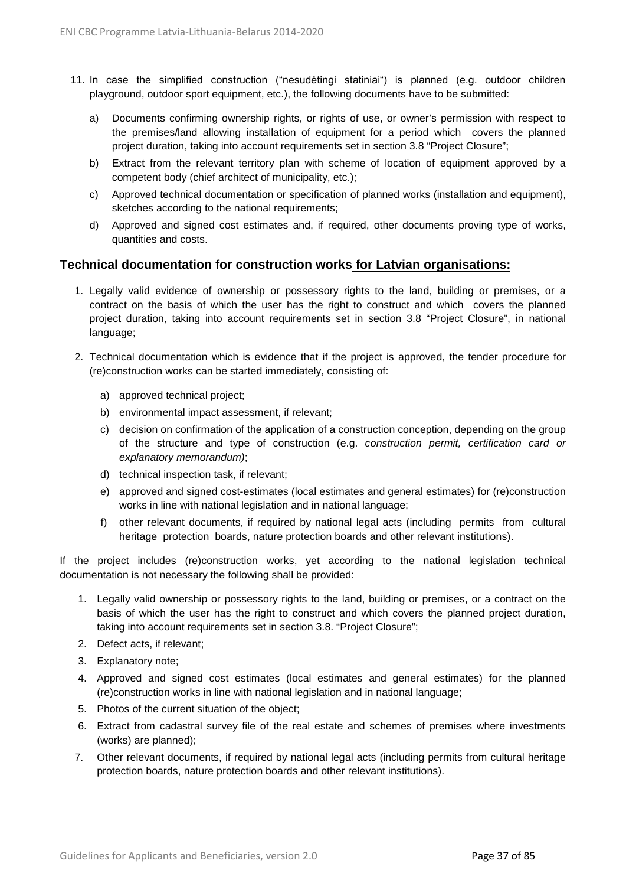11. In case the simplified construction ("nesudėtingi statiniai") is planned (e.g. outdoor children playground, outdoor sport equipment, etc.), the following documents have to be submitted:

    a) Documents confirming ownership rights, or rights of use, or owner's permission with respect to the premises/land allowing installation of equipment for a period which covers the planned project duration, taking into account requirements set in section 3.8 "Project Closure";

    b) Extract from the relevant territory plan with scheme of location of equipment approved by a competent body (chief architect of municipality, etc.);

    c) Approved technical documentation or specification of planned works (installation and equipment), sketches according to the national requirements;

    d) Approved and signed cost estimates and, if required, other documents proving type of works, quantities and costs.

### Technical documentation for construction works for Latvian organisations:

1. Legally valid evidence of ownership or possessory rights to the land, building or premises, or a contract on the basis of which the user has the right to construct and which covers the planned project duration, taking into account requirements set in section 3.8 "Project Closure", in national language;

2. Technical documentation which is evidence that if the project is approved, the tender procedure for (re)construction works can be started immediately, consisting of:

    a) approved technical project;

    b) environmental impact assessment, if relevant;

    c) decision on confirmation of the application of a construction conception, depending on the group of the structure and type of construction (e.g. *construction permit, certification card or explanatory memorandum)*;

    d) technical inspection task, if relevant;

    e) approved and signed cost-estimates (local estimates and general estimates) for (re)construction works in line with national legislation and in national language;

    f) other relevant documents, if required by national legal acts (including permits from cultural heritage protection boards, nature protection boards and other relevant institutions).

If the project includes (re)construction works, yet according to the national legislation technical documentation is not necessary the following shall be provided:

1. Legally valid ownership or possessory rights to the land, building or premises, or a contract on the basis of which the user has the right to construct and which covers the planned project duration, taking into account requirements set in section 3.8. "Project Closure";
2. Defect acts, if relevant;
3. Explanatory note;
4. Approved and signed cost estimates (local estimates and general estimates) for the planned (re)construction works in line with national legislation and in national language;
5. Photos of the current situation of the object;
6. Extract from cadastral survey file of the real estate and schemes of premises where investments (works) are planned);
7. Other relevant documents, if required by national legal acts (including permits from cultural heritage protection boards, nature protection boards and other relevant institutions).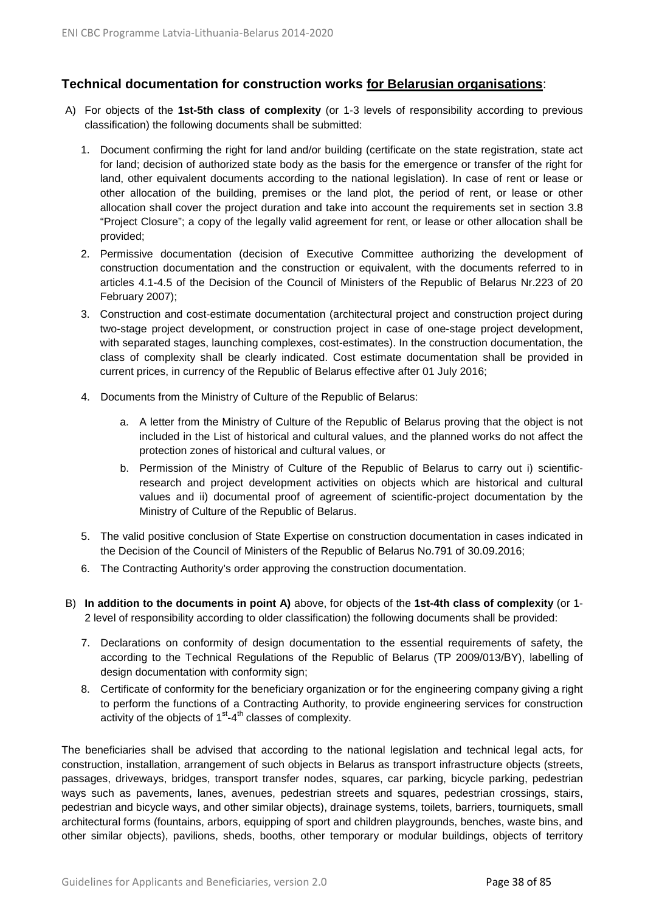### Technical documentation for construction works <u>for Belarusian organisations</u>:

A) For objects of the **1st-5th class of complexity** (or 1-3 levels of responsibility according to previous classification) the following documents shall be submitted:

1. Document confirming the right for land and/or building (certificate on the state registration, state act for land; decision of authorized state body as the basis for the emergence or transfer of the right for land, other equivalent documents according to the national legislation). In case of rent or lease or other allocation of the building, premises or the land plot, the period of rent, or lease or other allocation shall cover the project duration and take into account the requirements set in section 3.8 "Project Closure"; a copy of the legally valid agreement for rent, or lease or other allocation shall be provided;
2. Permissive documentation (decision of Executive Committee authorizing the development of construction documentation and the construction or equivalent, with the documents referred to in articles 4.1-4.5 of the Decision of the Council of Ministers of the Republic of Belarus Nr.223 of 20 February 2007);
3. Construction and cost-estimate documentation (architectural project and construction project during two-stage project development, or construction project in case of one-stage project development, with separated stages, launching complexes, cost-estimates). In the construction documentation, the class of complexity shall be clearly indicated. Cost estimate documentation shall be provided in current prices, in currency of the Republic of Belarus effective after 01 July 2016;
4. Documents from the Ministry of Culture of the Republic of Belarus:
   a. A letter from the Ministry of Culture of the Republic of Belarus proving that the object is not included in the List of historical and cultural values, and the planned works do not affect the protection zones of historical and cultural values, or
   b. Permission of the Ministry of Culture of the Republic of Belarus to carry out i) scientific-research and project development activities on objects which are historical and cultural values and ii) documental proof of agreement of scientific-project documentation by the Ministry of Culture of the Republic of Belarus.
5. The valid positive conclusion of State Expertise on construction documentation in cases indicated in the Decision of the Council of Ministers of the Republic of Belarus No.791 of 30.09.2016;
6. The Contracting Authority's order approving the construction documentation.

B) **In addition to the documents in point A)** above, for objects of the **1st-4th class of complexity** (or 1-2 level of responsibility according to older classification) the following documents shall be provided:

7. Declarations on conformity of design documentation to the essential requirements of safety, the according to the Technical Regulations of the Republic of Belarus (TP 2009/013/BY), labelling of design documentation with conformity sign;
8. Certificate of conformity for the beneficiary organization or for the engineering company giving a right to perform the functions of a Contracting Authority, to provide engineering services for construction activity of the objects of 1st-4th classes of complexity.

The beneficiaries shall be advised that according to the national legislation and technical legal acts, for construction, installation, arrangement of such objects in Belarus as transport infrastructure objects (streets, passages, driveways, bridges, transport transfer nodes, squares, car parking, bicycle parking, pedestrian ways such as pavements, lanes, avenues, pedestrian streets and squares, pedestrian crossings, stairs, pedestrian and bicycle ways, and other similar objects), drainage systems, toilets, barriers, tourniquets, small architectural forms (fountains, arbors, equipping of sport and children playgrounds, benches, waste bins, and other similar objects), pavilions, sheds, booths, other temporary or modular buildings, objects of territory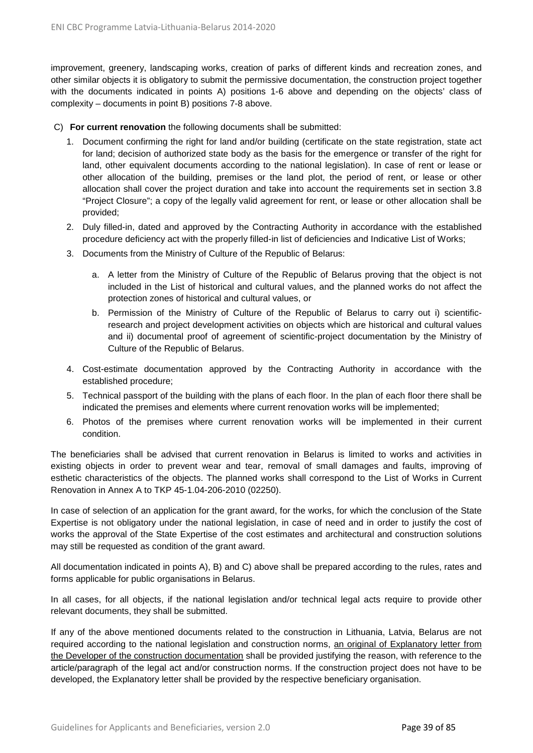improvement, greenery, landscaping works, creation of parks of different kinds and recreation zones, and other similar objects it is obligatory to submit the permissive documentation, the construction project together with the documents indicated in points A) positions 1-6 above and depending on the objects' class of complexity – documents in point B) positions 7-8 above.

C) **For current renovation** the following documents shall be submitted:

1. Document confirming the right for land and/or building (certificate on the state registration, state act for land; decision of authorized state body as the basis for the emergence or transfer of the right for land, other equivalent documents according to the national legislation). In case of rent or lease or other allocation of the building, premises or the land plot, the period of rent, or lease or other allocation shall cover the project duration and take into account the requirements set in section 3.8 "Project Closure"; a copy of the legally valid agreement for rent, or lease or other allocation shall be provided;
2. Duly filled-in, dated and approved by the Contracting Authority in accordance with the established procedure deficiency act with the properly filled-in list of deficiencies and Indicative List of Works;
3. Documents from the Ministry of Culture of the Republic of Belarus:
    a. A letter from the Ministry of Culture of the Republic of Belarus proving that the object is not included in the List of historical and cultural values, and the planned works do not affect the protection zones of historical and cultural values, or
    b. Permission of the Ministry of Culture of the Republic of Belarus to carry out i) scientific-research and project development activities on objects which are historical and cultural values and ii) documental proof of agreement of scientific-project documentation by the Ministry of Culture of the Republic of Belarus.
4. Cost-estimate documentation approved by the Contracting Authority in accordance with the established procedure;
5. Technical passport of the building with the plans of each floor. In the plan of each floor there shall be indicated the premises and elements where current renovation works will be implemented;
6. Photos of the premises where current renovation works will be implemented in their current condition.

The beneficiaries shall be advised that current renovation in Belarus is limited to works and activities in existing objects in order to prevent wear and tear, removal of small damages and faults, improving of esthetic characteristics of the objects. The planned works shall correspond to the List of Works in Current Renovation in Annex A to TKP 45-1.04-206-2010 (02250).

In case of selection of an application for the grant award, for the works, for which the conclusion of the State Expertise is not obligatory under the national legislation, in case of need and in order to justify the cost of works the approval of the State Expertise of the cost estimates and architectural and construction solutions may still be requested as condition of the grant award.

All documentation indicated in points A), B) and C) above shall be prepared according to the rules, rates and forms applicable for public organisations in Belarus.

In all cases, for all objects, if the national legislation and/or technical legal acts require to provide other relevant documents, they shall be submitted.

If any of the above mentioned documents related to the construction in Lithuania, Latvia, Belarus are not required according to the national legislation and construction norms, an original of Explanatory letter from the Developer of the construction documentation shall be provided justifying the reason, with reference to the article/paragraph of the legal act and/or construction norms. If the construction project does not have to be developed, the Explanatory letter shall be provided by the respective beneficiary organisation.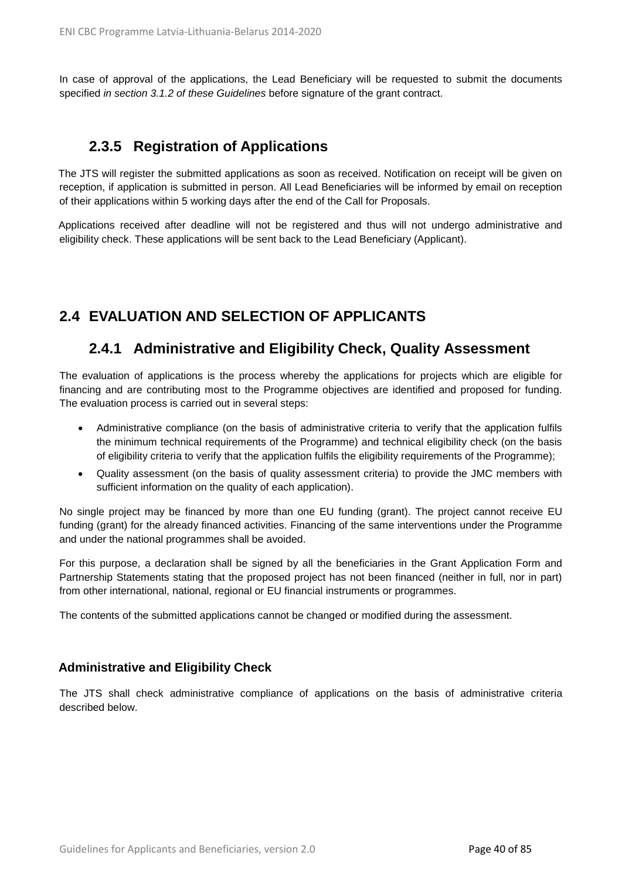In case of approval of the applications, the Lead Beneficiary will be requested to submit the documents specified *in section 3.1.2 of these Guidelines* before signature of the grant contract.

### 2.3.5 Registration of Applications

The JTS will register the submitted applications as soon as received. Notification on receipt will be given on reception, if application is submitted in person. All Lead Beneficiaries will be informed by email on reception of their applications within 5 working days after the end of the Call for Proposals.

Applications received after deadline will not be registered and thus will not undergo administrative and eligibility check. These applications will be sent back to the Lead Beneficiary (Applicant).

## 2.4 EVALUATION AND SELECTION OF APPLICANTS

### 2.4.1 Administrative and Eligibility Check, Quality Assessment

The evaluation of applications is the process whereby the applications for projects which are eligible for financing and are contributing most to the Programme objectives are identified and proposed for funding. The evaluation process is carried out in several steps:

- Administrative compliance (on the basis of administrative criteria to verify that the application fulfils the minimum technical requirements of the Programme) and technical eligibility check (on the basis of eligibility criteria to verify that the application fulfils the eligibility requirements of the Programme);
- Quality assessment (on the basis of quality assessment criteria) to provide the JMC members with sufficient information on the quality of each application).

No single project may be financed by more than one EU funding (grant). The project cannot receive EU funding (grant) for the already financed activities. Financing of the same interventions under the Programme and under the national programmes shall be avoided.

For this purpose, a declaration shall be signed by all the beneficiaries in the Grant Application Form and Partnership Statements stating that the proposed project has not been financed (neither in full, nor in part) from other international, national, regional or EU financial instruments or programmes.

The contents of the submitted applications cannot be changed or modified during the assessment.

#### Administrative and Eligibility Check

The JTS shall check administrative compliance of applications on the basis of administrative criteria described below.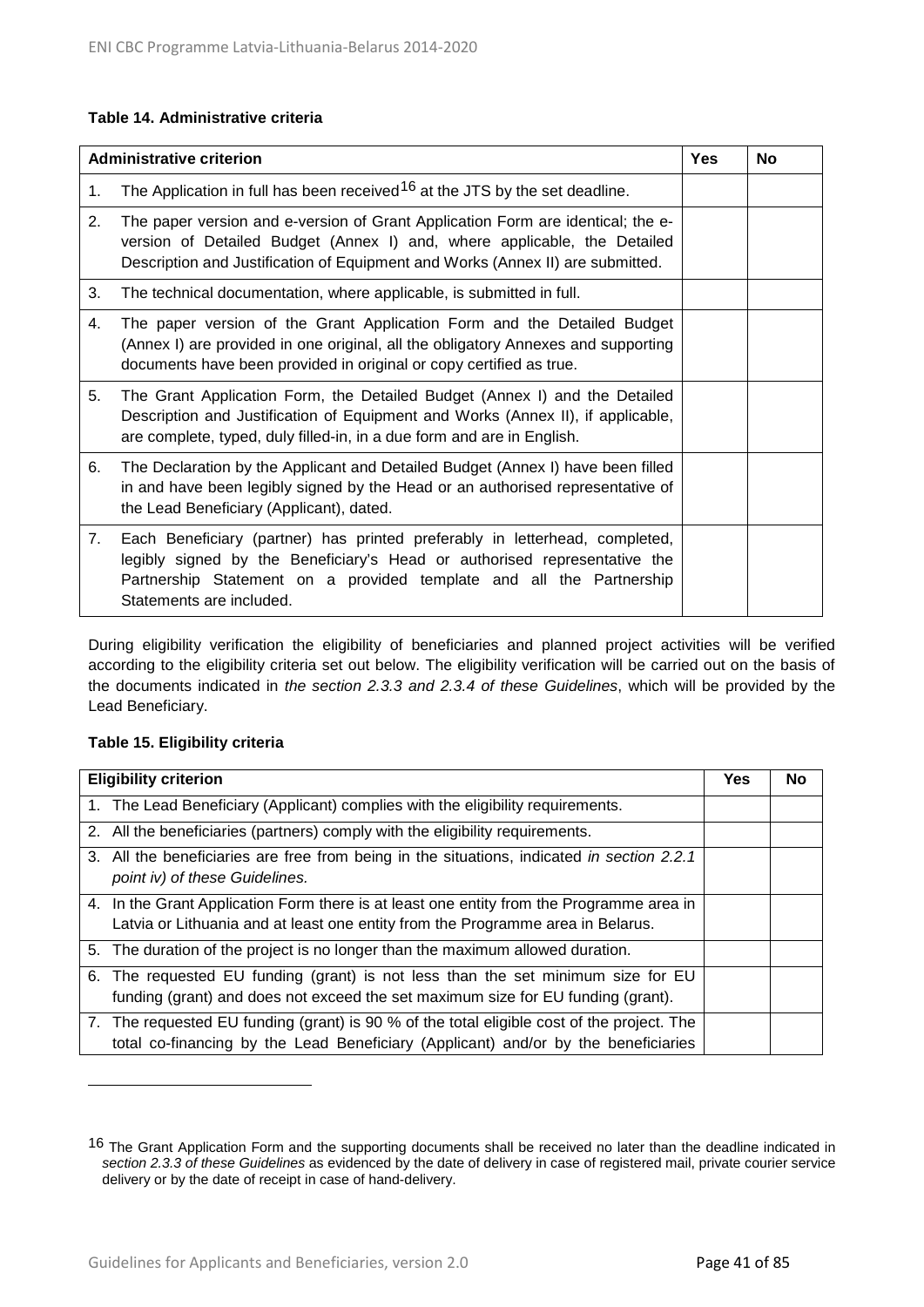**Table 14. Administrative criteria**

| Administrative criterion | Yes | No |
|---|---|---|
| 1. The Application in full has been received[16] at the JTS by the set deadline. | | |
| 2. The paper version and e-version of Grant Application Form are identical; the e-version of Detailed Budget (Annex I) and, where applicable, the Detailed Description and Justification of Equipment and Works (Annex II) are submitted. | | |
| 3. The technical documentation, where applicable, is submitted in full. | | |
| 4. The paper version of the Grant Application Form and the Detailed Budget (Annex I) are provided in one original, all the obligatory Annexes and supporting documents have been provided in original or copy certified as true. | | |
| 5. The Grant Application Form, the Detailed Budget (Annex I) and the Detailed Description and Justification of Equipment and Works (Annex II), if applicable, are complete, typed, duly filled-in, in a due form and are in English. | | |
| 6. The Declaration by the Applicant and Detailed Budget (Annex I) have been filled in and have been legibly signed by the Head or an authorised representative of the Lead Beneficiary (Applicant), dated. | | |
| 7. Each Beneficiary (partner) has printed preferably in letterhead, completed, legibly signed by the Beneficiary's Head or authorised representative the Partnership Statement on a provided template and all the Partnership Statements are included. | | |

During eligibility verification the eligibility of beneficiaries and planned project activities will be verified according to the eligibility criteria set out below. The eligibility verification will be carried out on the basis of the documents indicated in *the section 2.3.3 and 2.3.4 of these Guidelines*, which will be provided by the Lead Beneficiary.

**Table 15. Eligibility criteria**

| Eligibility criterion | Yes | No |
|---|---|---|
| 1. The Lead Beneficiary (Applicant) complies with the eligibility requirements. | | |
| 2. All the beneficiaries (partners) comply with the eligibility requirements. | | |
| 3. All the beneficiaries are free from being in the situations, indicated *in section 2.2.1 point iv) of these Guidelines.* | | |
| 4. In the Grant Application Form there is at least one entity from the Programme area in Latvia or Lithuania and at least one entity from the Programme area in Belarus. | | |
| 5. The duration of the project is no longer than the maximum allowed duration. | | |
| 6. The requested EU funding (grant) is not less than the set minimum size for EU funding (grant) and does not exceed the set maximum size for EU funding (grant). | | |
| 7. The requested EU funding (grant) is 90 % of the total eligible cost of the project. The total co-financing by the Lead Beneficiary (Applicant) and/or by the beneficiaries | | |

[16] The Grant Application Form and the supporting documents shall be received no later than the deadline indicated in *section 2.3.3 of these Guidelines* as evidenced by the date of delivery in case of registered mail, private courier service delivery or by the date of receipt in case of hand-delivery.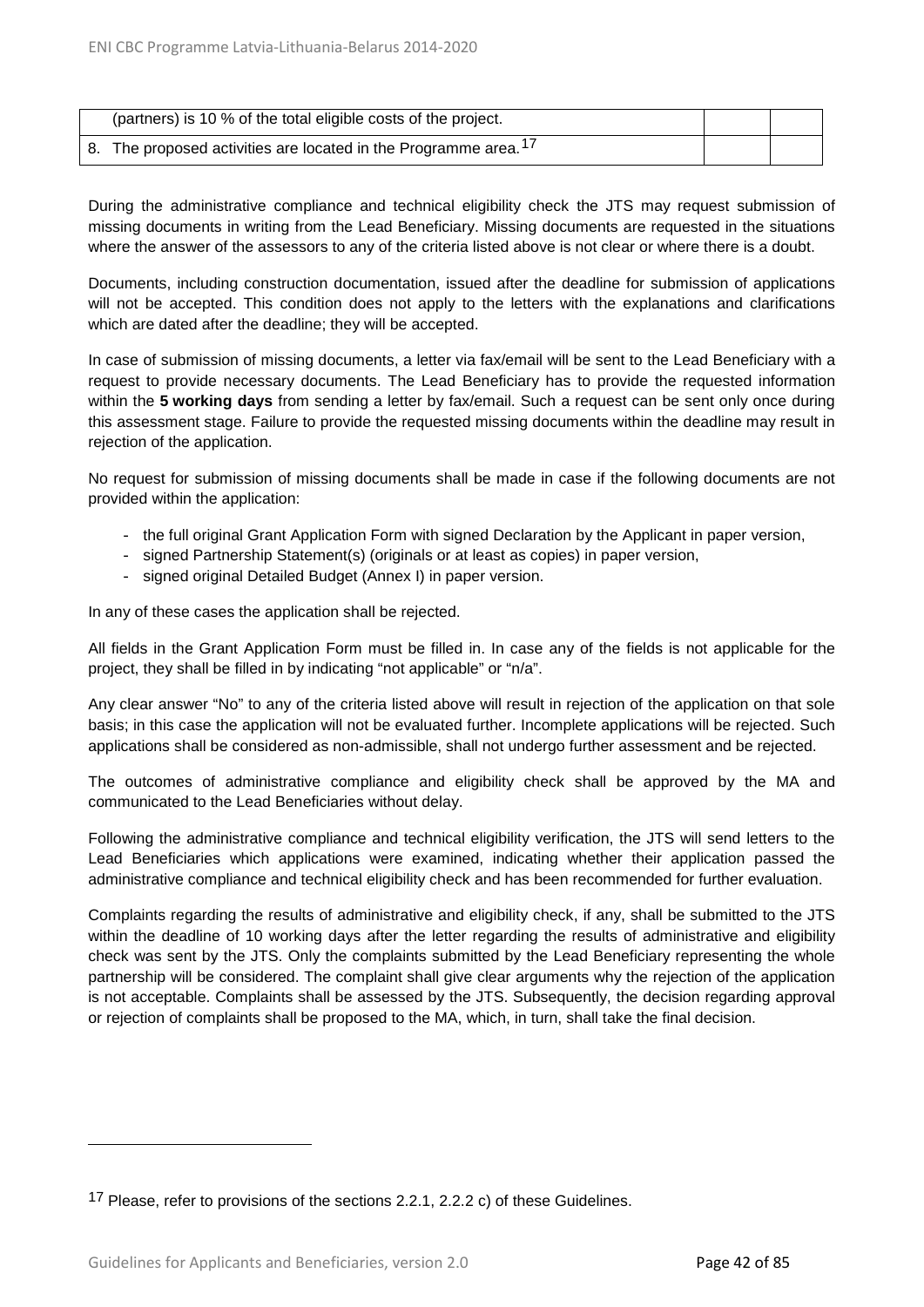| | | |
|---|---|---|
| (partners) is 10 % of the total eligible costs of the project. | | |
| 8. The proposed activities are located in the Programme area.[17] | | |

During the administrative compliance and technical eligibility check the JTS may request submission of missing documents in writing from the Lead Beneficiary. Missing documents are requested in the situations where the answer of the assessors to any of the criteria listed above is not clear or where there is a doubt.

Documents, including construction documentation, issued after the deadline for submission of applications will not be accepted. This condition does not apply to the letters with the explanations and clarifications which are dated after the deadline; they will be accepted.

In case of submission of missing documents, a letter via fax/email will be sent to the Lead Beneficiary with a request to provide necessary documents. The Lead Beneficiary has to provide the requested information within the **5 working days** from sending a letter by fax/email. Such a request can be sent only once during this assessment stage. Failure to provide the requested missing documents within the deadline may result in rejection of the application.

No request for submission of missing documents shall be made in case if the following documents are not provided within the application:

- the full original Grant Application Form with signed Declaration by the Applicant in paper version,
- signed Partnership Statement(s) (originals or at least as copies) in paper version,
- signed original Detailed Budget (Annex I) in paper version.

In any of these cases the application shall be rejected.

All fields in the Grant Application Form must be filled in. In case any of the fields is not applicable for the project, they shall be filled in by indicating "not applicable" or "n/a".

Any clear answer "No" to any of the criteria listed above will result in rejection of the application on that sole basis; in this case the application will not be evaluated further. Incomplete applications will be rejected. Such applications shall be considered as non-admissible, shall not undergo further assessment and be rejected.

The outcomes of administrative compliance and eligibility check shall be approved by the MA and communicated to the Lead Beneficiaries without delay.

Following the administrative compliance and technical eligibility verification, the JTS will send letters to the Lead Beneficiaries which applications were examined, indicating whether their application passed the administrative compliance and technical eligibility check and has been recommended for further evaluation.

Complaints regarding the results of administrative and eligibility check, if any, shall be submitted to the JTS within the deadline of 10 working days after the letter regarding the results of administrative and eligibility check was sent by the JTS. Only the complaints submitted by the Lead Beneficiary representing the whole partnership will be considered. The complaint shall give clear arguments why the rejection of the application is not acceptable. Complaints shall be assessed by the JTS. Subsequently, the decision regarding approval or rejection of complaints shall be proposed to the MA, which, in turn, shall take the final decision.

[17] Please, refer to provisions of the sections 2.2.1, 2.2.2 c) of these Guidelines.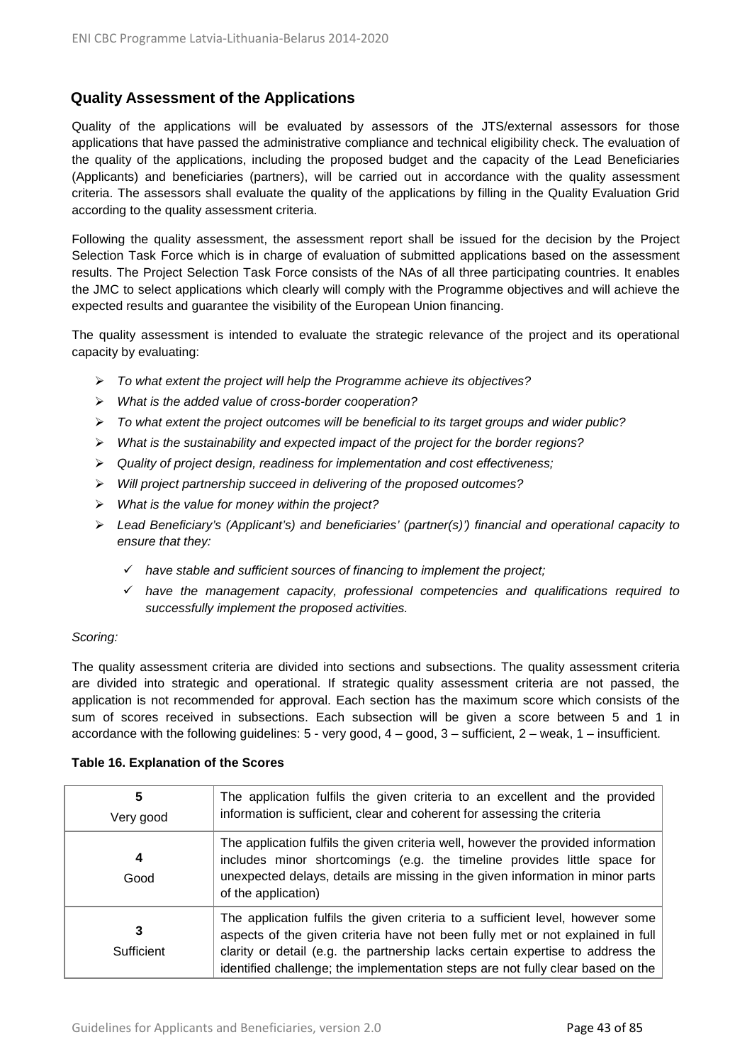## Quality Assessment of the Applications

Quality of the applications will be evaluated by assessors of the JTS/external assessors for those applications that have passed the administrative compliance and technical eligibility check. The evaluation of the quality of the applications, including the proposed budget and the capacity of the Lead Beneficiaries (Applicants) and beneficiaries (partners), will be carried out in accordance with the quality assessment criteria. The assessors shall evaluate the quality of the applications by filling in the Quality Evaluation Grid according to the quality assessment criteria.

Following the quality assessment, the assessment report shall be issued for the decision by the Project Selection Task Force which is in charge of evaluation of submitted applications based on the assessment results. The Project Selection Task Force consists of the NAs of all three participating countries. It enables the JMC to select applications which clearly will comply with the Programme objectives and will achieve the expected results and guarantee the visibility of the European Union financing.

The quality assessment is intended to evaluate the strategic relevance of the project and its operational capacity by evaluating:

- *To what extent the project will help the Programme achieve its objectives?*
- *What is the added value of cross-border cooperation?*
- *To what extent the project outcomes will be beneficial to its target groups and wider public?*
- *What is the sustainability and expected impact of the project for the border regions?*
- *Quality of project design, readiness for implementation and cost effectiveness;*
- *Will project partnership succeed in delivering of the proposed outcomes?*
- *What is the value for money within the project?*
- *Lead Beneficiary's (Applicant's) and beneficiaries' (partner(s)') financial and operational capacity to ensure that they:*
  - ✓ *have stable and sufficient sources of financing to implement the project;*
  - ✓ *have the management capacity, professional competencies and qualifications required to successfully implement the proposed activities.*

*Scoring:*

The quality assessment criteria are divided into sections and subsections. The quality assessment criteria are divided into strategic and operational. If strategic quality assessment criteria are not passed, the application is not recommended for approval. Each section has the maximum score which consists of the sum of scores received in subsections. Each subsection will be given a score between 5 and 1 in accordance with the following guidelines: 5 - very good, 4 – good, 3 – sufficient, 2 – weak, 1 – insufficient.

**Table 16. Explanation of the Scores**

| | |
|---|---|
| **5** Very good | The application fulfils the given criteria to an excellent and the provided information is sufficient, clear and coherent for assessing the criteria |
| **4** Good | The application fulfils the given criteria well, however the provided information includes minor shortcomings (e.g. the timeline provides little space for unexpected delays, details are missing in the given information in minor parts of the application) |
| **3** Sufficient | The application fulfils the given criteria to a sufficient level, however some aspects of the given criteria have not been fully met or not explained in full clarity or detail (e.g. the partnership lacks certain expertise to address the identified challenge; the implementation steps are not fully clear based on the |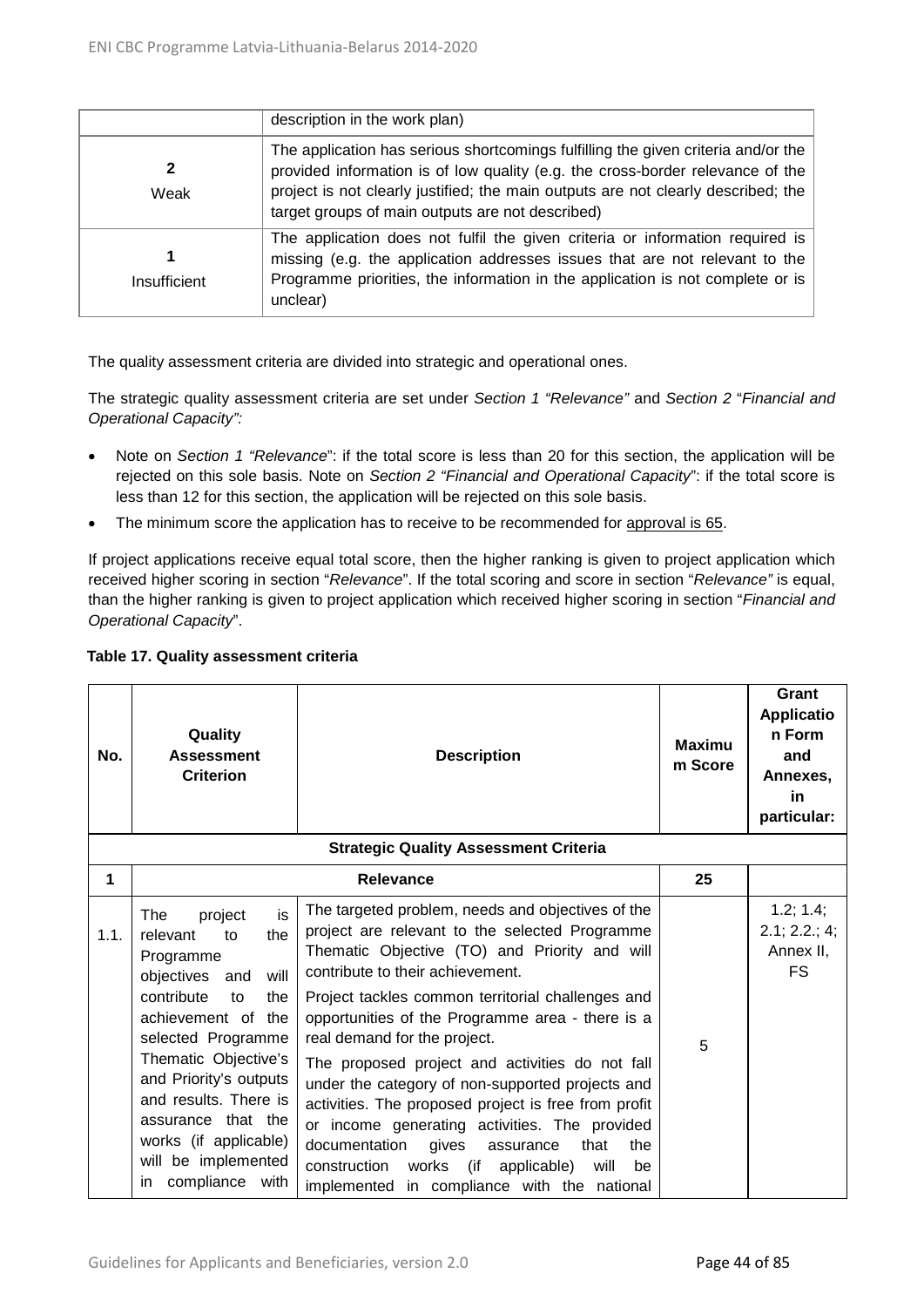| | |
|---|---|
| | description in the work plan) |
| **2** Weak | The application has serious shortcomings fulfilling the given criteria and/or the provided information is of low quality (e.g. the cross-border relevance of the project is not clearly justified; the main outputs are not clearly described; the target groups of main outputs are not described) |
| **1** Insufficient | The application does not fulfil the given criteria or information required is missing (e.g. the application addresses issues that are not relevant to the Programme priorities, the information in the application is not complete or is unclear) |

The quality assessment criteria are divided into strategic and operational ones.

The strategic quality assessment criteria are set under *Section 1 "Relevance"* and *Section 2* "*Financial and Operational Capacity":*

- Note on *Section 1 "Relevance*": if the total score is less than 20 for this section, the application will be rejected on this sole basis. Note on *Section 2 "Financial and Operational Capacity*": if the total score is less than 12 for this section, the application will be rejected on this sole basis.
- The minimum score the application has to receive to be recommended for approval is 65.

If project applications receive equal total score, then the higher ranking is given to project application which received higher scoring in section "*Relevance*". If the total scoring and score in section "*Relevance"* is equal, than the higher ranking is given to project application which received higher scoring in section "*Financial and Operational Capacity*".

**Table 17. Quality assessment criteria**

| No. | Quality Assessment Criterion | Description | Maximum Score | Grant Application Form and Annexes, in particular: |
|---|---|---|---|---|
| **Strategic Quality Assessment Criteria** | | | | |
| **1** | **Relevance** | | **25** | |
| 1.1. | The project is relevant to the Programme objectives and will contribute to the achievement of the selected Programme Thematic Objective's and Priority's outputs and results. There is assurance that the works (if applicable) will be implemented in compliance with | The targeted problem, needs and objectives of the project are relevant to the selected Programme Thematic Objective (TO) and Priority and will contribute to their achievement.<br>Project tackles common territorial challenges and opportunities of the Programme area - there is a real demand for the project.<br>The proposed project and activities do not fall under the category of non-supported projects and activities. The proposed project is free from profit or income generating activities. The provided documentation gives assurance that the construction works (if applicable) will be implemented in compliance with the national | 5 | 1.2; 1.4; 2.1; 2.2.; 4; Annex II, FS |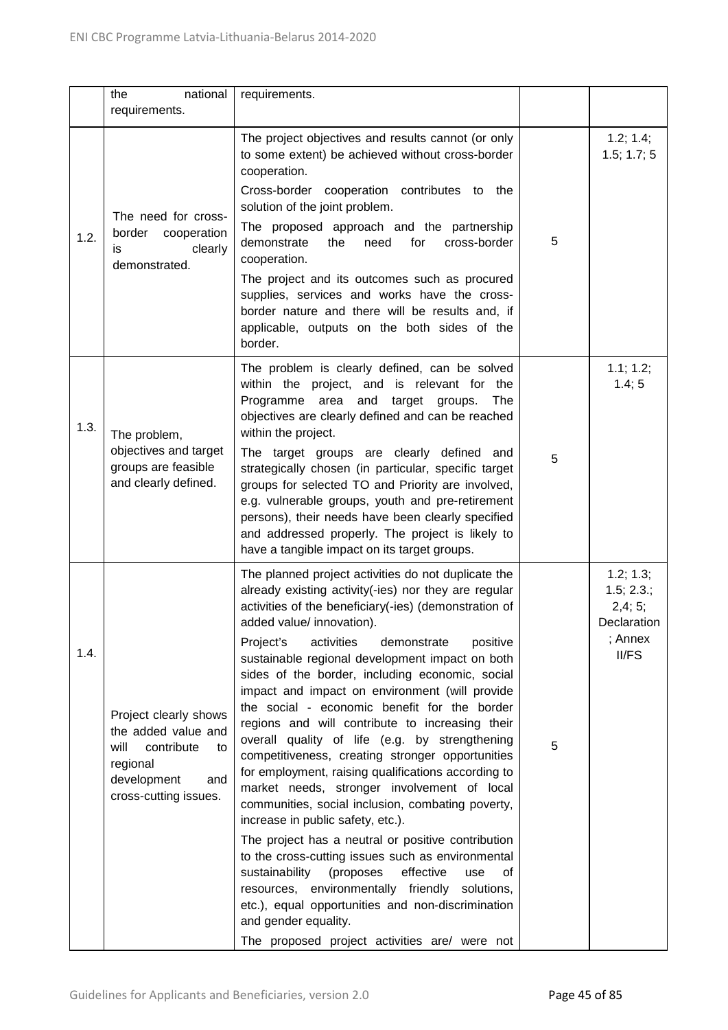| | | | | |
|---|---|---|---|---|
| | the national requirements. | requirements. | | |
| 1.2. | The need for cross-border cooperation is clearly demonstrated. | The project objectives and results cannot (or only to some extent) be achieved without cross-border cooperation.<br>Cross-border cooperation contributes to the solution of the joint problem.<br>The proposed approach and the partnership demonstrate the need for cross-border cooperation.<br>The project and its outcomes such as procured supplies, services and works have the cross-border nature and there will be results and, if applicable, outputs on the both sides of the border. | 5 | 1.2; 1.4; 1.5; 1.7; 5 |
| 1.3. | The problem, objectives and target groups are feasible and clearly defined. | The problem is clearly defined, can be solved within the project, and is relevant for the Programme area and target groups. The objectives are clearly defined and can be reached within the project.<br>The target groups are clearly defined and strategically chosen (in particular, specific target groups for selected TO and Priority are involved, e.g. vulnerable groups, youth and pre-retirement persons), their needs have been clearly specified and addressed properly. The project is likely to have a tangible impact on its target groups. | 5 | 1.1; 1.2; 1.4; 5 |
| 1.4. | Project clearly shows the added value and will contribute to regional development and cross-cutting issues. | The planned project activities do not duplicate the already existing activity(-ies) nor they are regular activities of the beneficiary(-ies) (demonstration of added value/ innovation).<br>Project's activities demonstrate positive sustainable regional development impact on both sides of the border, including economic, social impact and impact on environment (will provide the social - economic benefit for the border regions and will contribute to increasing their overall quality of life (e.g. by strengthening competitiveness, creating stronger opportunities for employment, raising qualifications according to market needs, stronger involvement of local communities, social inclusion, combating poverty, increase in public safety, etc.).<br>The project has a neutral or positive contribution to the cross-cutting issues such as environmental sustainability (proposes effective use of resources, environmentally friendly solutions, etc.), equal opportunities and non-discrimination and gender equality.<br>The proposed project activities are/ were not | 5 | 1.2; 1.3; 1.5; 2.3.; 2,4; 5; Declaration ; Annex II/FS |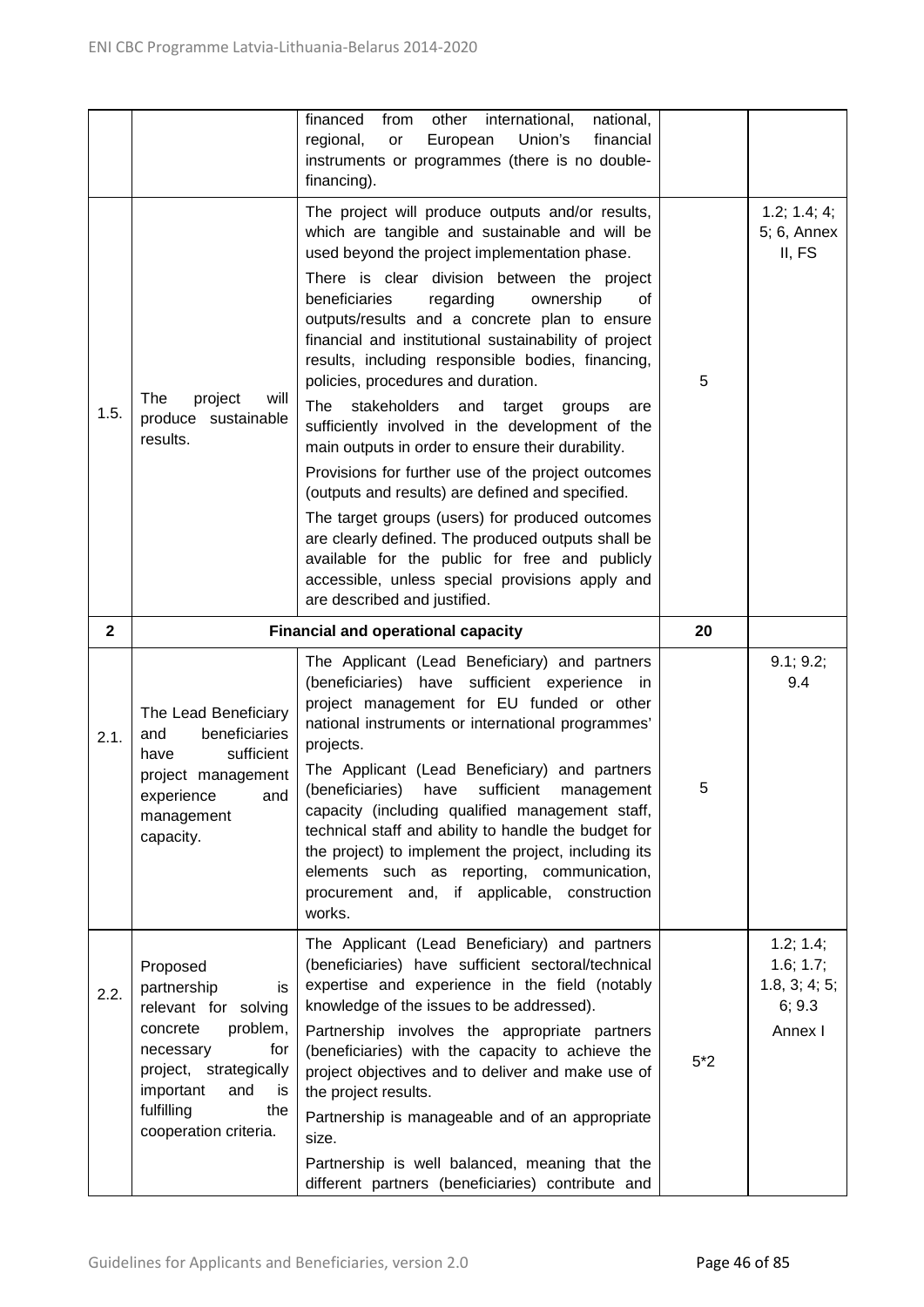| | | | | |
|---|---|---|---|---|
| | | financed from other international, national, regional, or European Union's financial instruments or programmes (there is no double-financing). | | |
| 1.5. | The project will produce sustainable results. | The project will produce outputs and/or results, which are tangible and sustainable and will be used beyond the project implementation phase.<br>There is clear division between the project beneficiaries regarding ownership of outputs/results and a concrete plan to ensure financial and institutional sustainability of project results, including responsible bodies, financing, policies, procedures and duration.<br>The stakeholders and target groups are sufficiently involved in the development of the main outputs in order to ensure their durability.<br>Provisions for further use of the project outcomes (outputs and results) are defined and specified.<br>The target groups (users) for produced outcomes are clearly defined. The produced outputs shall be available for the public for free and publicly accessible, unless special provisions apply and are described and justified. | 5 | 1.2; 1.4; 4; 5; 6, Annex II, FS |
| **2** | **Financial and operational capacity** | | **20** | |
| 2.1. | The Lead Beneficiary and beneficiaries have sufficient project management experience and management capacity. | The Applicant (Lead Beneficiary) and partners (beneficiaries) have sufficient experience in project management for EU funded or other national instruments or international programmes' projects.<br>The Applicant (Lead Beneficiary) and partners (beneficiaries) have sufficient management capacity (including qualified management staff, technical staff and ability to handle the budget for the project) to implement the project, including its elements such as reporting, communication, procurement and, if applicable, construction works. | 5 | 9.1; 9.2; 9.4 |
| 2.2. | Proposed partnership is relevant for solving concrete problem, necessary for project, strategically important and is fulfilling the cooperation criteria. | The Applicant (Lead Beneficiary) and partners (beneficiaries) have sufficient sectoral/technical expertise and experience in the field (notably knowledge of the issues to be addressed).<br>Partnership involves the appropriate partners (beneficiaries) with the capacity to achieve the project objectives and to deliver and make use of the project results.<br>Partnership is manageable and of an appropriate size.<br>Partnership is well balanced, meaning that the different partners (beneficiaries) contribute and | 5*2 | 1.2; 1.4; 1.6; 1.7; 1.8, 3; 4; 5; 6; 9.3 Annex I |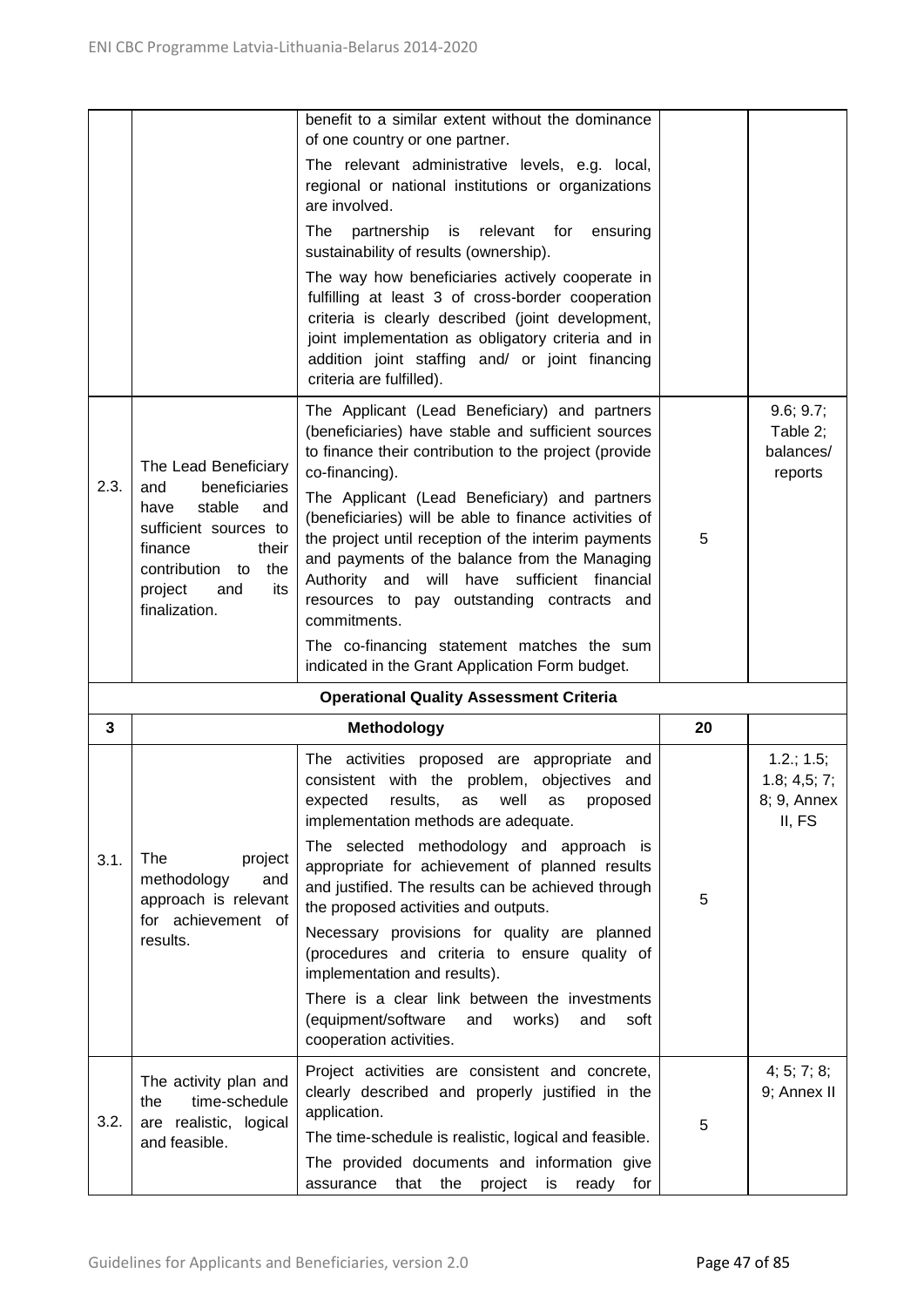| | | | | |
|---|---|---|---|---|
| | | benefit to a similar extent without the dominance of one country or one partner.<br>The relevant administrative levels, e.g. local, regional or national institutions or organizations are involved.<br>The partnership is relevant for ensuring sustainability of results (ownership).<br>The way how beneficiaries actively cooperate in fulfilling at least 3 of cross-border cooperation criteria is clearly described (joint development, joint implementation as obligatory criteria and in addition joint staffing and/ or joint financing criteria are fulfilled). | | |
| 2.3. | The Lead Beneficiary and beneficiaries have stable and sufficient sources to finance their contribution to the project and its finalization. | The Applicant (Lead Beneficiary) and partners (beneficiaries) have stable and sufficient sources to finance their contribution to the project (provide co-financing).<br>The Applicant (Lead Beneficiary) and partners (beneficiaries) will be able to finance activities of the project until reception of the interim payments and payments of the balance from the Managing Authority and will have sufficient financial resources to pay outstanding contracts and commitments.<br>The co-financing statement matches the sum indicated in the Grant Application Form budget. | 5 | 9.6; 9.7; Table 2; balances/ reports |
| **Operational Quality Assessment Criteria** | | | | |
| **3** | **Methodology** | | **20** | |
| 3.1. | The project methodology and approach is relevant for achievement of results. | The activities proposed are appropriate and consistent with the problem, objectives and expected results, as well as proposed implementation methods are adequate.<br>The selected methodology and approach is appropriate for achievement of planned results and justified. The results can be achieved through the proposed activities and outputs.<br>Necessary provisions for quality are planned (procedures and criteria to ensure quality of implementation and results).<br>There is a clear link between the investments (equipment/software and works) and soft cooperation activities. | 5 | 1.2.; 1.5; 1.8; 4,5; 7; 8; 9, Annex II, FS |
| 3.2. | The activity plan and the time-schedule are realistic, logical and feasible. | Project activities are consistent and concrete, clearly described and properly justified in the application.<br>The time-schedule is realistic, logical and feasible.<br>The provided documents and information give assurance that the project is ready for | 5 | 4; 5; 7; 8; 9; Annex II |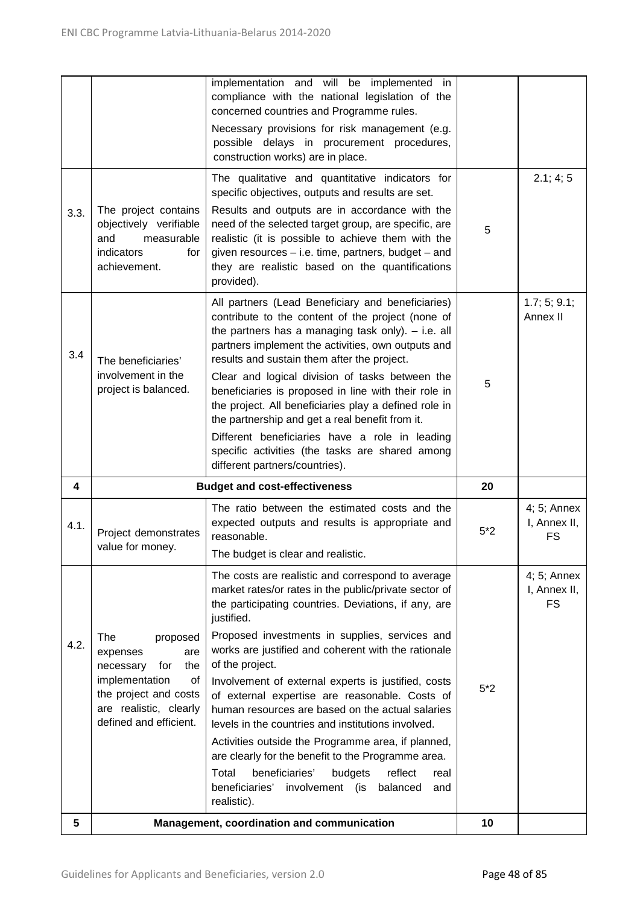| | | | | |
|---|---|---|---|---|
| | | implementation and will be implemented in compliance with the national legislation of the concerned countries and Programme rules.<br>Necessary provisions for risk management (e.g. possible delays in procurement procedures, construction works) are in place. | | |
| 3.3. | The project contains objectively verifiable and measurable indicators for achievement. | The qualitative and quantitative indicators for specific objectives, outputs and results are set.<br>Results and outputs are in accordance with the need of the selected target group, are specific, are realistic (it is possible to achieve them with the given resources – i.e. time, partners, budget – and they are realistic based on the quantifications provided). | 5 | 2.1; 4; 5 |
| 3.4 | The beneficiaries' involvement in the project is balanced. | All partners (Lead Beneficiary and beneficiaries) contribute to the content of the project (none of the partners has a managing task only). – i.e. all partners implement the activities, own outputs and results and sustain them after the project.<br>Clear and logical division of tasks between the beneficiaries is proposed in line with their role in the project. All beneficiaries play a defined role in the partnership and get a real benefit from it.<br>Different beneficiaries have a role in leading specific activities (the tasks are shared among different partners/countries). | 5 | 1.7; 5; 9.1; Annex II |
| **4** | | **Budget and cost-effectiveness** | **20** | |
| 4.1. | Project demonstrates value for money. | The ratio between the estimated costs and the expected outputs and results is appropriate and reasonable.<br>The budget is clear and realistic. | 5*2 | 4; 5; Annex I, Annex II, FS |
| 4.2. | The proposed expenses are necessary for the implementation of the project and costs are realistic, clearly defined and efficient. | The costs are realistic and correspond to average market rates/or rates in the public/private sector of the participating countries. Deviations, if any, are justified.<br>Proposed investments in supplies, services and works are justified and coherent with the rationale of the project.<br>Involvement of external experts is justified, costs of external expertise are reasonable. Costs of human resources are based on the actual salaries levels in the countries and institutions involved.<br>Activities outside the Programme area, if planned, are clearly for the benefit to the Programme area.<br>Total beneficiaries' budgets reflect real beneficiaries' involvement (is balanced and realistic). | 5*2 | 4; 5; Annex I, Annex II, FS |
| **5** | | **Management, coordination and communication** | **10** | |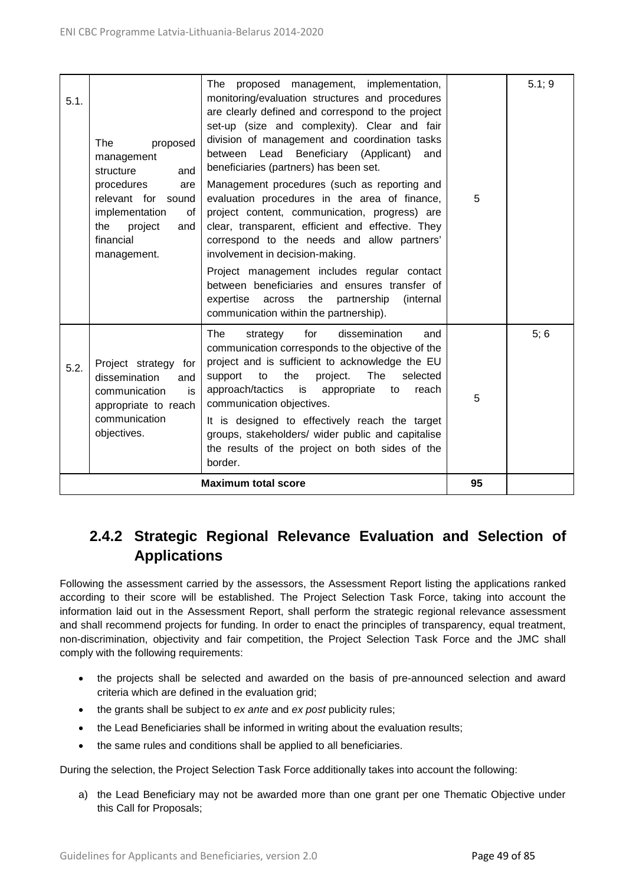| | | | | |
|---|---|---|---|---|
| 5.1. | The proposed management structure and procedures are relevant for sound implementation of the project and financial management. | The proposed management, implementation, monitoring/evaluation structures and procedures are clearly defined and correspond to the project set-up (size and complexity). Clear and fair division of management and coordination tasks between Lead Beneficiary (Applicant) and beneficiaries (partners) has been set.<br><br>Management procedures (such as reporting and evaluation procedures in the area of finance, project content, communication, progress) are clear, transparent, efficient and effective. They correspond to the needs and allow partners' involvement in decision-making.<br><br>Project management includes regular contact between beneficiaries and ensures transfer of expertise across the partnership (internal communication within the partnership). | 5 | 5.1; 9 |
| 5.2. | Project strategy for dissemination and communication is appropriate to reach communication objectives. | The strategy for dissemination and communication corresponds to the objective of the project and is sufficient to acknowledge the EU support to the project. The selected approach/tactics is appropriate to reach communication objectives.<br><br>It is designed to effectively reach the target groups, stakeholders/ wider public and capitalise the results of the project on both sides of the border. | 5 | 5; 6 |
| **Maximum total score** | | | **95** | |

## 2.4.2 Strategic Regional Relevance Evaluation and Selection of Applications

Following the assessment carried by the assessors, the Assessment Report listing the applications ranked according to their score will be established. The Project Selection Task Force, taking into account the information laid out in the Assessment Report, shall perform the strategic regional relevance assessment and shall recommend projects for funding. In order to enact the principles of transparency, equal treatment, non-discrimination, objectivity and fair competition, the Project Selection Task Force and the JMC shall comply with the following requirements:

- the projects shall be selected and awarded on the basis of pre-announced selection and award criteria which are defined in the evaluation grid;
- the grants shall be subject to *ex ante* and *ex post* publicity rules;
- the Lead Beneficiaries shall be informed in writing about the evaluation results;
- the same rules and conditions shall be applied to all beneficiaries.

During the selection, the Project Selection Task Force additionally takes into account the following:

a) the Lead Beneficiary may not be awarded more than one grant per one Thematic Objective under this Call for Proposals;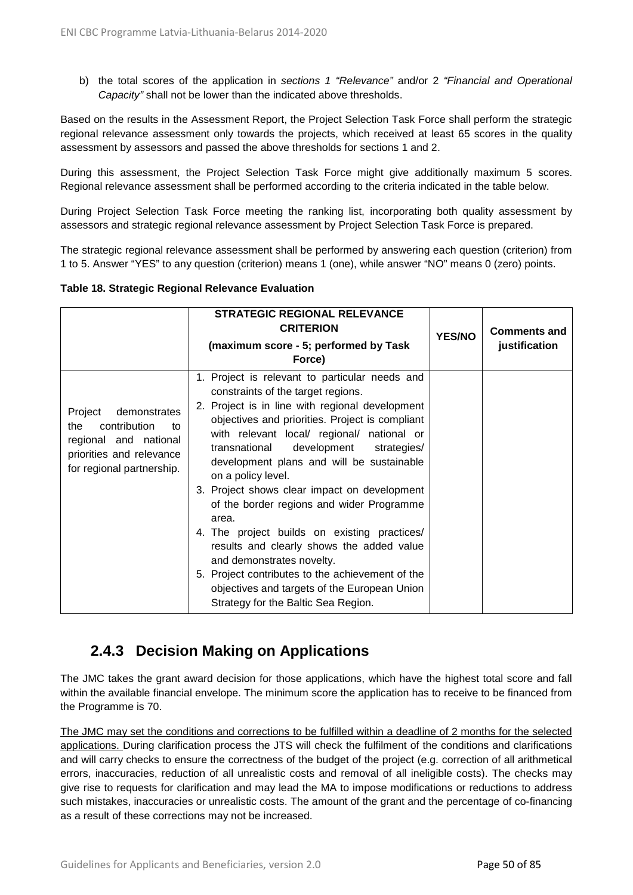b) the total scores of the application in *sections 1 "Relevance"* and/or 2 *"Financial and Operational Capacity"* shall not be lower than the indicated above thresholds.

Based on the results in the Assessment Report, the Project Selection Task Force shall perform the strategic regional relevance assessment only towards the projects, which received at least 65 scores in the quality assessment by assessors and passed the above thresholds for sections 1 and 2.

During this assessment, the Project Selection Task Force might give additionally maximum 5 scores. Regional relevance assessment shall be performed according to the criteria indicated in the table below.

During Project Selection Task Force meeting the ranking list, incorporating both quality assessment by assessors and strategic regional relevance assessment by Project Selection Task Force is prepared.

The strategic regional relevance assessment shall be performed by answering each question (criterion) from 1 to 5. Answer "YES" to any question (criterion) means 1 (one), while answer "NO" means 0 (zero) points.

**Table 18. Strategic Regional Relevance Evaluation**

| | **STRATEGIC REGIONAL RELEVANCE CRITERION (maximum score - 5; performed by Task Force)** | **YES/NO** | **Comments and justification** |
|---|---|---|---|
| Project demonstrates the contribution to regional and national priorities and relevance for regional partnership. | 1. Project is relevant to particular needs and constraints of the target regions.<br>2. Project is in line with regional development objectives and priorities. Project is compliant with relevant local/ regional/ national or transnational development strategies/ development plans and will be sustainable on a policy level.<br>3. Project shows clear impact on development of the border regions and wider Programme area.<br>4. The project builds on existing practices/ results and clearly shows the added value and demonstrates novelty.<br>5. Project contributes to the achievement of the objectives and targets of the European Union Strategy for the Baltic Sea Region. | | |

## 2.4.3 Decision Making on Applications

The JMC takes the grant award decision for those applications, which have the highest total score and fall within the available financial envelope. The minimum score the application has to receive to be financed from the Programme is 70.

<u>The JMC may set the conditions and corrections to be fulfilled within a deadline of 2 months for the selected applications.</u> During clarification process the JTS will check the fulfilment of the conditions and clarifications and will carry checks to ensure the correctness of the budget of the project (e.g. correction of all arithmetical errors, inaccuracies, reduction of all unrealistic costs and removal of all ineligible costs). The checks may give rise to requests for clarification and may lead the MA to impose modifications or reductions to address such mistakes, inaccuracies or unrealistic costs. The amount of the grant and the percentage of co-financing as a result of these corrections may not be increased.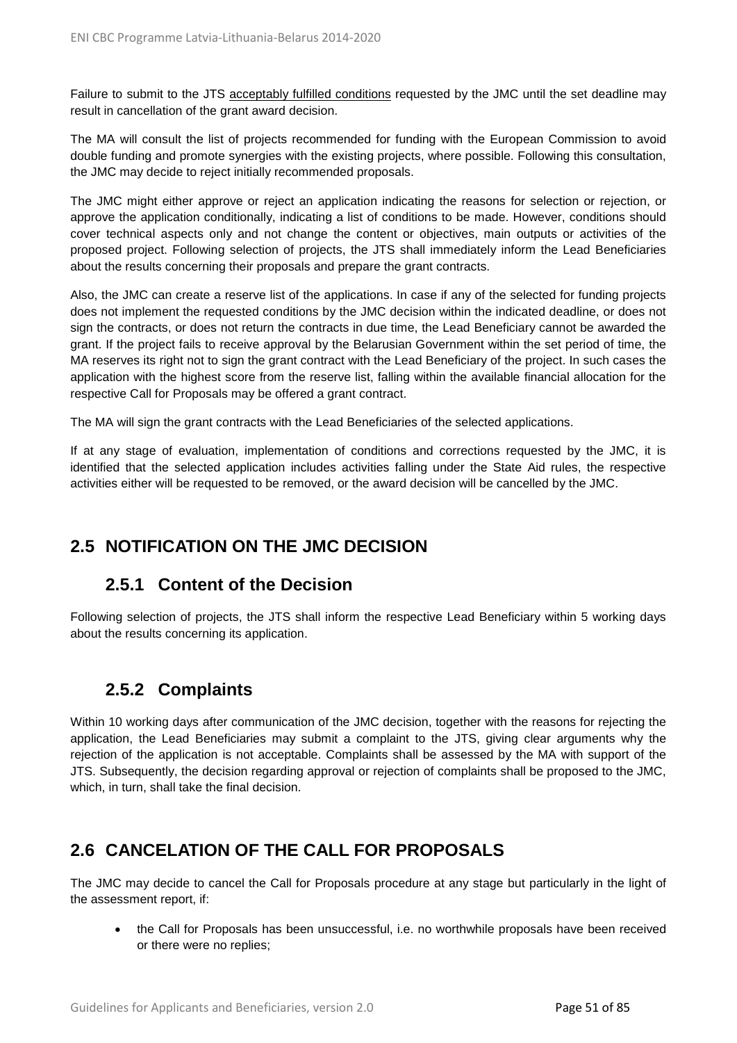Failure to submit to the JTS acceptably fulfilled conditions requested by the JMC until the set deadline may result in cancellation of the grant award decision.

The MA will consult the list of projects recommended for funding with the European Commission to avoid double funding and promote synergies with the existing projects, where possible. Following this consultation, the JMC may decide to reject initially recommended proposals.

The JMC might either approve or reject an application indicating the reasons for selection or rejection, or approve the application conditionally, indicating a list of conditions to be made. However, conditions should cover technical aspects only and not change the content or objectives, main outputs or activities of the proposed project. Following selection of projects, the JTS shall immediately inform the Lead Beneficiaries about the results concerning their proposals and prepare the grant contracts.

Also, the JMC can create a reserve list of the applications. In case if any of the selected for funding projects does not implement the requested conditions by the JMC decision within the indicated deadline, or does not sign the contracts, or does not return the contracts in due time, the Lead Beneficiary cannot be awarded the grant. If the project fails to receive approval by the Belarusian Government within the set period of time, the MA reserves its right not to sign the grant contract with the Lead Beneficiary of the project. In such cases the application with the highest score from the reserve list, falling within the available financial allocation for the respective Call for Proposals may be offered a grant contract.

The MA will sign the grant contracts with the Lead Beneficiaries of the selected applications.

If at any stage of evaluation, implementation of conditions and corrections requested by the JMC, it is identified that the selected application includes activities falling under the State Aid rules, the respective activities either will be requested to be removed, or the award decision will be cancelled by the JMC.

## 2.5 NOTIFICATION ON THE JMC DECISION

### 2.5.1 Content of the Decision

Following selection of projects, the JTS shall inform the respective Lead Beneficiary within 5 working days about the results concerning its application.

### 2.5.2 Complaints

Within 10 working days after communication of the JMC decision, together with the reasons for rejecting the application, the Lead Beneficiaries may submit a complaint to the JTS, giving clear arguments why the rejection of the application is not acceptable. Complaints shall be assessed by the MA with support of the JTS. Subsequently, the decision regarding approval or rejection of complaints shall be proposed to the JMC, which, in turn, shall take the final decision.

## 2.6 CANCELATION OF THE CALL FOR PROPOSALS

The JMC may decide to cancel the Call for Proposals procedure at any stage but particularly in the light of the assessment report, if:

- the Call for Proposals has been unsuccessful, i.e. no worthwhile proposals have been received or there were no replies;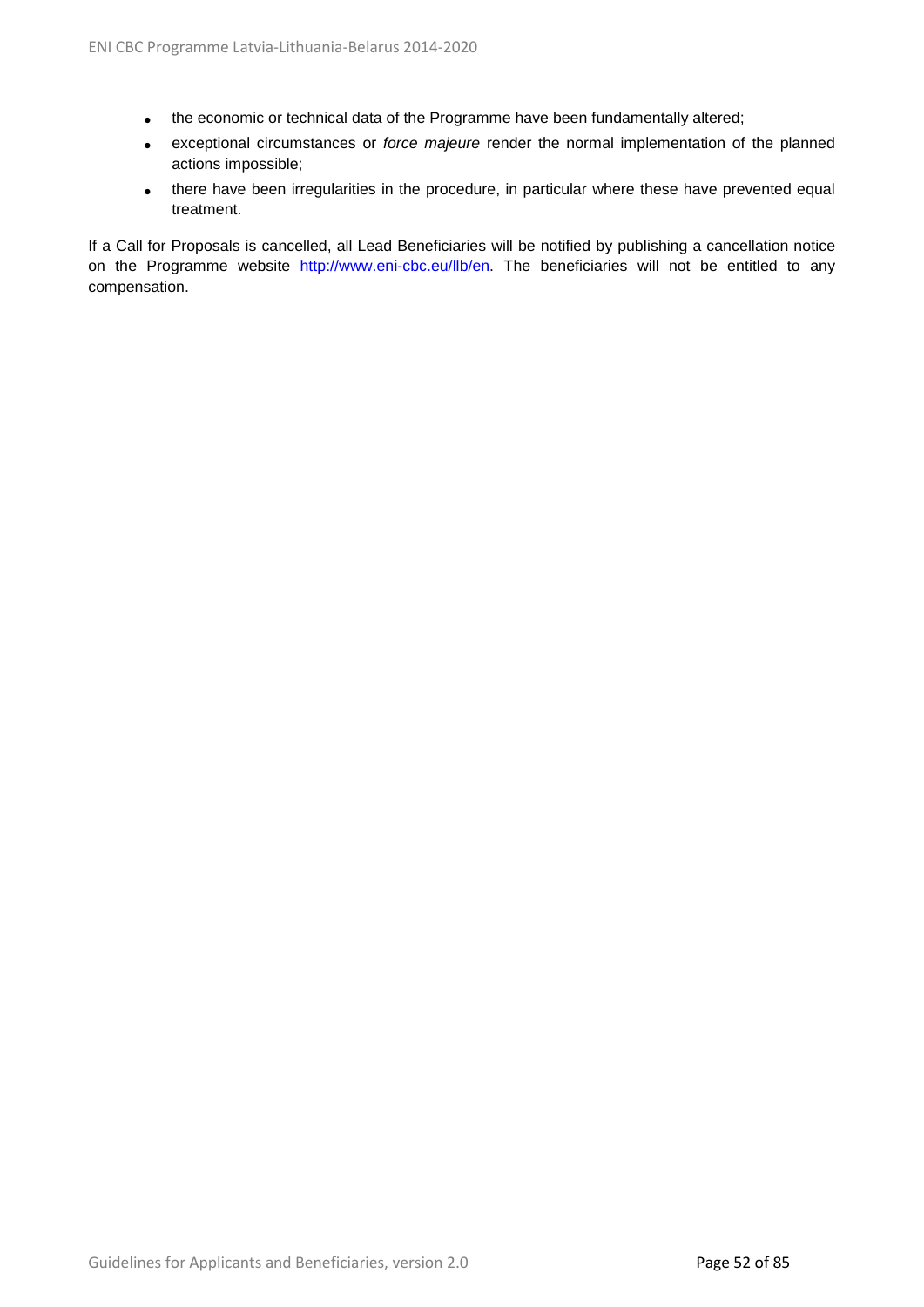- the economic or technical data of the Programme have been fundamentally altered;
- exceptional circumstances or *force majeure* render the normal implementation of the planned actions impossible;
- there have been irregularities in the procedure, in particular where these have prevented equal treatment.

If a Call for Proposals is cancelled, all Lead Beneficiaries will be notified by publishing a cancellation notice on the Programme website http://www.eni-cbc.eu/llb/en. The beneficiaries will not be entitled to any compensation.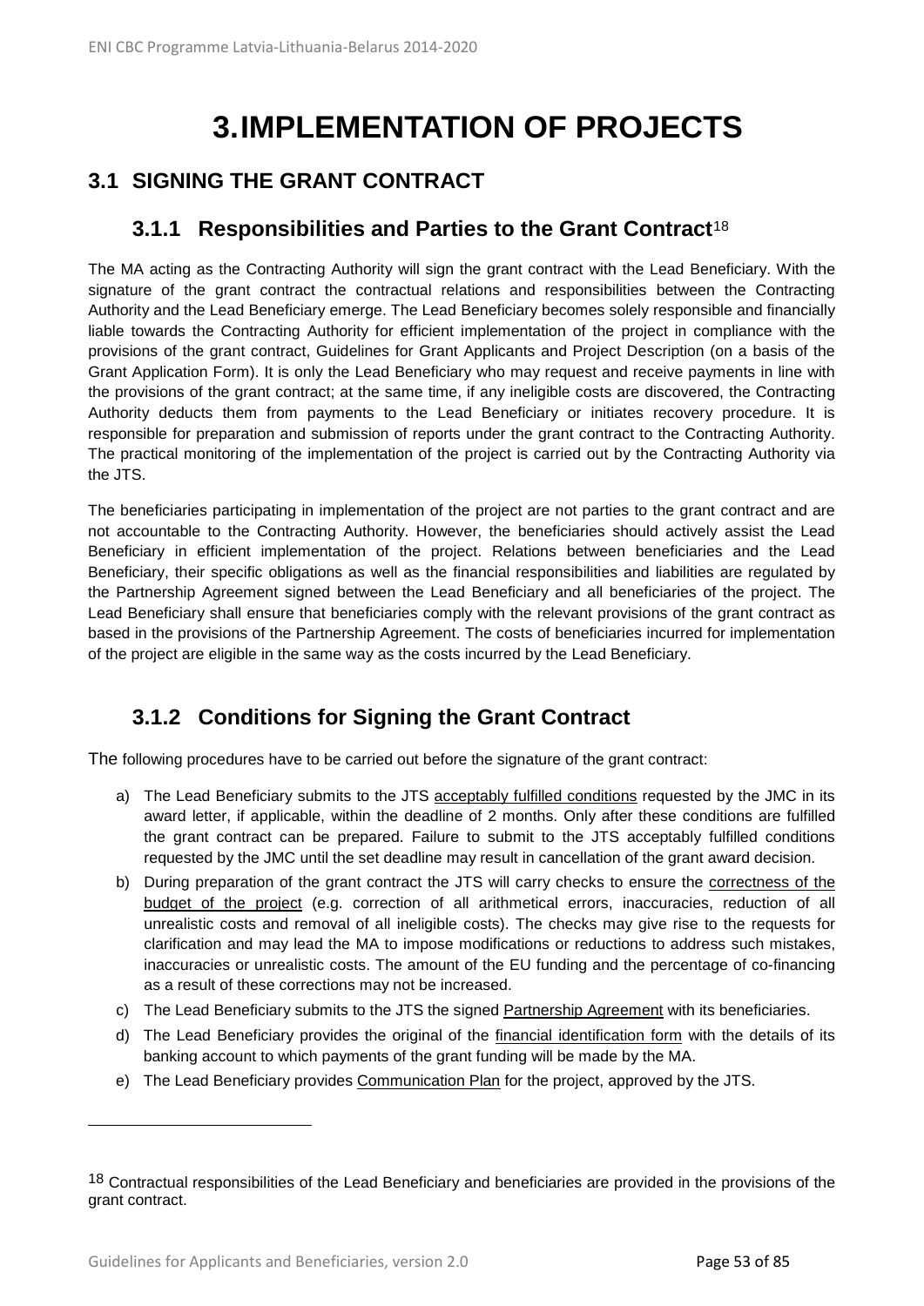# 3. IMPLEMENTATION OF PROJECTS

## 3.1 SIGNING THE GRANT CONTRACT

### 3.1.1 Responsibilities and Parties to the Grant Contract[18]

The MA acting as the Contracting Authority will sign the grant contract with the Lead Beneficiary. With the signature of the grant contract the contractual relations and responsibilities between the Contracting Authority and the Lead Beneficiary emerge. The Lead Beneficiary becomes solely responsible and financially liable towards the Contracting Authority for efficient implementation of the project in compliance with the provisions of the grant contract, Guidelines for Grant Applicants and Project Description (on a basis of the Grant Application Form). It is only the Lead Beneficiary who may request and receive payments in line with the provisions of the grant contract; at the same time, if any ineligible costs are discovered, the Contracting Authority deducts them from payments to the Lead Beneficiary or initiates recovery procedure. It is responsible for preparation and submission of reports under the grant contract to the Contracting Authority. The practical monitoring of the implementation of the project is carried out by the Contracting Authority via the JTS.

The beneficiaries participating in implementation of the project are not parties to the grant contract and are not accountable to the Contracting Authority. However, the beneficiaries should actively assist the Lead Beneficiary in efficient implementation of the project. Relations between beneficiaries and the Lead Beneficiary, their specific obligations as well as the financial responsibilities and liabilities are regulated by the Partnership Agreement signed between the Lead Beneficiary and all beneficiaries of the project. The Lead Beneficiary shall ensure that beneficiaries comply with the relevant provisions of the grant contract as based in the provisions of the Partnership Agreement. The costs of beneficiaries incurred for implementation of the project are eligible in the same way as the costs incurred by the Lead Beneficiary.

### 3.1.2 Conditions for Signing the Grant Contract

The following procedures have to be carried out before the signature of the grant contract:

a) The Lead Beneficiary submits to the JTS acceptably fulfilled conditions requested by the JMC in its award letter, if applicable, within the deadline of 2 months. Only after these conditions are fulfilled the grant contract can be prepared. Failure to submit to the JTS acceptably fulfilled conditions requested by the JMC until the set deadline may result in cancellation of the grant award decision.

b) During preparation of the grant contract the JTS will carry checks to ensure the correctness of the budget of the project (e.g. correction of all arithmetical errors, inaccuracies, reduction of all unrealistic costs and removal of all ineligible costs). The checks may give rise to the requests for clarification and may lead the MA to impose modifications or reductions to address such mistakes, inaccuracies or unrealistic costs. The amount of the EU funding and the percentage of co-financing as a result of these corrections may not be increased.

c) The Lead Beneficiary submits to the JTS the signed Partnership Agreement with its beneficiaries.

d) The Lead Beneficiary provides the original of the financial identification form with the details of its banking account to which payments of the grant funding will be made by the MA.

e) The Lead Beneficiary provides Communication Plan for the project, approved by the JTS.

---

[18] Contractual responsibilities of the Lead Beneficiary and beneficiaries are provided in the provisions of the grant contract.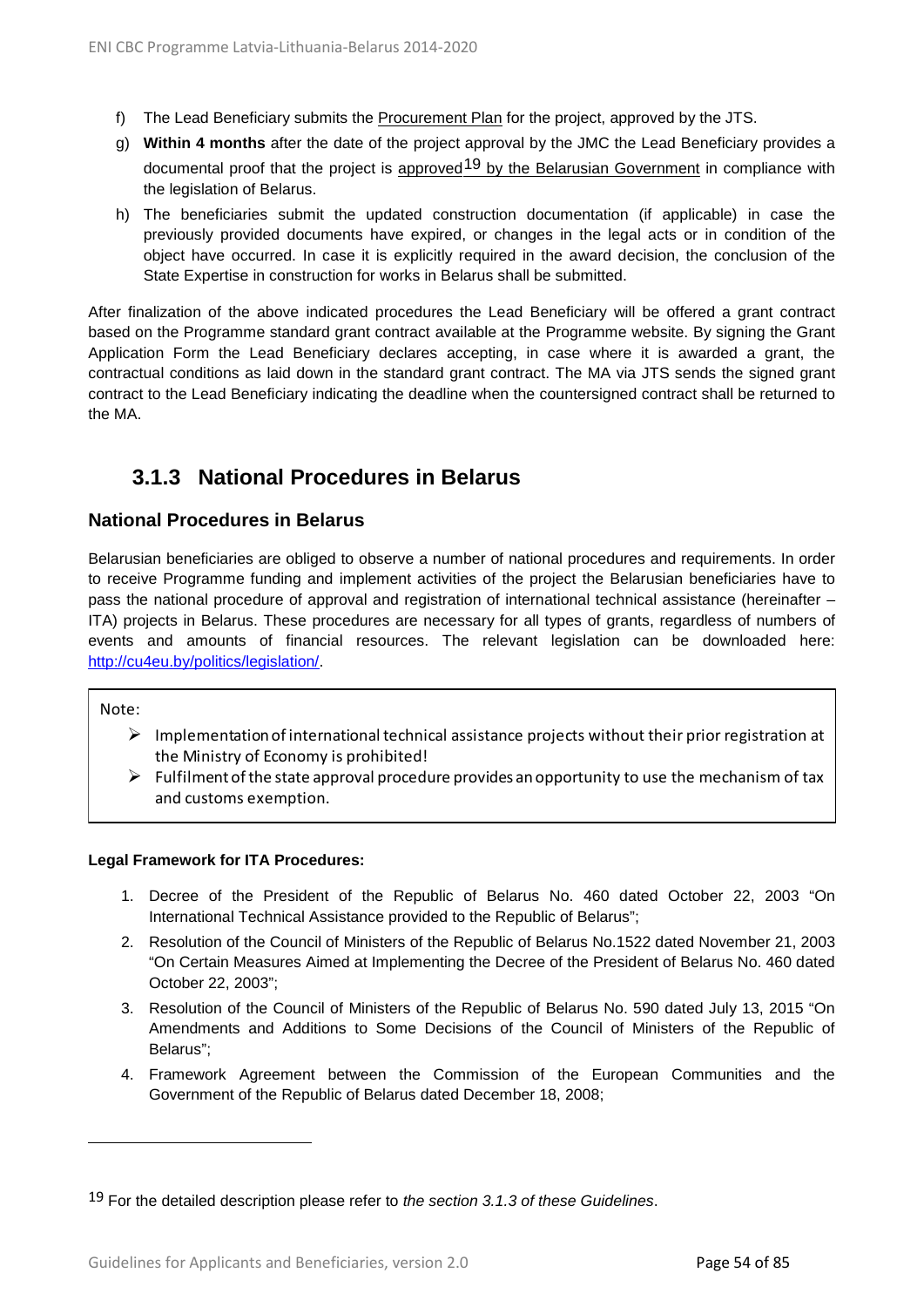f) The Lead Beneficiary submits the Procurement Plan for the project, approved by the JTS.

g) **Within 4 months** after the date of the project approval by the JMC the Lead Beneficiary provides a documental proof that the project is approved[19] by the Belarusian Government in compliance with the legislation of Belarus.

h) The beneficiaries submit the updated construction documentation (if applicable) in case the previously provided documents have expired, or changes in the legal acts or in condition of the object have occurred. In case it is explicitly required in the award decision, the conclusion of the State Expertise in construction for works in Belarus shall be submitted.

After finalization of the above indicated procedures the Lead Beneficiary will be offered a grant contract based on the Programme standard grant contract available at the Programme website. By signing the Grant Application Form the Lead Beneficiary declares accepting, in case where it is awarded a grant, the contractual conditions as laid down in the standard grant contract. The MA via JTS sends the signed grant contract to the Lead Beneficiary indicating the deadline when the countersigned contract shall be returned to the MA.

## 3.1.3 National Procedures in Belarus

### National Procedures in Belarus

Belarusian beneficiaries are obliged to observe a number of national procedures and requirements. In order to receive Programme funding and implement activities of the project the Belarusian beneficiaries have to pass the national procedure of approval and registration of international technical assistance (hereinafter – ITA) projects in Belarus. These procedures are necessary for all types of grants, regardless of numbers of events and amounts of financial resources. The relevant legislation can be downloaded here: http://cu4eu.by/politics/legislation/.

> Note:
>
> - Implementation of international technical assistance projects without their prior registration at the Ministry of Economy is prohibited!
> - Fulfilment of the state approval procedure provides an opportunity to use the mechanism of tax and customs exemption.

**Legal Framework for ITA Procedures:**

1. Decree of the President of the Republic of Belarus No. 460 dated October 22, 2003 "On International Technical Assistance provided to the Republic of Belarus";
2. Resolution of the Council of Ministers of the Republic of Belarus No.1522 dated November 21, 2003 "On Certain Measures Aimed at Implementing the Decree of the President of Belarus No. 460 dated October 22, 2003";
3. Resolution of the Council of Ministers of the Republic of Belarus No. 590 dated July 13, 2015 "On Amendments and Additions to Some Decisions of the Council of Ministers of the Republic of Belarus";
4. Framework Agreement between the Commission of the European Communities and the Government of the Republic of Belarus dated December 18, 2008;

---

[19] For the detailed description please refer to *the section 3.1.3 of these Guidelines*.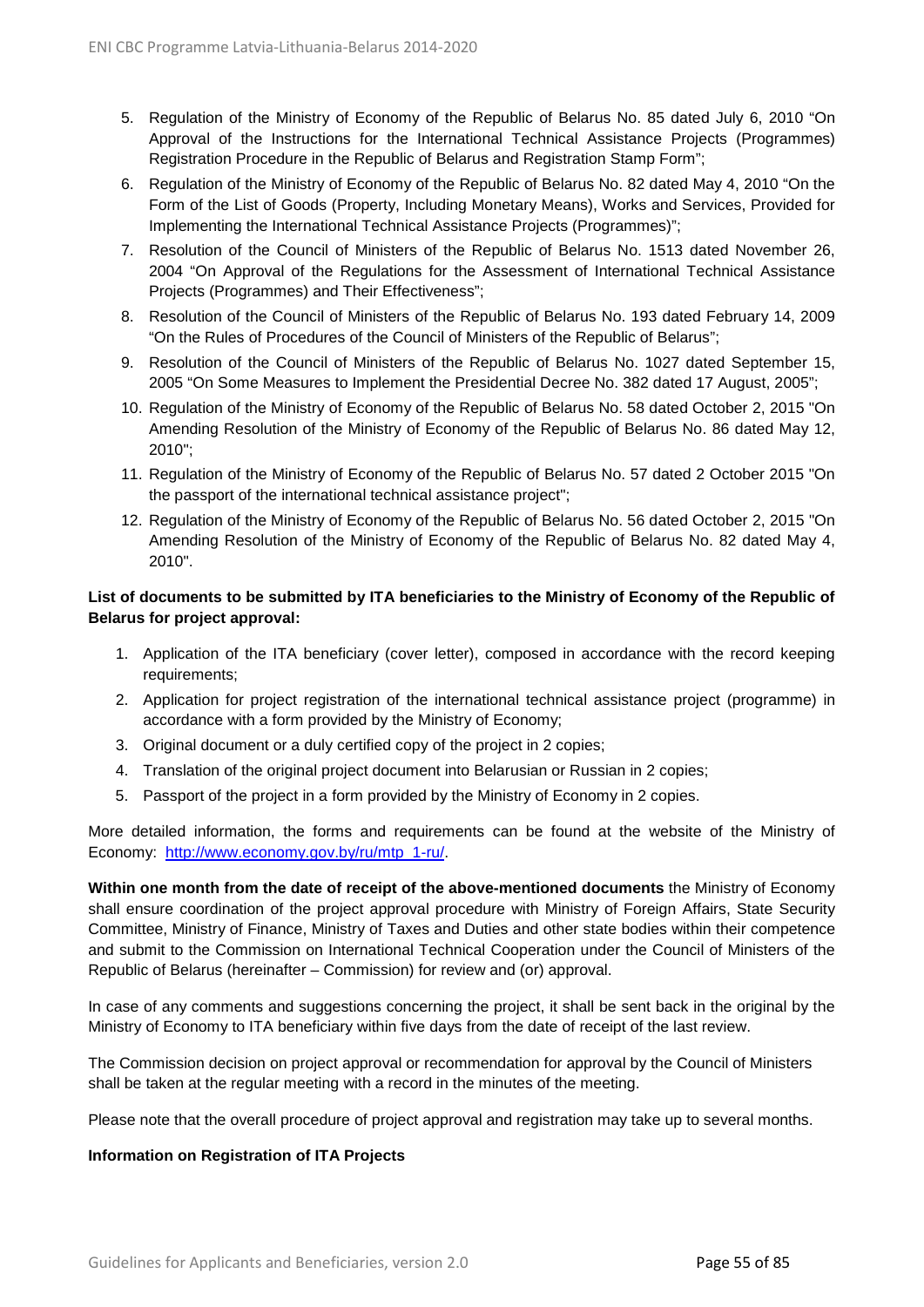5. Regulation of the Ministry of Economy of the Republic of Belarus No. 85 dated July 6, 2010 "On Approval of the Instructions for the International Technical Assistance Projects (Programmes) Registration Procedure in the Republic of Belarus and Registration Stamp Form";
6. Regulation of the Ministry of Economy of the Republic of Belarus No. 82 dated May 4, 2010 "On the Form of the List of Goods (Property, Including Monetary Means), Works and Services, Provided for Implementing the International Technical Assistance Projects (Programmes)";
7. Resolution of the Council of Ministers of the Republic of Belarus No. 1513 dated November 26, 2004 "On Approval of the Regulations for the Assessment of International Technical Assistance Projects (Programmes) and Their Effectiveness";
8. Resolution of the Council of Ministers of the Republic of Belarus No. 193 dated February 14, 2009 "On the Rules of Procedures of the Council of Ministers of the Republic of Belarus";
9. Resolution of the Council of Ministers of the Republic of Belarus No. 1027 dated September 15, 2005 "On Some Measures to Implement the Presidential Decree No. 382 dated 17 August, 2005";
10. Regulation of the Ministry of Economy of the Republic of Belarus No. 58 dated October 2, 2015 "On Amending Resolution of the Ministry of Economy of the Republic of Belarus No. 86 dated May 12, 2010";
11. Regulation of the Ministry of Economy of the Republic of Belarus No. 57 dated 2 October 2015 "On the passport of the international technical assistance project";
12. Regulation of the Ministry of Economy of the Republic of Belarus No. 56 dated October 2, 2015 "On Amending Resolution of the Ministry of Economy of the Republic of Belarus No. 82 dated May 4, 2010".

**List of documents to be submitted by ITA beneficiaries to the Ministry of Economy of the Republic of Belarus for project approval:**

1. Application of the ITA beneficiary (cover letter), composed in accordance with the record keeping requirements;
2. Application for project registration of the international technical assistance project (programme) in accordance with a form provided by the Ministry of Economy;
3. Original document or a duly certified copy of the project in 2 copies;
4. Translation of the original project document into Belarusian or Russian in 2 copies;
5. Passport of the project in a form provided by the Ministry of Economy in 2 copies.

More detailed information, the forms and requirements can be found at the website of the Ministry of Economy: http://www.economy.gov.by/ru/mtp_1-ru/.

**Within one month from the date of receipt of the above-mentioned documents** the Ministry of Economy shall ensure coordination of the project approval procedure with Ministry of Foreign Affairs, State Security Committee, Ministry of Finance, Ministry of Taxes and Duties and other state bodies within their competence and submit to the Commission on International Technical Cooperation under the Council of Ministers of the Republic of Belarus (hereinafter – Commission) for review and (or) approval.

In case of any comments and suggestions concerning the project, it shall be sent back in the original by the Ministry of Economy to ITA beneficiary within five days from the date of receipt of the last review.

The Commission decision on project approval or recommendation for approval by the Council of Ministers shall be taken at the regular meeting with a record in the minutes of the meeting.

Please note that the overall procedure of project approval and registration may take up to several months.

**Information on Registration of ITA Projects**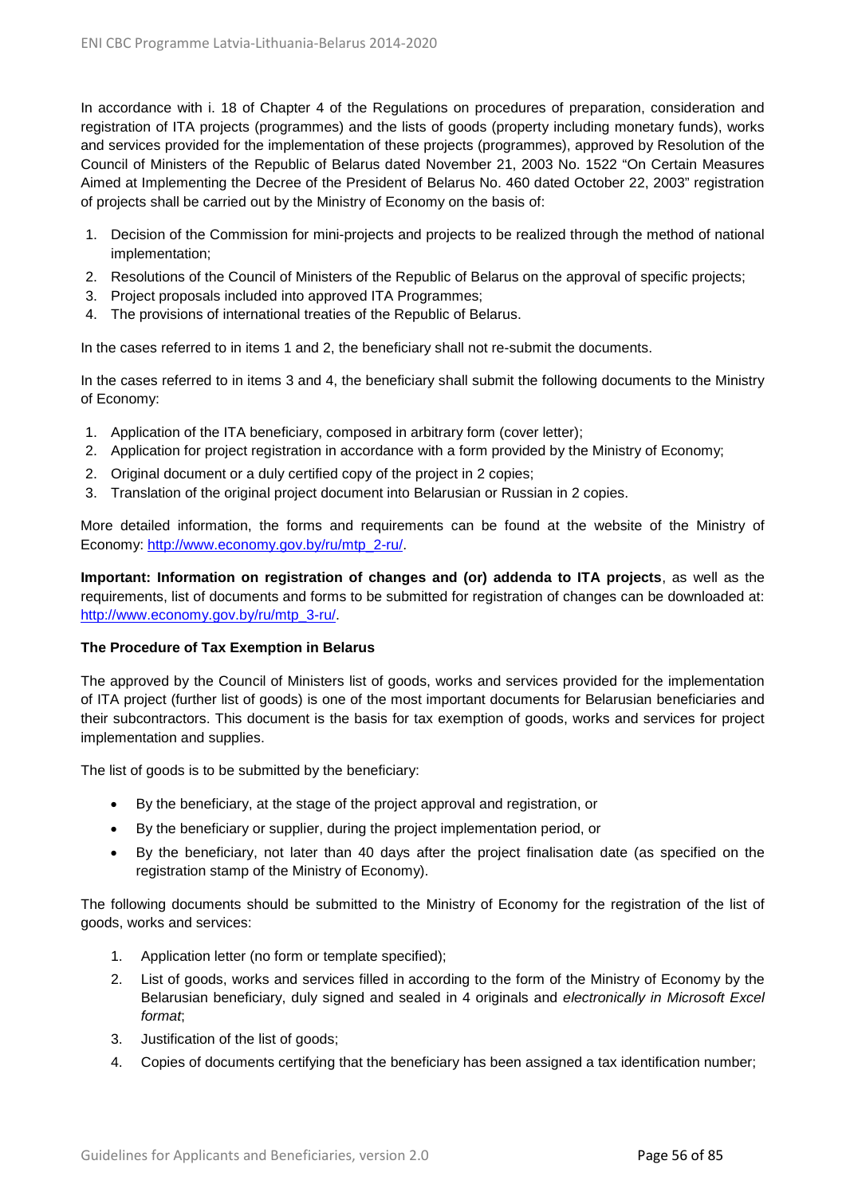In accordance with i. 18 of Chapter 4 of the Regulations on procedures of preparation, consideration and registration of ITA projects (programmes) and the lists of goods (property including monetary funds), works and services provided for the implementation of these projects (programmes), approved by Resolution of the Council of Ministers of the Republic of Belarus dated November 21, 2003 No. 1522 "On Certain Measures Aimed at Implementing the Decree of the President of Belarus No. 460 dated October 22, 2003" registration of projects shall be carried out by the Ministry of Economy on the basis of:

1. Decision of the Commission for mini-projects and projects to be realized through the method of national implementation;
2. Resolutions of the Council of Ministers of the Republic of Belarus on the approval of specific projects;
3. Project proposals included into approved ITA Programmes;
4. The provisions of international treaties of the Republic of Belarus.

In the cases referred to in items 1 and 2, the beneficiary shall not re-submit the documents.

In the cases referred to in items 3 and 4, the beneficiary shall submit the following documents to the Ministry of Economy:

1. Application of the ITA beneficiary, composed in arbitrary form (cover letter);
2. Application for project registration in accordance with a form provided by the Ministry of Economy;
2. Original document or a duly certified copy of the project in 2 copies;
3. Translation of the original project document into Belarusian or Russian in 2 copies.

More detailed information, the forms and requirements can be found at the website of the Ministry of Economy: [http://www.economy.gov.by/ru/mtp_2-ru/](http://www.economy.gov.by/ru/mtp_2-ru/).

**Important: Information on registration of changes and (or) addenda to ITA projects**, as well as the requirements, list of documents and forms to be submitted for registration of changes can be downloaded at: [http://www.economy.gov.by/ru/mtp_3-ru/](http://www.economy.gov.by/ru/mtp_3-ru/).

**The Procedure of Tax Exemption in Belarus**

The approved by the Council of Ministers list of goods, works and services provided for the implementation of ITA project (further list of goods) is one of the most important documents for Belarusian beneficiaries and their subcontractors. This document is the basis for tax exemption of goods, works and services for project implementation and supplies.

The list of goods is to be submitted by the beneficiary:

- By the beneficiary, at the stage of the project approval and registration, or
- By the beneficiary or supplier, during the project implementation period, or
- By the beneficiary, not later than 40 days after the project finalisation date (as specified on the registration stamp of the Ministry of Economy).

The following documents should be submitted to the Ministry of Economy for the registration of the list of goods, works and services:

1. Application letter (no form or template specified);
2. List of goods, works and services filled in according to the form of the Ministry of Economy by the Belarusian beneficiary, duly signed and sealed in 4 originals and *electronically in Microsoft Excel format*;
3. Justification of the list of goods;
4. Copies of documents certifying that the beneficiary has been assigned a tax identification number;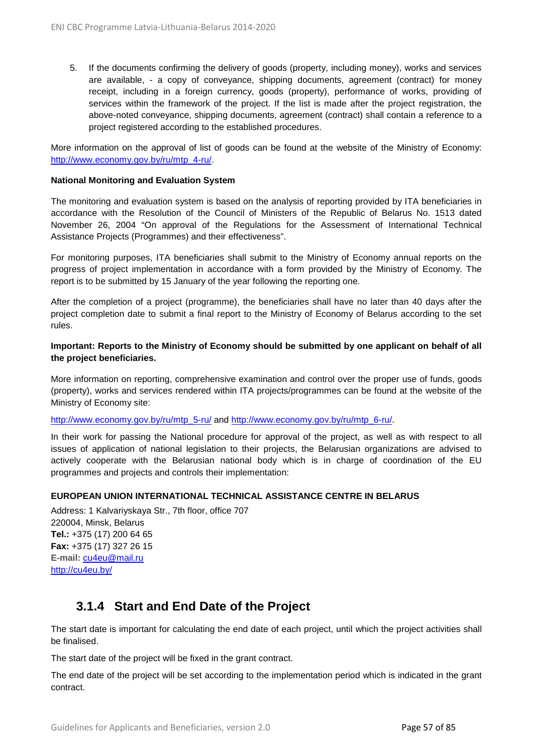5. If the documents confirming the delivery of goods (property, including money), works and services are available, - a copy of conveyance, shipping documents, agreement (contract) for money receipt, including in a foreign currency, goods (property), performance of works, providing of services within the framework of the project. If the list is made after the project registration, the above-noted conveyance, shipping documents, agreement (contract) shall contain a reference to a project registered according to the established procedures.

More information on the approval of list of goods can be found at the website of the Ministry of Economy: [http://www.economy.gov.by/ru/mtp_4-ru/](http://www.economy.gov.by/ru/mtp_4-ru/).

**National Monitoring and Evaluation System**

The monitoring and evaluation system is based on the analysis of reporting provided by ITA beneficiaries in accordance with the Resolution of the Council of Ministers of the Republic of Belarus No. 1513 dated November 26, 2004 "On approval of the Regulations for the Assessment of International Technical Assistance Projects (Programmes) and their effectiveness".

For monitoring purposes, ITA beneficiaries shall submit to the Ministry of Economy annual reports on the progress of project implementation in accordance with a form provided by the Ministry of Economy. The report is to be submitted by 15 January of the year following the reporting one.

After the completion of a project (programme), the beneficiaries shall have no later than 40 days after the project completion date to submit a final report to the Ministry of Economy of Belarus according to the set rules.

**Important: Reports to the Ministry of Economy should be submitted by one applicant on behalf of all the project beneficiaries.**

More information on reporting, comprehensive examination and control over the proper use of funds, goods (property), works and services rendered within ITA projects/programmes can be found at the website of the Ministry of Economy site:

[http://www.economy.gov.by/ru/mtp_5-ru/](http://www.economy.gov.by/ru/mtp_5-ru/) and [http://www.economy.gov.by/ru/mtp_6-ru/](http://www.economy.gov.by/ru/mtp_6-ru/).

In their work for passing the National procedure for approval of the project, as well as with respect to all issues of application of national legislation to their projects, the Belarusian organizations are advised to actively cooperate with the Belarusian national body which is in charge of coordination of the EU programmes and projects and controls their implementation:

**EUROPEAN UNION INTERNATIONAL TECHNICAL ASSISTANCE CENTRE IN BELARUS**

Address: 1 Kalvariyskaya Str., 7th floor, office 707
220004, Minsk, Belarus
**Tel.:** +375 (17) 200 64 65
**Fax:** +375 (17) 327 26 15
**E-mail:** [cu4eu@mail.ru](mailto:cu4eu@mail.ru)
[http://cu4eu.by/](http://cu4eu.by/)

### 3.1.4 Start and End Date of the Project

The start date is important for calculating the end date of each project, until which the project activities shall be finalised.

The start date of the project will be fixed in the grant contract.

The end date of the project will be set according to the implementation period which is indicated in the grant contract.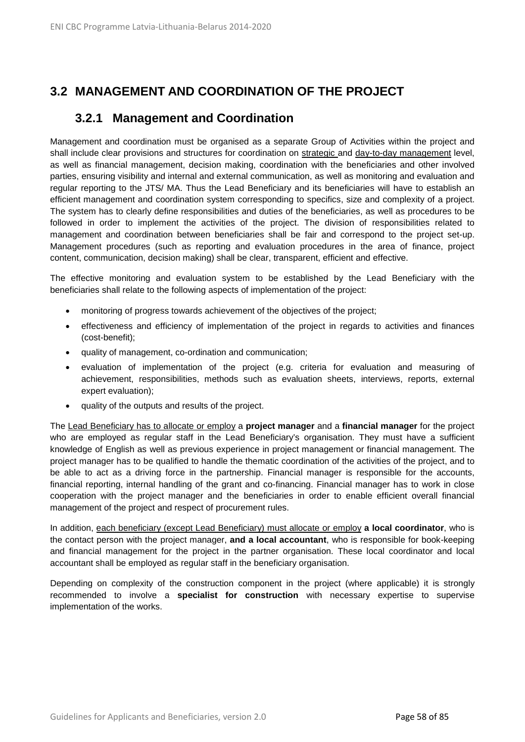## 3.2 MANAGEMENT AND COORDINATION OF THE PROJECT

### 3.2.1 Management and Coordination

Management and coordination must be organised as a separate Group of Activities within the project and shall include clear provisions and structures for coordination on strategic and day-to-day management level, as well as financial management, decision making, coordination with the beneficiaries and other involved parties, ensuring visibility and internal and external communication, as well as monitoring and evaluation and regular reporting to the JTS/ MA. Thus the Lead Beneficiary and its beneficiaries will have to establish an efficient management and coordination system corresponding to specifics, size and complexity of a project. The system has to clearly define responsibilities and duties of the beneficiaries, as well as procedures to be followed in order to implement the activities of the project. The division of responsibilities related to management and coordination between beneficiaries shall be fair and correspond to the project set-up. Management procedures (such as reporting and evaluation procedures in the area of finance, project content, communication, decision making) shall be clear, transparent, efficient and effective.

The effective monitoring and evaluation system to be established by the Lead Beneficiary with the beneficiaries shall relate to the following aspects of implementation of the project:

- monitoring of progress towards achievement of the objectives of the project;
- effectiveness and efficiency of implementation of the project in regards to activities and finances (cost-benefit);
- quality of management, co-ordination and communication;
- evaluation of implementation of the project (e.g. criteria for evaluation and measuring of achievement, responsibilities, methods such as evaluation sheets, interviews, reports, external expert evaluation);
- quality of the outputs and results of the project.

The Lead Beneficiary has to allocate or employ a **project manager** and a **financial manager** for the project who are employed as regular staff in the Lead Beneficiary's organisation. They must have a sufficient knowledge of English as well as previous experience in project management or financial management. The project manager has to be qualified to handle the thematic coordination of the activities of the project, and to be able to act as a driving force in the partnership. Financial manager is responsible for the accounts, financial reporting, internal handling of the grant and co-financing. Financial manager has to work in close cooperation with the project manager and the beneficiaries in order to enable efficient overall financial management of the project and respect of procurement rules.

In addition, each beneficiary (except Lead Beneficiary) must allocate or employ **a local coordinator**, who is the contact person with the project manager, **and a local accountant**, who is responsible for book-keeping and financial management for the project in the partner organisation. These local coordinator and local accountant shall be employed as regular staff in the beneficiary organisation.

Depending on complexity of the construction component in the project (where applicable) it is strongly recommended to involve a **specialist for construction** with necessary expertise to supervise implementation of the works.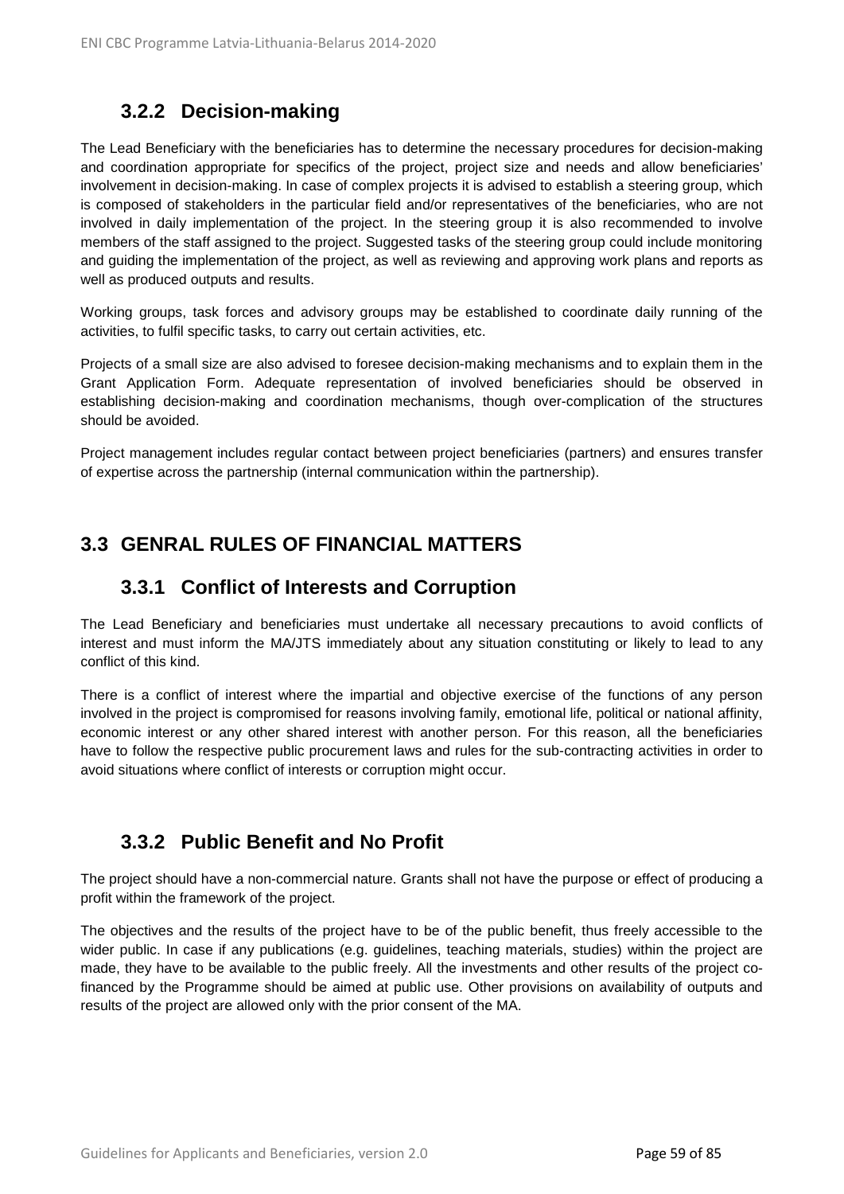### 3.2.2 Decision-making

The Lead Beneficiary with the beneficiaries has to determine the necessary procedures for decision-making and coordination appropriate for specifics of the project, project size and needs and allow beneficiaries' involvement in decision-making. In case of complex projects it is advised to establish a steering group, which is composed of stakeholders in the particular field and/or representatives of the beneficiaries, who are not involved in daily implementation of the project. In the steering group it is also recommended to involve members of the staff assigned to the project. Suggested tasks of the steering group could include monitoring and guiding the implementation of the project, as well as reviewing and approving work plans and reports as well as produced outputs and results.

Working groups, task forces and advisory groups may be established to coordinate daily running of the activities, to fulfil specific tasks, to carry out certain activities, etc.

Projects of a small size are also advised to foresee decision-making mechanisms and to explain them in the Grant Application Form. Adequate representation of involved beneficiaries should be observed in establishing decision-making and coordination mechanisms, though over-complication of the structures should be avoided.

Project management includes regular contact between project beneficiaries (partners) and ensures transfer of expertise across the partnership (internal communication within the partnership).

## 3.3 GENRAL RULES OF FINANCIAL MATTERS

### 3.3.1 Conflict of Interests and Corruption

The Lead Beneficiary and beneficiaries must undertake all necessary precautions to avoid conflicts of interest and must inform the MA/JTS immediately about any situation constituting or likely to lead to any conflict of this kind.

There is a conflict of interest where the impartial and objective exercise of the functions of any person involved in the project is compromised for reasons involving family, emotional life, political or national affinity, economic interest or any other shared interest with another person. For this reason, all the beneficiaries have to follow the respective public procurement laws and rules for the sub-contracting activities in order to avoid situations where conflict of interests or corruption might occur.

### 3.3.2 Public Benefit and No Profit

The project should have a non-commercial nature. Grants shall not have the purpose or effect of producing a profit within the framework of the project.

The objectives and the results of the project have to be of the public benefit, thus freely accessible to the wider public. In case if any publications (e.g. guidelines, teaching materials, studies) within the project are made, they have to be available to the public freely. All the investments and other results of the project co-financed by the Programme should be aimed at public use. Other provisions on availability of outputs and results of the project are allowed only with the prior consent of the MA.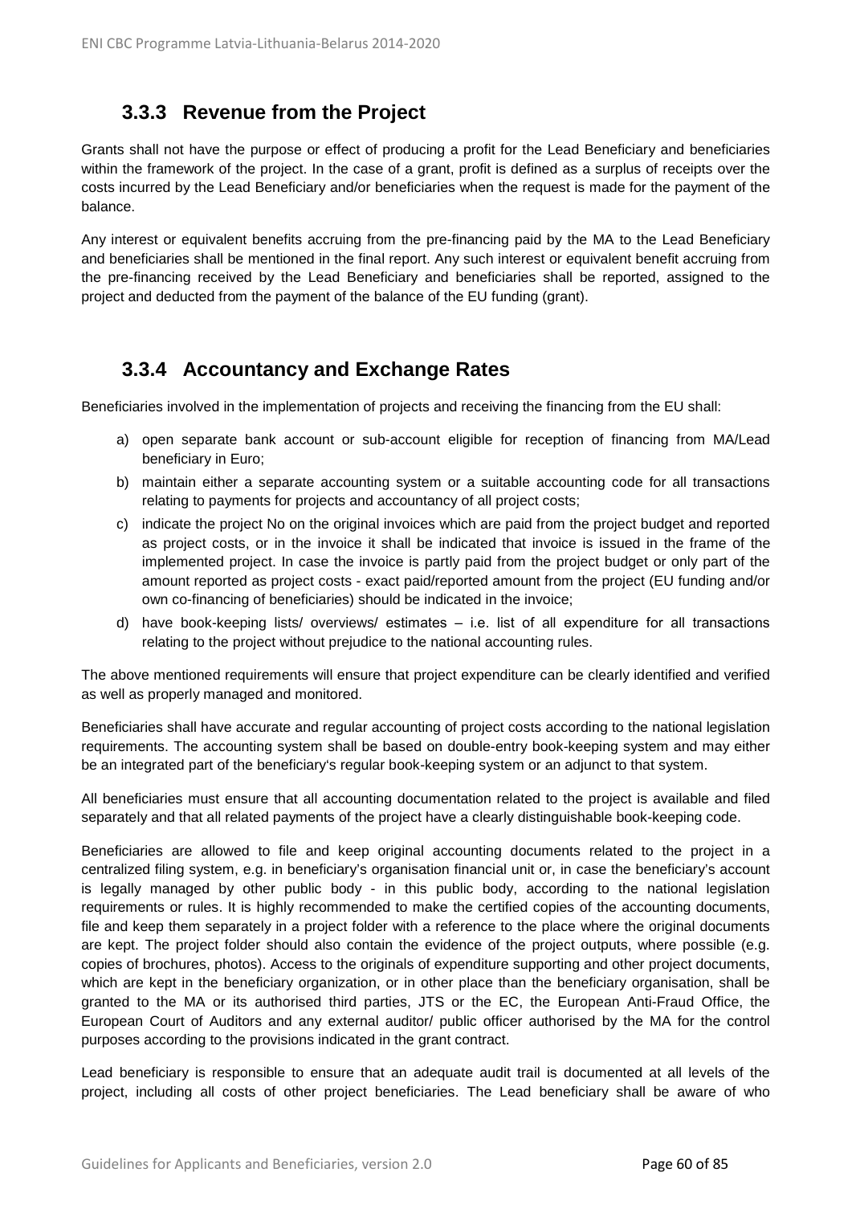### 3.3.3 Revenue from the Project

Grants shall not have the purpose or effect of producing a profit for the Lead Beneficiary and beneficiaries within the framework of the project. In the case of a grant, profit is defined as a surplus of receipts over the costs incurred by the Lead Beneficiary and/or beneficiaries when the request is made for the payment of the balance.

Any interest or equivalent benefits accruing from the pre-financing paid by the MA to the Lead Beneficiary and beneficiaries shall be mentioned in the final report. Any such interest or equivalent benefit accruing from the pre-financing received by the Lead Beneficiary and beneficiaries shall be reported, assigned to the project and deducted from the payment of the balance of the EU funding (grant).

### 3.3.4 Accountancy and Exchange Rates

Beneficiaries involved in the implementation of projects and receiving the financing from the EU shall:

a) open separate bank account or sub-account eligible for reception of financing from MA/Lead beneficiary in Euro;

b) maintain either a separate accounting system or a suitable accounting code for all transactions relating to payments for projects and accountancy of all project costs;

c) indicate the project No on the original invoices which are paid from the project budget and reported as project costs, or in the invoice it shall be indicated that invoice is issued in the frame of the implemented project. In case the invoice is partly paid from the project budget or only part of the amount reported as project costs - exact paid/reported amount from the project (EU funding and/or own co-financing of beneficiaries) should be indicated in the invoice;

d) have book-keeping lists/ overviews/ estimates – i.e. list of all expenditure for all transactions relating to the project without prejudice to the national accounting rules.

The above mentioned requirements will ensure that project expenditure can be clearly identified and verified as well as properly managed and monitored.

Beneficiaries shall have accurate and regular accounting of project costs according to the national legislation requirements. The accounting system shall be based on double-entry book-keeping system and may either be an integrated part of the beneficiary's regular book-keeping system or an adjunct to that system.

All beneficiaries must ensure that all accounting documentation related to the project is available and filed separately and that all related payments of the project have a clearly distinguishable book-keeping code.

Beneficiaries are allowed to file and keep original accounting documents related to the project in a centralized filing system, e.g. in beneficiary's organisation financial unit or, in case the beneficiary's account is legally managed by other public body - in this public body, according to the national legislation requirements or rules. It is highly recommended to make the certified copies of the accounting documents, file and keep them separately in a project folder with a reference to the place where the original documents are kept. The project folder should also contain the evidence of the project outputs, where possible (e.g. copies of brochures, photos). Access to the originals of expenditure supporting and other project documents, which are kept in the beneficiary organization, or in other place than the beneficiary organisation, shall be granted to the MA or its authorised third parties, JTS or the EC, the European Anti-Fraud Office, the European Court of Auditors and any external auditor/ public officer authorised by the MA for the control purposes according to the provisions indicated in the grant contract.

Lead beneficiary is responsible to ensure that an adequate audit trail is documented at all levels of the project, including all costs of other project beneficiaries. The Lead beneficiary shall be aware of who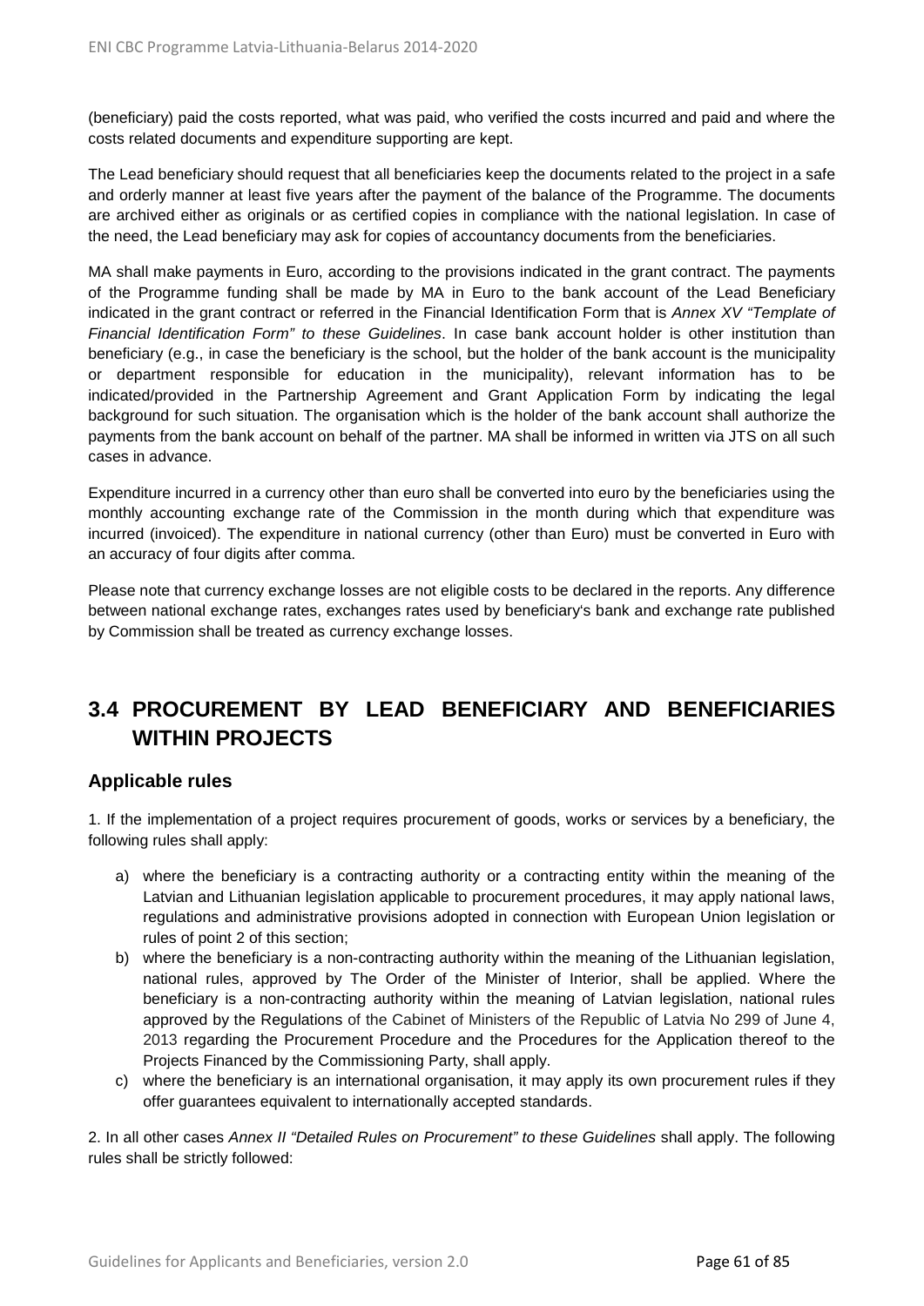(beneficiary) paid the costs reported, what was paid, who verified the costs incurred and paid and where the costs related documents and expenditure supporting are kept.

The Lead beneficiary should request that all beneficiaries keep the documents related to the project in a safe and orderly manner at least five years after the payment of the balance of the Programme. The documents are archived either as originals or as certified copies in compliance with the national legislation. In case of the need, the Lead beneficiary may ask for copies of accountancy documents from the beneficiaries.

MA shall make payments in Euro, according to the provisions indicated in the grant contract. The payments of the Programme funding shall be made by MA in Euro to the bank account of the Lead Beneficiary indicated in the grant contract or referred in the Financial Identification Form that is *Annex XV "Template of Financial Identification Form" to these Guidelines*. In case bank account holder is other institution than beneficiary (e.g., in case the beneficiary is the school, but the holder of the bank account is the municipality or department responsible for education in the municipality), relevant information has to be indicated/provided in the Partnership Agreement and Grant Application Form by indicating the legal background for such situation. The organisation which is the holder of the bank account shall authorize the payments from the bank account on behalf of the partner. MA shall be informed in written via JTS on all such cases in advance.

Expenditure incurred in a currency other than euro shall be converted into euro by the beneficiaries using the monthly accounting exchange rate of the Commission in the month during which that expenditure was incurred (invoiced). The expenditure in national currency (other than Euro) must be converted in Euro with an accuracy of four digits after comma.

Please note that currency exchange losses are not eligible costs to be declared in the reports. Any difference between national exchange rates, exchanges rates used by beneficiary's bank and exchange rate published by Commission shall be treated as currency exchange losses.

## 3.4 PROCUREMENT BY LEAD BENEFICIARY AND BENEFICIARIES WITHIN PROJECTS

### Applicable rules

1. If the implementation of a project requires procurement of goods, works or services by a beneficiary, the following rules shall apply:

a) where the beneficiary is a contracting authority or a contracting entity within the meaning of the Latvian and Lithuanian legislation applicable to procurement procedures, it may apply national laws, regulations and administrative provisions adopted in connection with European Union legislation or rules of point 2 of this section;

b) where the beneficiary is a non-contracting authority within the meaning of the Lithuanian legislation, national rules, approved by The Order of the Minister of Interior, shall be applied. Where the beneficiary is a non-contracting authority within the meaning of Latvian legislation, national rules approved by the Regulations of the Cabinet of Ministers of the Republic of Latvia No 299 of June 4, 2013 regarding the Procurement Procedure and the Procedures for the Application thereof to the Projects Financed by the Commissioning Party, shall apply.

c) where the beneficiary is an international organisation, it may apply its own procurement rules if they offer guarantees equivalent to internationally accepted standards.

2. In all other cases *Annex II "Detailed Rules on Procurement" to these Guidelines* shall apply. The following rules shall be strictly followed: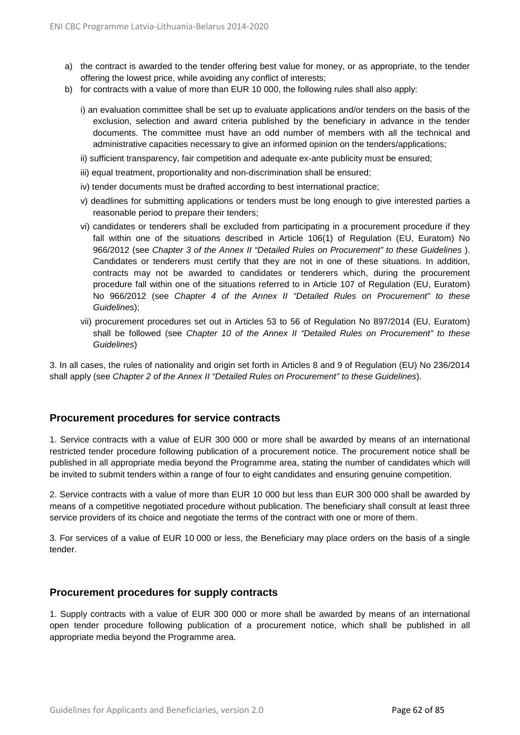a) the contract is awarded to the tender offering best value for money, or as appropriate, to the tender offering the lowest price, while avoiding any conflict of interests;

b) for contracts with a value of more than EUR 10 000, the following rules shall also apply:

   i) an evaluation committee shall be set up to evaluate applications and/or tenders on the basis of the exclusion, selection and award criteria published by the beneficiary in advance in the tender documents. The committee must have an odd number of members with all the technical and administrative capacities necessary to give an informed opinion on the tenders/applications;

   ii) sufficient transparency, fair competition and adequate ex-ante publicity must be ensured;

   iii) equal treatment, proportionality and non-discrimination shall be ensured;

   iv) tender documents must be drafted according to best international practice;

   v) deadlines for submitting applications or tenders must be long enough to give interested parties a reasonable period to prepare their tenders;

   vi) candidates or tenderers shall be excluded from participating in a procurement procedure if they fall within one of the situations described in Article 106(1) of Regulation (EU, Euratom) No 966/2012 (see *Chapter 3 of the Annex II "Detailed Rules on Procurement" to these Guidelines* ). Candidates or tenderers must certify that they are not in one of these situations. In addition, contracts may not be awarded to candidates or tenderers which, during the procurement procedure fall within one of the situations referred to in Article 107 of Regulation (EU, Euratom) No 966/2012 (see *Chapter 4 of the Annex II "Detailed Rules on Procurement" to these Guidelines*);

   vii) procurement procedures set out in Articles 53 to 56 of Regulation No 897/2014 (EU, Euratom) shall be followed (see *Chapter 10 of the Annex II "Detailed Rules on Procurement" to these Guidelines*)

3. In all cases, the rules of nationality and origin set forth in Articles 8 and 9 of Regulation (EU) No 236/2014 shall apply (see *Chapter 2 of the Annex II "Detailed Rules on Procurement" to these Guidelines*).

## Procurement procedures for service contracts

1. Service contracts with a value of EUR 300 000 or more shall be awarded by means of an international restricted tender procedure following publication of a procurement notice. The procurement notice shall be published in all appropriate media beyond the Programme area, stating the number of candidates which will be invited to submit tenders within a range of four to eight candidates and ensuring genuine competition.

2. Service contracts with a value of more than EUR 10 000 but less than EUR 300 000 shall be awarded by means of a competitive negotiated procedure without publication. The beneficiary shall consult at least three service providers of its choice and negotiate the terms of the contract with one or more of them.

3. For services of a value of EUR 10 000 or less, the Beneficiary may place orders on the basis of a single tender.

## Procurement procedures for supply contracts

1. Supply contracts with a value of EUR 300 000 or more shall be awarded by means of an international open tender procedure following publication of a procurement notice, which shall be published in all appropriate media beyond the Programme area.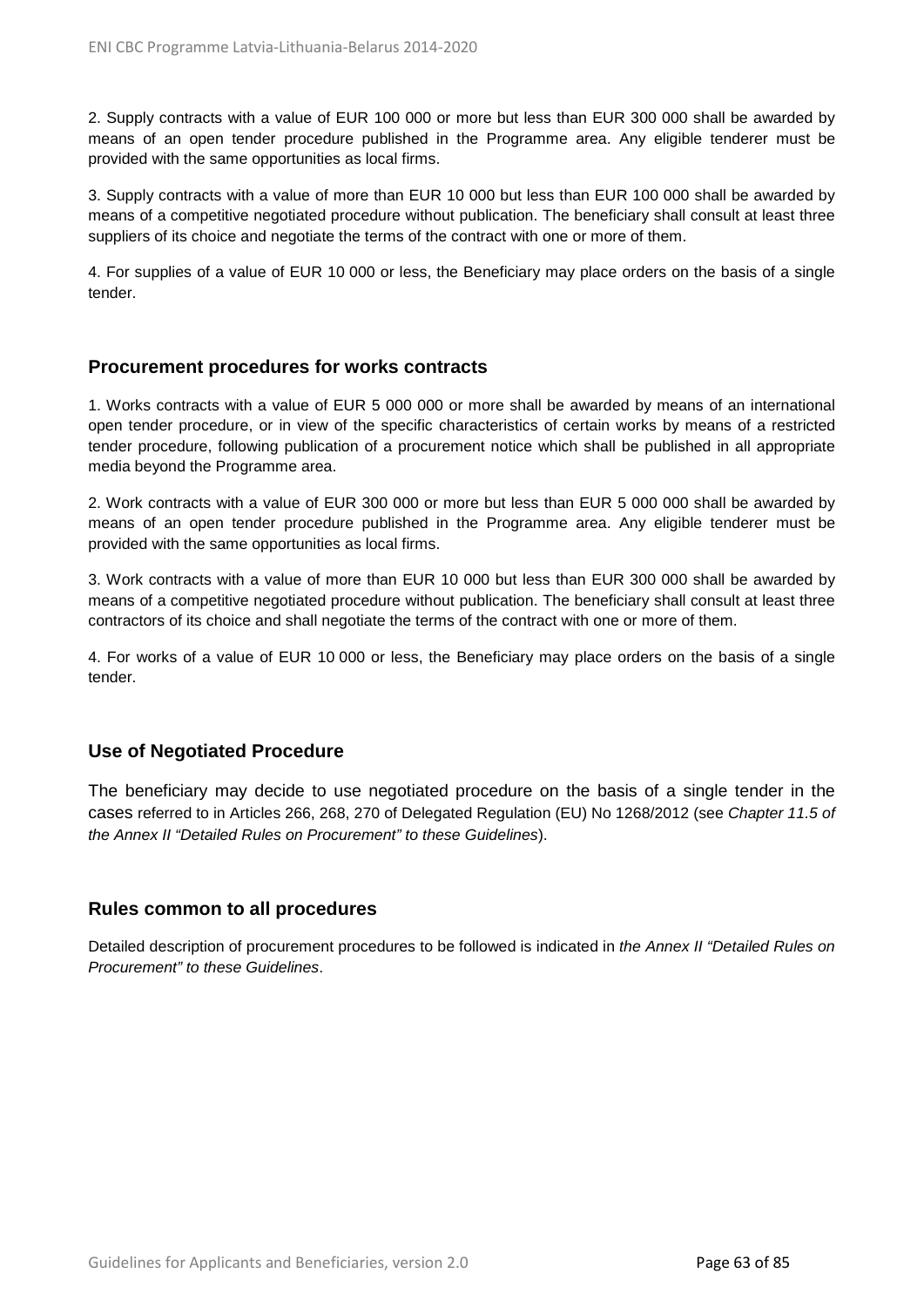2. Supply contracts with a value of EUR 100 000 or more but less than EUR 300 000 shall be awarded by means of an open tender procedure published in the Programme area. Any eligible tenderer must be provided with the same opportunities as local firms.

3. Supply contracts with a value of more than EUR 10 000 but less than EUR 100 000 shall be awarded by means of a competitive negotiated procedure without publication. The beneficiary shall consult at least three suppliers of its choice and negotiate the terms of the contract with one or more of them.

4. For supplies of a value of EUR 10 000 or less, the Beneficiary may place orders on the basis of a single tender.

### Procurement procedures for works contracts

1. Works contracts with a value of EUR 5 000 000 or more shall be awarded by means of an international open tender procedure, or in view of the specific characteristics of certain works by means of a restricted tender procedure, following publication of a procurement notice which shall be published in all appropriate media beyond the Programme area.

2. Work contracts with a value of EUR 300 000 or more but less than EUR 5 000 000 shall be awarded by means of an open tender procedure published in the Programme area. Any eligible tenderer must be provided with the same opportunities as local firms.

3. Work contracts with a value of more than EUR 10 000 but less than EUR 300 000 shall be awarded by means of a competitive negotiated procedure without publication. The beneficiary shall consult at least three contractors of its choice and shall negotiate the terms of the contract with one or more of them.

4. For works of a value of EUR 10 000 or less, the Beneficiary may place orders on the basis of a single tender.

### Use of Negotiated Procedure

The beneficiary may decide to use negotiated procedure on the basis of a single tender in the cases referred to in Articles 266, 268, 270 of Delegated Regulation (EU) No 1268/2012 (see *Chapter 11.5 of the Annex II "Detailed Rules on Procurement" to these Guidelines*).

### Rules common to all procedures

Detailed description of procurement procedures to be followed is indicated in *the Annex II "Detailed Rules on Procurement" to these Guidelines*.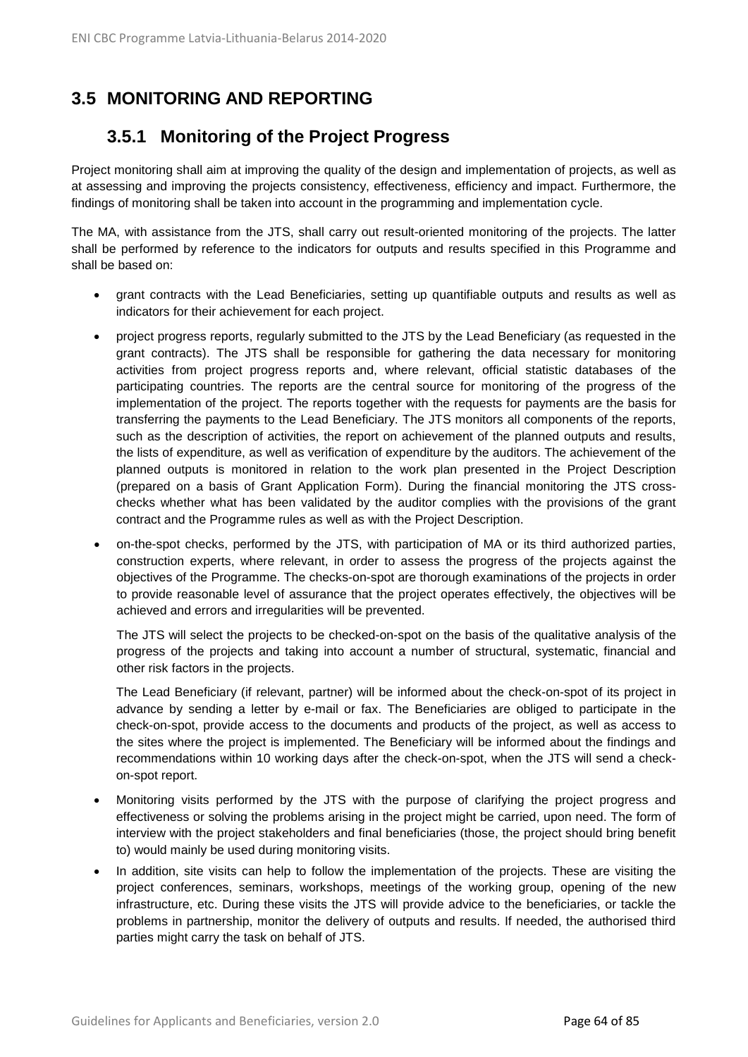## 3.5 MONITORING AND REPORTING

### 3.5.1 Monitoring of the Project Progress

Project monitoring shall aim at improving the quality of the design and implementation of projects, as well as at assessing and improving the projects consistency, effectiveness, efficiency and impact. Furthermore, the findings of monitoring shall be taken into account in the programming and implementation cycle.

The MA, with assistance from the JTS, shall carry out result-oriented monitoring of the projects. The latter shall be performed by reference to the indicators for outputs and results specified in this Programme and shall be based on:

- grant contracts with the Lead Beneficiaries, setting up quantifiable outputs and results as well as indicators for their achievement for each project.
- project progress reports, regularly submitted to the JTS by the Lead Beneficiary (as requested in the grant contracts). The JTS shall be responsible for gathering the data necessary for monitoring activities from project progress reports and, where relevant, official statistic databases of the participating countries. The reports are the central source for monitoring of the progress of the implementation of the project. The reports together with the requests for payments are the basis for transferring the payments to the Lead Beneficiary. The JTS monitors all components of the reports, such as the description of activities, the report on achievement of the planned outputs and results, the lists of expenditure, as well as verification of expenditure by the auditors. The achievement of the planned outputs is monitored in relation to the work plan presented in the Project Description (prepared on a basis of Grant Application Form). During the financial monitoring the JTS cross-checks whether what has been validated by the auditor complies with the provisions of the grant contract and the Programme rules as well as with the Project Description.
- on-the-spot checks, performed by the JTS, with participation of MA or its third authorized parties, construction experts, where relevant, in order to assess the progress of the projects against the objectives of the Programme. The checks-on-spot are thorough examinations of the projects in order to provide reasonable level of assurance that the project operates effectively, the objectives will be achieved and errors and irregularities will be prevented.

  The JTS will select the projects to be checked-on-spot on the basis of the qualitative analysis of the progress of the projects and taking into account a number of structural, systematic, financial and other risk factors in the projects.

  The Lead Beneficiary (if relevant, partner) will be informed about the check-on-spot of its project in advance by sending a letter by e-mail or fax. The Beneficiaries are obliged to participate in the check-on-spot, provide access to the documents and products of the project, as well as access to the sites where the project is implemented. The Beneficiary will be informed about the findings and recommendations within 10 working days after the check-on-spot, when the JTS will send a check-on-spot report.
- Monitoring visits performed by the JTS with the purpose of clarifying the project progress and effectiveness or solving the problems arising in the project might be carried, upon need. The form of interview with the project stakeholders and final beneficiaries (those, the project should bring benefit to) would mainly be used during monitoring visits.
- In addition, site visits can help to follow the implementation of the projects. These are visiting the project conferences, seminars, workshops, meetings of the working group, opening of the new infrastructure, etc. During these visits the JTS will provide advice to the beneficiaries, or tackle the problems in partnership, monitor the delivery of outputs and results. If needed, the authorised third parties might carry the task on behalf of JTS.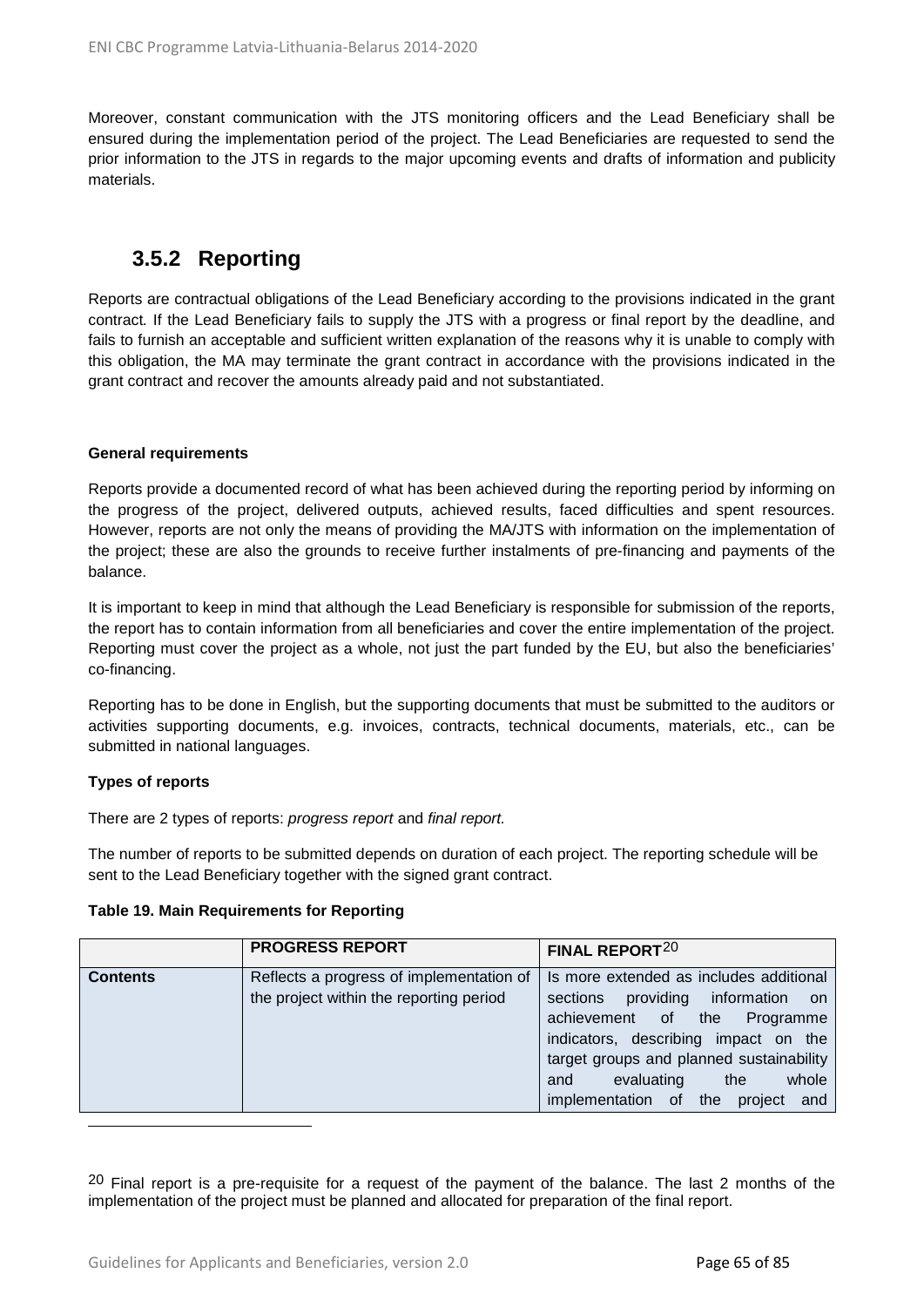Moreover, constant communication with the JTS monitoring officers and the Lead Beneficiary shall be ensured during the implementation period of the project. The Lead Beneficiaries are requested to send the prior information to the JTS in regards to the major upcoming events and drafts of information and publicity materials.

### 3.5.2 Reporting

Reports are contractual obligations of the Lead Beneficiary according to the provisions indicated in the grant contract. If the Lead Beneficiary fails to supply the JTS with a progress or final report by the deadline, and fails to furnish an acceptable and sufficient written explanation of the reasons why it is unable to comply with this obligation, the MA may terminate the grant contract in accordance with the provisions indicated in the grant contract and recover the amounts already paid and not substantiated.

**General requirements**

Reports provide a documented record of what has been achieved during the reporting period by informing on the progress of the project, delivered outputs, achieved results, faced difficulties and spent resources. However, reports are not only the means of providing the MA/JTS with information on the implementation of the project; these are also the grounds to receive further instalments of pre-financing and payments of the balance.

It is important to keep in mind that although the Lead Beneficiary is responsible for submission of the reports, the report has to contain information from all beneficiaries and cover the entire implementation of the project. Reporting must cover the project as a whole, not just the part funded by the EU, but also the beneficiaries' co-financing.

Reporting has to be done in English, but the supporting documents that must be submitted to the auditors or activities supporting documents, e.g. invoices, contracts, technical documents, materials, etc., can be submitted in national languages.

**Types of reports**

There are 2 types of reports: *progress report* and *final report.*

The number of reports to be submitted depends on duration of each project. The reporting schedule will be sent to the Lead Beneficiary together with the signed grant contract.

**Table 19. Main Requirements for Reporting**

| | **PROGRESS REPORT** | **FINAL REPORT**[20] |
|---|---|---|
| **Contents** | Reflects a progress of implementation of the project within the reporting period | Is more extended as includes additional sections providing information on achievement of the Programme indicators, describing impact on the target groups and planned sustainability and evaluating the whole implementation of the project and |

[20] Final report is a pre-requisite for a request of the payment of the balance. The last 2 months of the implementation of the project must be planned and allocated for preparation of the final report.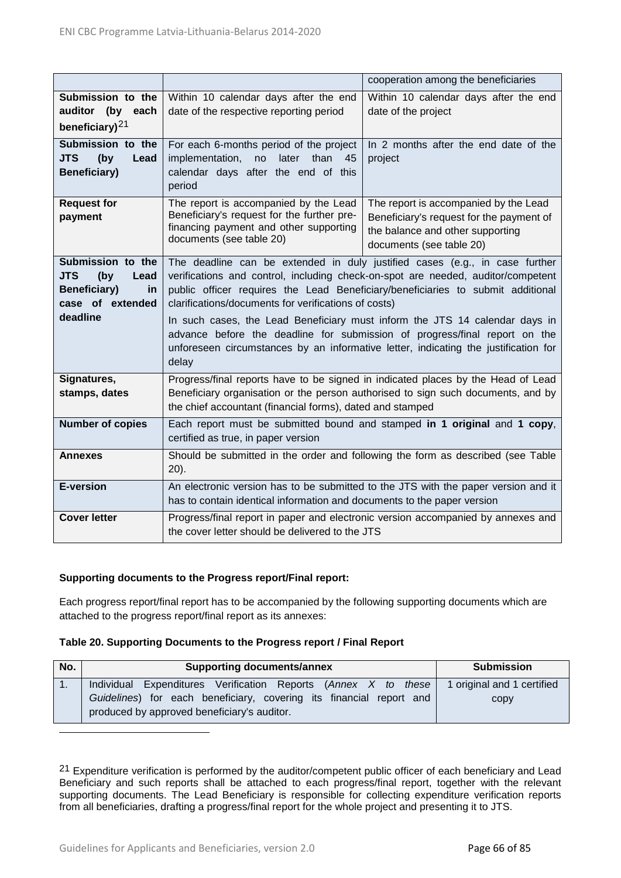| | | |
|---|---|---|
| | | cooperation among the beneficiaries |
| **Submission to the auditor (by each beneficiary)**[21] | Within 10 calendar days after the end date of the respective reporting period | Within 10 calendar days after the end date of the project |
| **Submission to the JTS (by Lead Beneficiary)** | For each 6-months period of the project implementation, no later than 45 calendar days after the end of this period | In 2 months after the end date of the project |
| **Request for payment** | The report is accompanied by the Lead Beneficiary's request for the further pre-financing payment and other supporting documents (see table 20) | The report is accompanied by the Lead Beneficiary's request for the payment of the balance and other supporting documents (see table 20) |
| **Submission to the JTS (by Lead Beneficiary) in case of extended deadline** | The deadline can be extended in duly justified cases (e.g., in case further verifications and control, including check-on-spot are needed, auditor/competent public officer requires the Lead Beneficiary/beneficiaries to submit additional clarifications/documents for verifications of costs)<br><br>In such cases, the Lead Beneficiary must inform the JTS 14 calendar days in advance before the deadline for submission of progress/final report on the unforeseen circumstances by an informative letter, indicating the justification for delay | |
| **Signatures, stamps, dates** | Progress/final reports have to be signed in indicated places by the Head of Lead Beneficiary organisation or the person authorised to sign such documents, and by the chief accountant (financial forms), dated and stamped | |
| **Number of copies** | Each report must be submitted bound and stamped **in 1 original** and **1 copy**, certified as true, in paper version | |
| **Annexes** | Should be submitted in the order and following the form as described (see Table 20). | |
| **E-version** | An electronic version has to be submitted to the JTS with the paper version and it has to contain identical information and documents to the paper version | |
| **Cover letter** | Progress/final report in paper and electronic version accompanied by annexes and the cover letter should be delivered to the JTS | |

**Supporting documents to the Progress report/Final report:**

Each progress report/final report has to be accompanied by the following supporting documents which are attached to the progress report/final report as its annexes:

**Table 20. Supporting Documents to the Progress report / Final Report**

| No. | Supporting documents/annex | Submission |
|---|---|---|
| 1. | Individual Expenditures Verification Reports (*Annex X to these Guidelines*) for each beneficiary, covering its financial report and produced by approved beneficiary's auditor. | 1 original and 1 certified copy |

[21] Expenditure verification is performed by the auditor/competent public officer of each beneficiary and Lead Beneficiary and such reports shall be attached to each progress/final report, together with the relevant supporting documents. The Lead Beneficiary is responsible for collecting expenditure verification reports from all beneficiaries, drafting a progress/final report for the whole project and presenting it to JTS.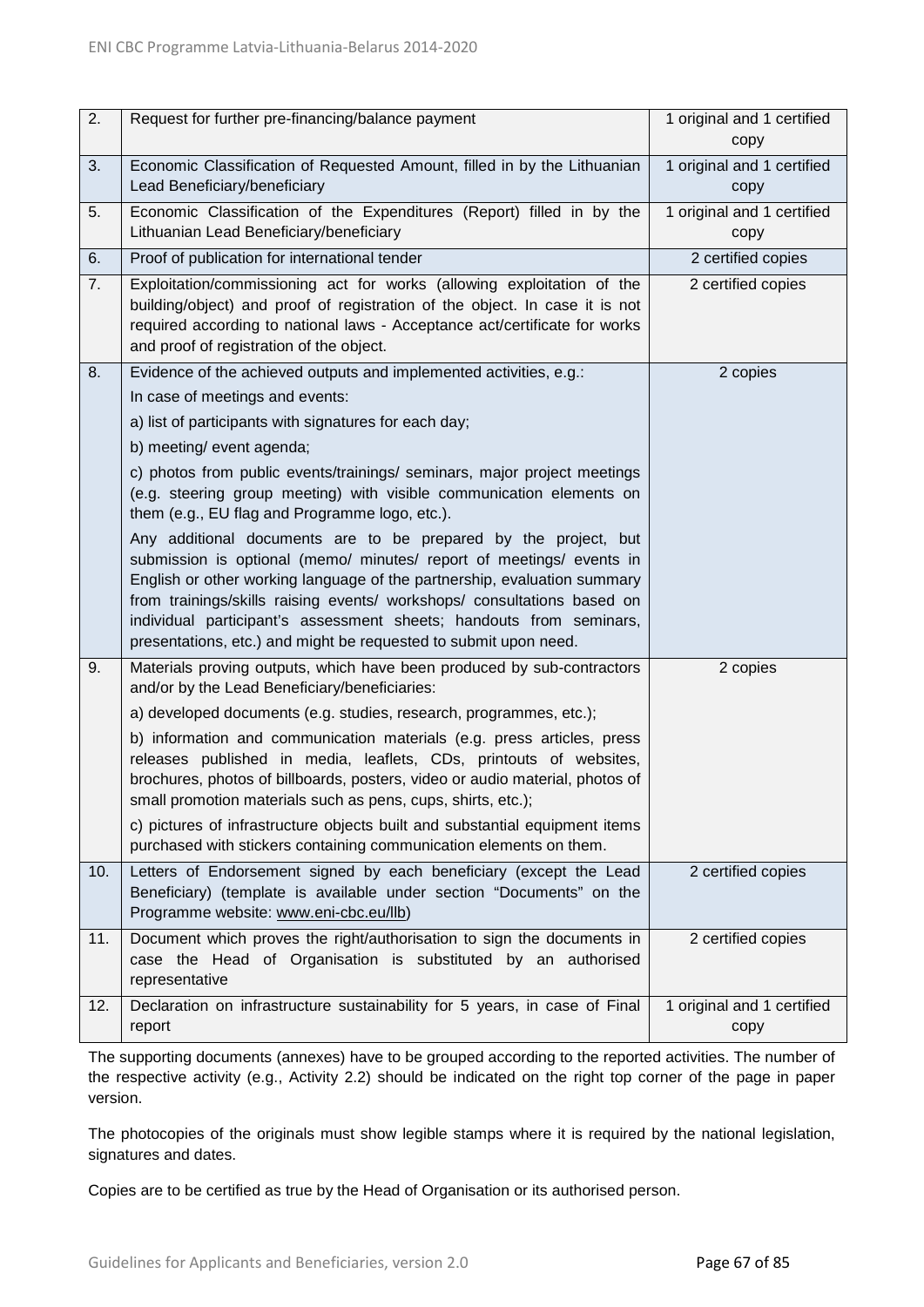| 2. | Request for further pre-financing/balance payment | 1 original and 1 certified copy |
|---|---|---|
| 3. | Economic Classification of Requested Amount, filled in by the Lithuanian Lead Beneficiary/beneficiary | 1 original and 1 certified copy |
| 5. | Economic Classification of the Expenditures (Report) filled in by the Lithuanian Lead Beneficiary/beneficiary | 1 original and 1 certified copy |
| 6. | Proof of publication for international tender | 2 certified copies |
| 7. | Exploitation/commissioning act for works (allowing exploitation of the building/object) and proof of registration of the object. In case it is not required according to national laws - Acceptance act/certificate for works and proof of registration of the object. | 2 certified copies |
| 8. | Evidence of the achieved outputs and implemented activities, e.g.:<br>In case of meetings and events:<br>a) list of participants with signatures for each day;<br>b) meeting/ event agenda;<br>c) photos from public events/trainings/ seminars, major project meetings (e.g. steering group meeting) with visible communication elements on them (e.g., EU flag and Programme logo, etc.).<br>Any additional documents are to be prepared by the project, but submission is optional (memo/ minutes/ report of meetings/ events in English or other working language of the partnership, evaluation summary from trainings/skills raising events/ workshops/ consultations based on individual participant's assessment sheets; handouts from seminars, presentations, etc.) and might be requested to submit upon need. | 2 copies |
| 9. | Materials proving outputs, which have been produced by sub-contractors and/or by the Lead Beneficiary/beneficiaries:<br>a) developed documents (e.g. studies, research, programmes, etc.);<br>b) information and communication materials (e.g. press articles, press releases published in media, leaflets, CDs, printouts of websites, brochures, photos of billboards, posters, video or audio material, photos of small promotion materials such as pens, cups, shirts, etc.);<br>c) pictures of infrastructure objects built and substantial equipment items purchased with stickers containing communication elements on them. | 2 copies |
| 10. | Letters of Endorsement signed by each beneficiary (except the Lead Beneficiary) (template is available under section "Documents" on the Programme website: www.eni-cbc.eu/llb) | 2 certified copies |
| 11. | Document which proves the right/authorisation to sign the documents in case the Head of Organisation is substituted by an authorised representative | 2 certified copies |
| 12. | Declaration on infrastructure sustainability for 5 years, in case of Final report | 1 original and 1 certified copy |

The supporting documents (annexes) have to be grouped according to the reported activities. The number of the respective activity (e.g., Activity 2.2) should be indicated on the right top corner of the page in paper version.

The photocopies of the originals must show legible stamps where it is required by the national legislation, signatures and dates.

Copies are to be certified as true by the Head of Organisation or its authorised person.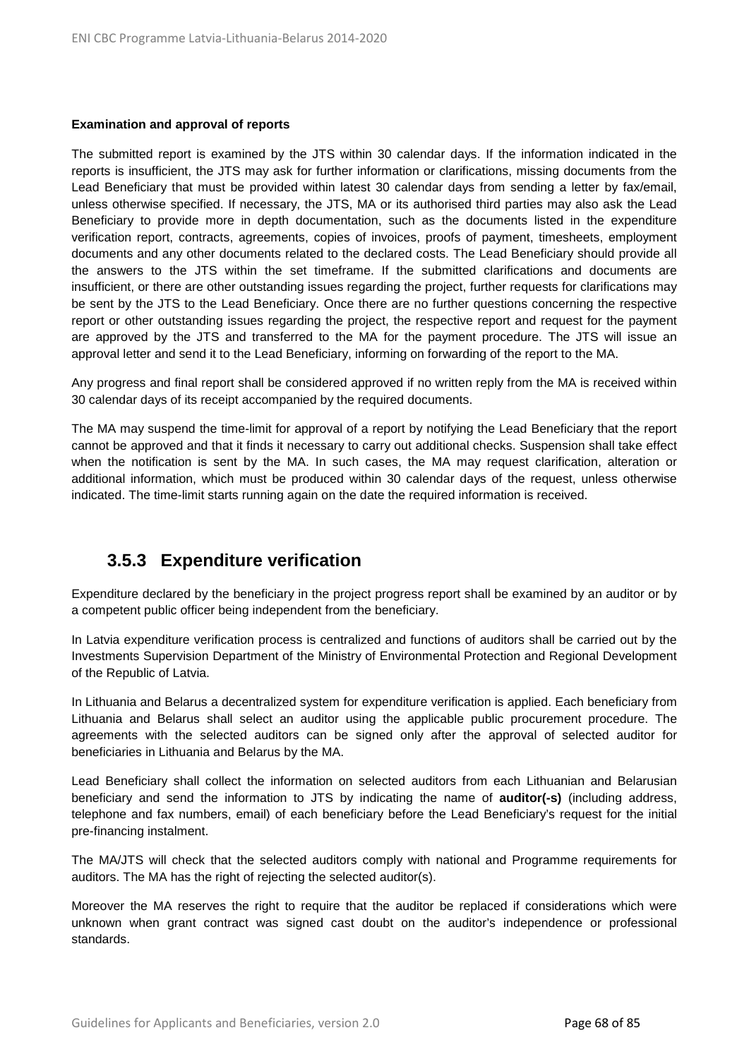**Examination and approval of reports**

The submitted report is examined by the JTS within 30 calendar days. If the information indicated in the reports is insufficient, the JTS may ask for further information or clarifications, missing documents from the Lead Beneficiary that must be provided within latest 30 calendar days from sending a letter by fax/email, unless otherwise specified. If necessary, the JTS, MA or its authorised third parties may also ask the Lead Beneficiary to provide more in depth documentation, such as the documents listed in the expenditure verification report, contracts, agreements, copies of invoices, proofs of payment, timesheets, employment documents and any other documents related to the declared costs. The Lead Beneficiary should provide all the answers to the JTS within the set timeframe. If the submitted clarifications and documents are insufficient, or there are other outstanding issues regarding the project, further requests for clarifications may be sent by the JTS to the Lead Beneficiary. Once there are no further questions concerning the respective report or other outstanding issues regarding the project, the respective report and request for the payment are approved by the JTS and transferred to the MA for the payment procedure. The JTS will issue an approval letter and send it to the Lead Beneficiary, informing on forwarding of the report to the MA.

Any progress and final report shall be considered approved if no written reply from the MA is received within 30 calendar days of its receipt accompanied by the required documents.

The MA may suspend the time-limit for approval of a report by notifying the Lead Beneficiary that the report cannot be approved and that it finds it necessary to carry out additional checks. Suspension shall take effect when the notification is sent by the MA. In such cases, the MA may request clarification, alteration or additional information, which must be produced within 30 calendar days of the request, unless otherwise indicated. The time-limit starts running again on the date the required information is received.

### 3.5.3 Expenditure verification

Expenditure declared by the beneficiary in the project progress report shall be examined by an auditor or by a competent public officer being independent from the beneficiary.

In Latvia expenditure verification process is centralized and functions of auditors shall be carried out by the Investments Supervision Department of the Ministry of Environmental Protection and Regional Development of the Republic of Latvia.

In Lithuania and Belarus a decentralized system for expenditure verification is applied. Each beneficiary from Lithuania and Belarus shall select an auditor using the applicable public procurement procedure. The agreements with the selected auditors can be signed only after the approval of selected auditor for beneficiaries in Lithuania and Belarus by the MA.

Lead Beneficiary shall collect the information on selected auditors from each Lithuanian and Belarusian beneficiary and send the information to JTS by indicating the name of **auditor(-s)** (including address, telephone and fax numbers, email) of each beneficiary before the Lead Beneficiary's request for the initial pre-financing instalment.

The MA/JTS will check that the selected auditors comply with national and Programme requirements for auditors. The MA has the right of rejecting the selected auditor(s).

Moreover the MA reserves the right to require that the auditor be replaced if considerations which were unknown when grant contract was signed cast doubt on the auditor's independence or professional standards.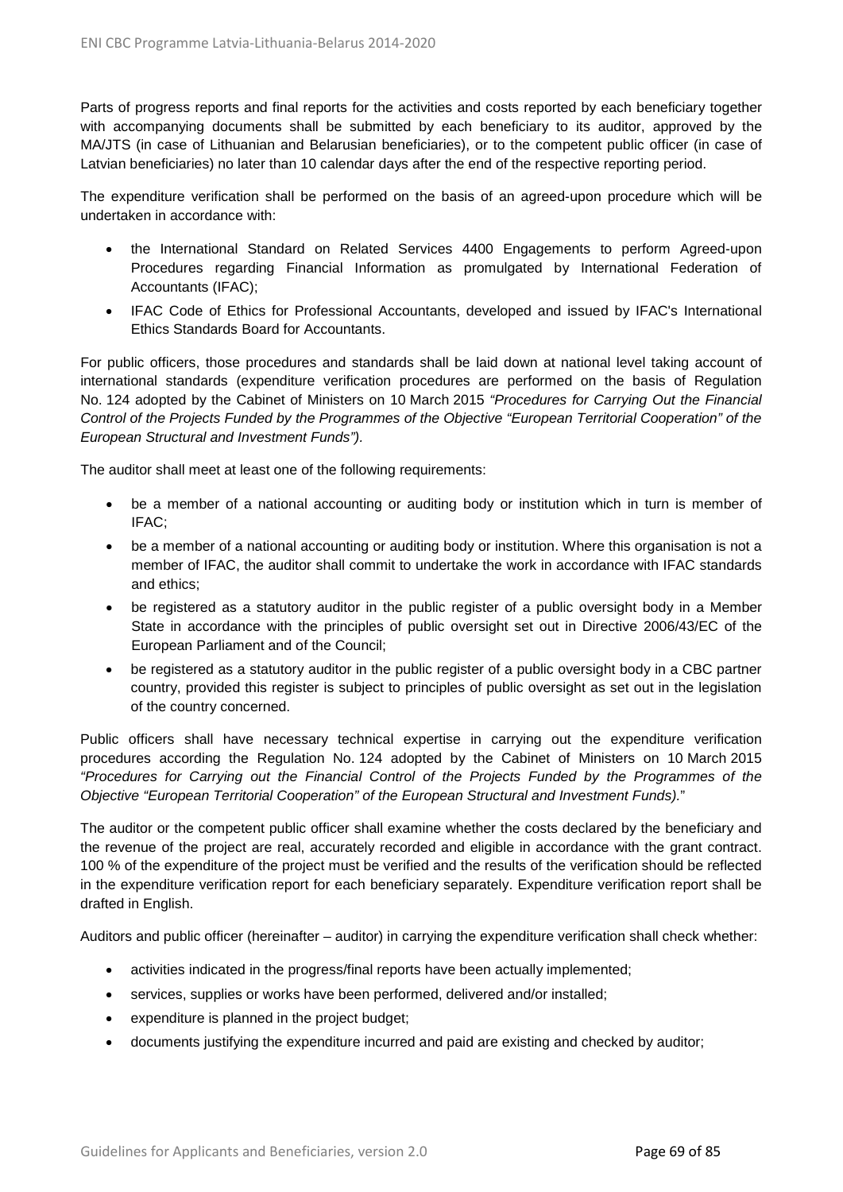Parts of progress reports and final reports for the activities and costs reported by each beneficiary together with accompanying documents shall be submitted by each beneficiary to its auditor, approved by the MA/JTS (in case of Lithuanian and Belarusian beneficiaries), or to the competent public officer (in case of Latvian beneficiaries) no later than 10 calendar days after the end of the respective reporting period.

The expenditure verification shall be performed on the basis of an agreed-upon procedure which will be undertaken in accordance with:

- the International Standard on Related Services 4400 Engagements to perform Agreed-upon Procedures regarding Financial Information as promulgated by International Federation of Accountants (IFAC);
- IFAC Code of Ethics for Professional Accountants, developed and issued by IFAC's International Ethics Standards Board for Accountants.

For public officers, those procedures and standards shall be laid down at national level taking account of international standards (expenditure verification procedures are performed on the basis of Regulation No. 124 adopted by the Cabinet of Ministers on 10 March 2015 *"Procedures for Carrying Out the Financial Control of the Projects Funded by the Programmes of the Objective "European Territorial Cooperation" of the European Structural and Investment Funds").*

The auditor shall meet at least one of the following requirements:

- be a member of a national accounting or auditing body or institution which in turn is member of IFAC;
- be a member of a national accounting or auditing body or institution. Where this organisation is not a member of IFAC, the auditor shall commit to undertake the work in accordance with IFAC standards and ethics;
- be registered as a statutory auditor in the public register of a public oversight body in a Member State in accordance with the principles of public oversight set out in Directive 2006/43/EC of the European Parliament and of the Council;
- be registered as a statutory auditor in the public register of a public oversight body in a CBC partner country, provided this register is subject to principles of public oversight as set out in the legislation of the country concerned.

Public officers shall have necessary technical expertise in carrying out the expenditure verification procedures according the Regulation No. 124 adopted by the Cabinet of Ministers on 10 March 2015 *"Procedures for Carrying out the Financial Control of the Projects Funded by the Programmes of the Objective "European Territorial Cooperation" of the European Structural and Investment Funds).*"

The auditor or the competent public officer shall examine whether the costs declared by the beneficiary and the revenue of the project are real, accurately recorded and eligible in accordance with the grant contract. 100 % of the expenditure of the project must be verified and the results of the verification should be reflected in the expenditure verification report for each beneficiary separately. Expenditure verification report shall be drafted in English.

Auditors and public officer (hereinafter – auditor) in carrying the expenditure verification shall check whether:

- activities indicated in the progress/final reports have been actually implemented;
- services, supplies or works have been performed, delivered and/or installed;
- expenditure is planned in the project budget;
- documents justifying the expenditure incurred and paid are existing and checked by auditor;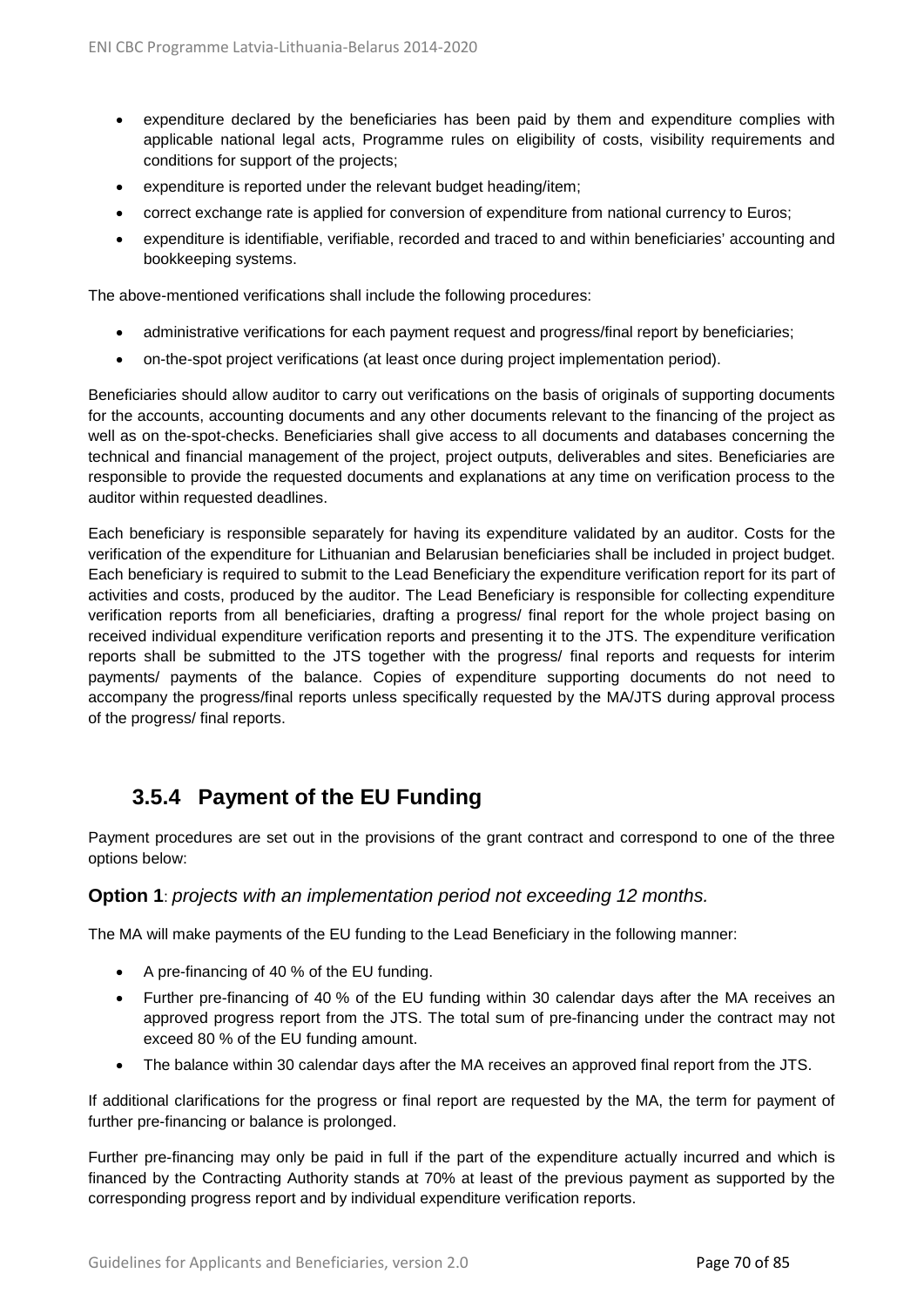- expenditure declared by the beneficiaries has been paid by them and expenditure complies with applicable national legal acts, Programme rules on eligibility of costs, visibility requirements and conditions for support of the projects;
- expenditure is reported under the relevant budget heading/item;
- correct exchange rate is applied for conversion of expenditure from national currency to Euros;
- expenditure is identifiable, verifiable, recorded and traced to and within beneficiaries' accounting and bookkeeping systems.

The above-mentioned verifications shall include the following procedures:

- administrative verifications for each payment request and progress/final report by beneficiaries;
- on-the-spot project verifications (at least once during project implementation period).

Beneficiaries should allow auditor to carry out verifications on the basis of originals of supporting documents for the accounts, accounting documents and any other documents relevant to the financing of the project as well as on the-spot-checks. Beneficiaries shall give access to all documents and databases concerning the technical and financial management of the project, project outputs, deliverables and sites. Beneficiaries are responsible to provide the requested documents and explanations at any time on verification process to the auditor within requested deadlines.

Each beneficiary is responsible separately for having its expenditure validated by an auditor. Costs for the verification of the expenditure for Lithuanian and Belarusian beneficiaries shall be included in project budget. Each beneficiary is required to submit to the Lead Beneficiary the expenditure verification report for its part of activities and costs, produced by the auditor. The Lead Beneficiary is responsible for collecting expenditure verification reports from all beneficiaries, drafting a progress/ final report for the whole project basing on received individual expenditure verification reports and presenting it to the JTS. The expenditure verification reports shall be submitted to the JTS together with the progress/ final reports and requests for interim payments/ payments of the balance. Copies of expenditure supporting documents do not need to accompany the progress/final reports unless specifically requested by the MA/JTS during approval process of the progress/ final reports.

### 3.5.4 Payment of the EU Funding

Payment procedures are set out in the provisions of the grant contract and correspond to one of the three options below:

**Option 1**: *projects with an implementation period not exceeding 12 months.*

The MA will make payments of the EU funding to the Lead Beneficiary in the following manner:

- A pre-financing of 40 % of the EU funding.
- Further pre-financing of 40 % of the EU funding within 30 calendar days after the MA receives an approved progress report from the JTS. The total sum of pre-financing under the contract may not exceed 80 % of the EU funding amount.
- The balance within 30 calendar days after the MA receives an approved final report from the JTS.

If additional clarifications for the progress or final report are requested by the MA, the term for payment of further pre-financing or balance is prolonged.

Further pre-financing may only be paid in full if the part of the expenditure actually incurred and which is financed by the Contracting Authority stands at 70% at least of the previous payment as supported by the corresponding progress report and by individual expenditure verification reports.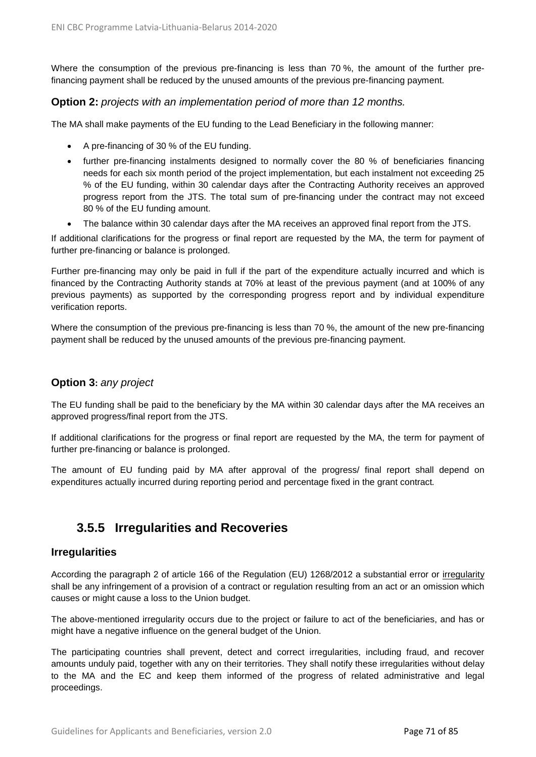Where the consumption of the previous pre-financing is less than 70 %, the amount of the further pre-financing payment shall be reduced by the unused amounts of the previous pre-financing payment.

**Option 2:** *projects with an implementation period of more than 12 months.*

The MA shall make payments of the EU funding to the Lead Beneficiary in the following manner:

- A pre-financing of 30 % of the EU funding.
- further pre-financing instalments designed to normally cover the 80 % of beneficiaries financing needs for each six month period of the project implementation, but each instalment not exceeding 25 % of the EU funding, within 30 calendar days after the Contracting Authority receives an approved progress report from the JTS. The total sum of pre-financing under the contract may not exceed 80 % of the EU funding amount.
- The balance within 30 calendar days after the MA receives an approved final report from the JTS.

If additional clarifications for the progress or final report are requested by the MA, the term for payment of further pre-financing or balance is prolonged.

Further pre-financing may only be paid in full if the part of the expenditure actually incurred and which is financed by the Contracting Authority stands at 70% at least of the previous payment (and at 100% of any previous payments) as supported by the corresponding progress report and by individual expenditure verification reports.

Where the consumption of the previous pre-financing is less than 70 %, the amount of the new pre-financing payment shall be reduced by the unused amounts of the previous pre-financing payment.

**Option 3:** *any project*

The EU funding shall be paid to the beneficiary by the MA within 30 calendar days after the MA receives an approved progress/final report from the JTS.

If additional clarifications for the progress or final report are requested by the MA, the term for payment of further pre-financing or balance is prolonged.

The amount of EU funding paid by MA after approval of the progress/ final report shall depend on expenditures actually incurred during reporting period and percentage fixed in the grant contract.

## 3.5.5 Irregularities and Recoveries

### Irregularities

According the paragraph 2 of article 166 of the Regulation (EU) 1268/2012 a substantial error or irregularity shall be any infringement of a provision of a contract or regulation resulting from an act or an omission which causes or might cause a loss to the Union budget.

The above-mentioned irregularity occurs due to the project or failure to act of the beneficiaries, and has or might have a negative influence on the general budget of the Union.

The participating countries shall prevent, detect and correct irregularities, including fraud, and recover amounts unduly paid, together with any on their territories. They shall notify these irregularities without delay to the MA and the EC and keep them informed of the progress of related administrative and legal proceedings.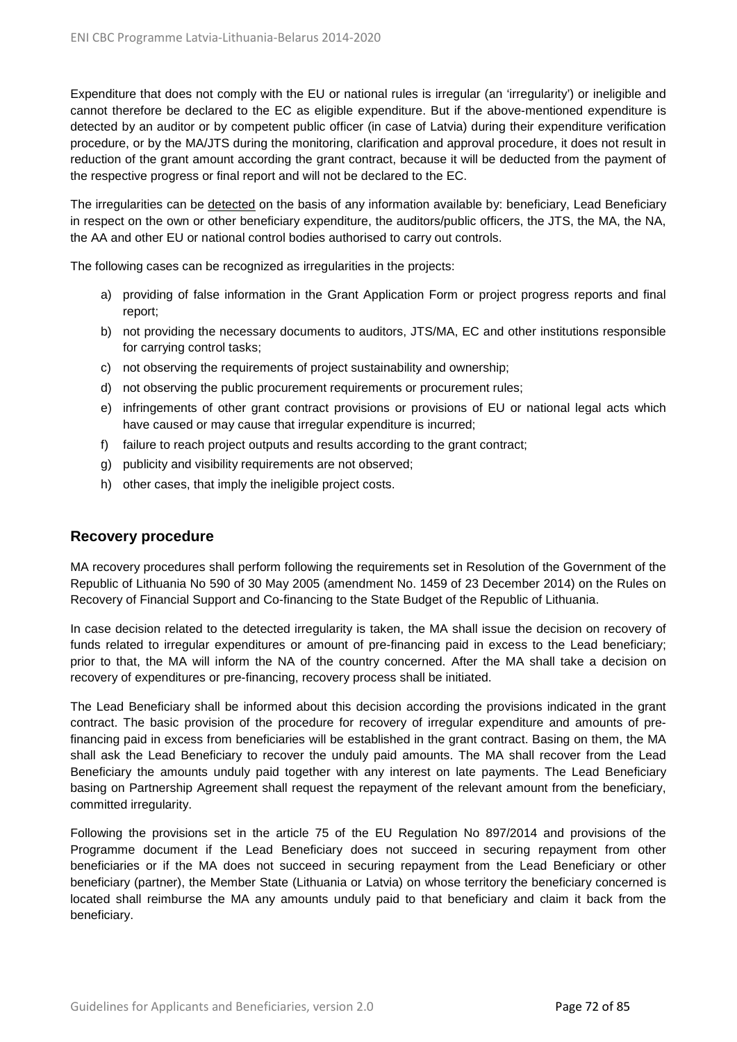Expenditure that does not comply with the EU or national rules is irregular (an 'irregularity') or ineligible and cannot therefore be declared to the EC as eligible expenditure. But if the above-mentioned expenditure is detected by an auditor or by competent public officer (in case of Latvia) during their expenditure verification procedure, or by the MA/JTS during the monitoring, clarification and approval procedure, it does not result in reduction of the grant amount according the grant contract, because it will be deducted from the payment of the respective progress or final report and will not be declared to the EC.

The irregularities can be detected on the basis of any information available by: beneficiary, Lead Beneficiary in respect on the own or other beneficiary expenditure, the auditors/public officers, the JTS, the MA, the NA, the AA and other EU or national control bodies authorised to carry out controls.

The following cases can be recognized as irregularities in the projects:

a) providing of false information in the Grant Application Form or project progress reports and final report;
b) not providing the necessary documents to auditors, JTS/MA, EC and other institutions responsible for carrying control tasks;
c) not observing the requirements of project sustainability and ownership;
d) not observing the public procurement requirements or procurement rules;
e) infringements of other grant contract provisions or provisions of EU or national legal acts which have caused or may cause that irregular expenditure is incurred;
f) failure to reach project outputs and results according to the grant contract;
g) publicity and visibility requirements are not observed;
h) other cases, that imply the ineligible project costs.

## Recovery procedure

MA recovery procedures shall perform following the requirements set in Resolution of the Government of the Republic of Lithuania No 590 of 30 May 2005 (amendment No. 1459 of 23 December 2014) on the Rules on Recovery of Financial Support and Co-financing to the State Budget of the Republic of Lithuania.

In case decision related to the detected irregularity is taken, the MA shall issue the decision on recovery of funds related to irregular expenditures or amount of pre-financing paid in excess to the Lead beneficiary; prior to that, the MA will inform the NA of the country concerned. After the MA shall take a decision on recovery of expenditures or pre-financing, recovery process shall be initiated.

The Lead Beneficiary shall be informed about this decision according the provisions indicated in the grant contract. The basic provision of the procedure for recovery of irregular expenditure and amounts of pre-financing paid in excess from beneficiaries will be established in the grant contract. Basing on them, the MA shall ask the Lead Beneficiary to recover the unduly paid amounts. The MA shall recover from the Lead Beneficiary the amounts unduly paid together with any interest on late payments. The Lead Beneficiary basing on Partnership Agreement shall request the repayment of the relevant amount from the beneficiary, committed irregularity.

Following the provisions set in the article 75 of the EU Regulation No 897/2014 and provisions of the Programme document if the Lead Beneficiary does not succeed in securing repayment from other beneficiaries or if the MA does not succeed in securing repayment from the Lead Beneficiary or other beneficiary (partner), the Member State (Lithuania or Latvia) on whose territory the beneficiary concerned is located shall reimburse the MA any amounts unduly paid to that beneficiary and claim it back from the beneficiary.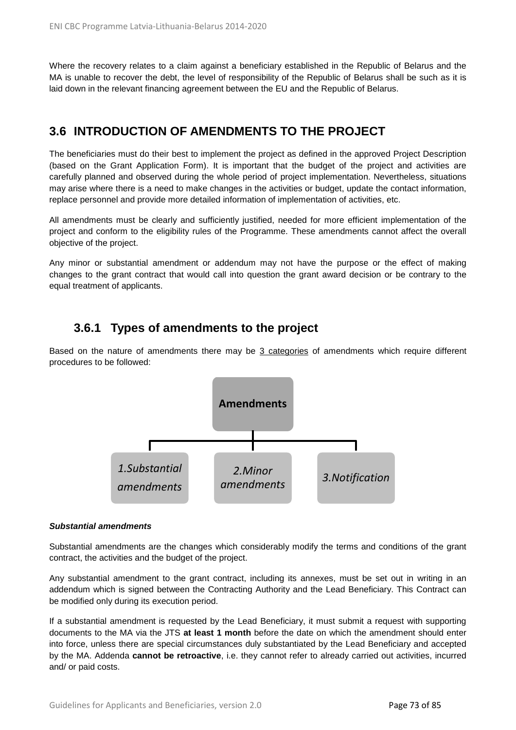Where the recovery relates to a claim against a beneficiary established in the Republic of Belarus and the MA is unable to recover the debt, the level of responsibility of the Republic of Belarus shall be such as it is laid down in the relevant financing agreement between the EU and the Republic of Belarus.

## 3.6 INTRODUCTION OF AMENDMENTS TO THE PROJECT

The beneficiaries must do their best to implement the project as defined in the approved Project Description (based on the Grant Application Form). It is important that the budget of the project and activities are carefully planned and observed during the whole period of project implementation. Nevertheless, situations may arise where there is a need to make changes in the activities or budget, update the contact information, replace personnel and provide more detailed information of implementation of activities, etc.

All amendments must be clearly and sufficiently justified, needed for more efficient implementation of the project and conform to the eligibility rules of the Programme. These amendments cannot affect the overall objective of the project.

Any minor or substantial amendment or addendum may not have the purpose or the effect of making changes to the grant contract that would call into question the grant award decision or be contrary to the equal treatment of applicants.

### 3.6.1 Types of amendments to the project

Based on the nature of amendments there may be 3 categories of amendments which require different procedures to be followed:

**Amendments**

- *1.Substantial amendments*
- *2.Minor amendments*
- *3.Notification*

***Substantial amendments***

Substantial amendments are the changes which considerably modify the terms and conditions of the grant contract, the activities and the budget of the project.

Any substantial amendment to the grant contract, including its annexes, must be set out in writing in an addendum which is signed between the Contracting Authority and the Lead Beneficiary. This Contract can be modified only during its execution period.

If a substantial amendment is requested by the Lead Beneficiary, it must submit a request with supporting documents to the MA via the JTS **at least 1 month** before the date on which the amendment should enter into force, unless there are special circumstances duly substantiated by the Lead Beneficiary and accepted by the MA. Addenda **cannot be retroactive**, i.e. they cannot refer to already carried out activities, incurred and/ or paid costs.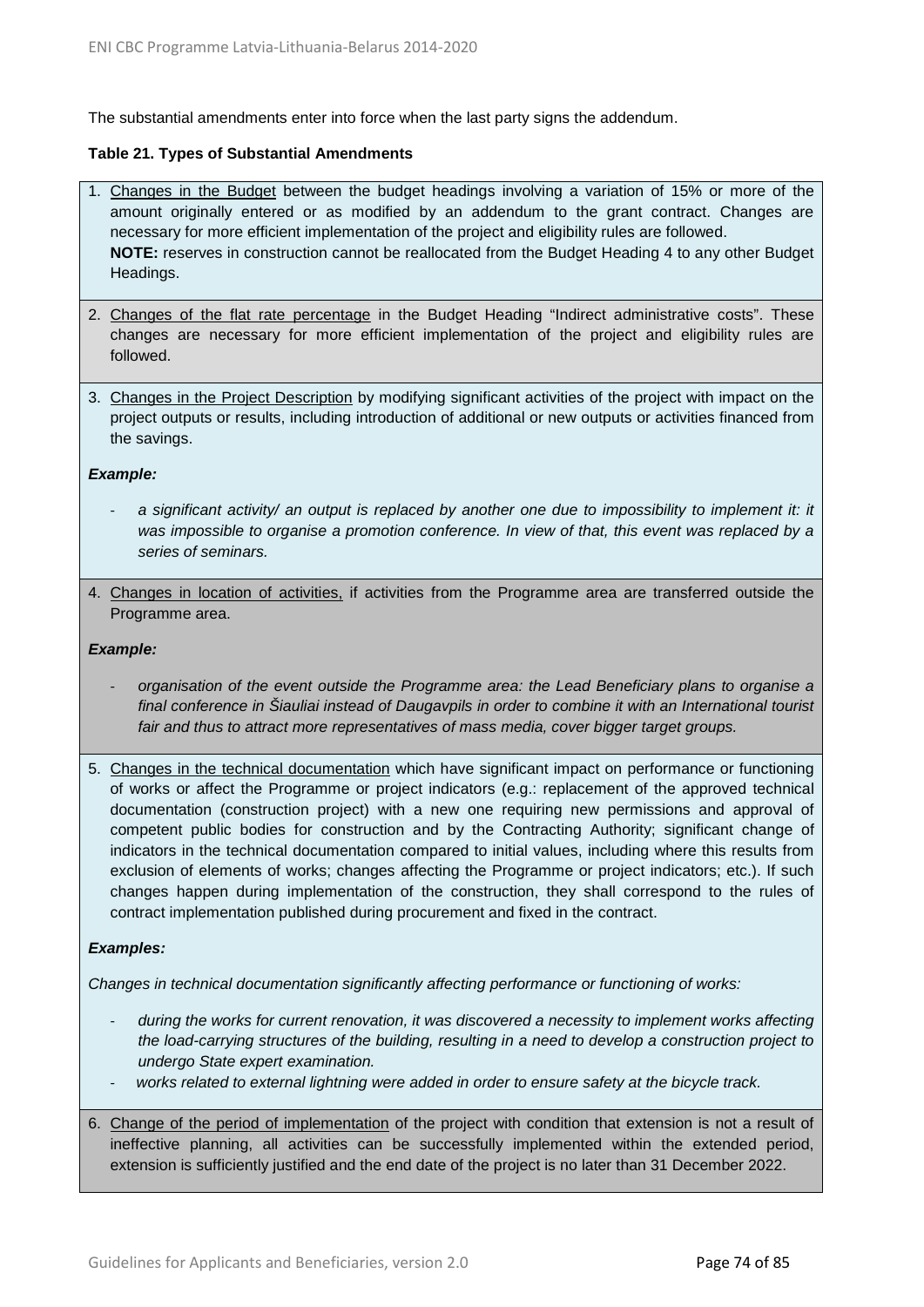The substantial amendments enter into force when the last party signs the addendum.

**Table 21. Types of Substantial Amendments**

1. Changes in the Budget between the budget headings involving a variation of 15% or more of the amount originally entered or as modified by an addendum to the grant contract. Changes are necessary for more efficient implementation of the project and eligibility rules are followed.
   **NOTE:** reserves in construction cannot be reallocated from the Budget Heading 4 to any other Budget Headings.

2. Changes of the flat rate percentage in the Budget Heading "Indirect administrative costs". These changes are necessary for more efficient implementation of the project and eligibility rules are followed.

3. Changes in the Project Description by modifying significant activities of the project with impact on the project outputs or results, including introduction of additional or new outputs or activities financed from the savings.

   ***Example:***

   - *a significant activity/ an output is replaced by another one due to impossibility to implement it: it was impossible to organise a promotion conference. In view of that, this event was replaced by a series of seminars.*

4. Changes in location of activities, if activities from the Programme area are transferred outside the Programme area.

   ***Example:***

   - *organisation of the event outside the Programme area: the Lead Beneficiary plans to organise a final conference in Šiauliai instead of Daugavpils in order to combine it with an International tourist fair and thus to attract more representatives of mass media, cover bigger target groups.*

5. Changes in the technical documentation which have significant impact on performance or functioning of works or affect the Programme or project indicators (e.g.: replacement of the approved technical documentation (construction project) with a new one requiring new permissions and approval of competent public bodies for construction and by the Contracting Authority; significant change of indicators in the technical documentation compared to initial values, including where this results from exclusion of elements of works; changes affecting the Programme or project indicators; etc.). If such changes happen during implementation of the construction, they shall correspond to the rules of contract implementation published during procurement and fixed in the contract.

   ***Examples:***

   *Changes in technical documentation significantly affecting performance or functioning of works:*

   - *during the works for current renovation, it was discovered a necessity to implement works affecting the load-carrying structures of the building, resulting in a need to develop a construction project to undergo State expert examination.*
   - *works related to external lightning were added in order to ensure safety at the bicycle track.*

6. Change of the period of implementation of the project with condition that extension is not a result of ineffective planning, all activities can be successfully implemented within the extended period, extension is sufficiently justified and the end date of the project is no later than 31 December 2022.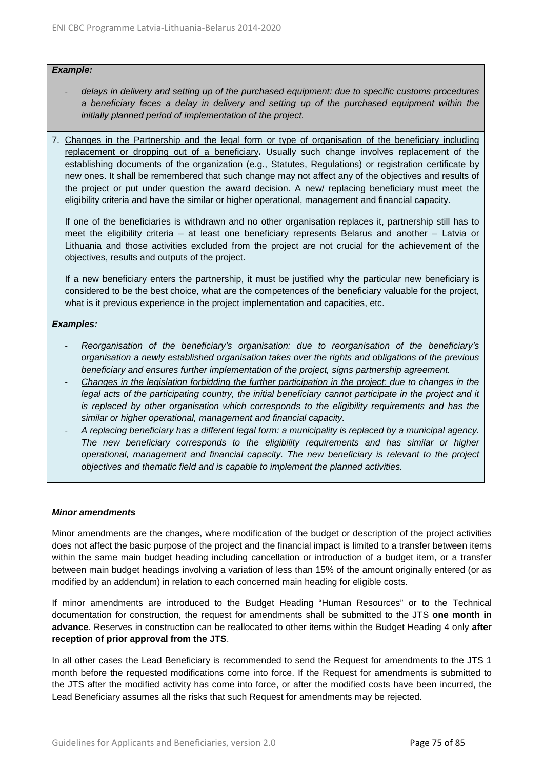***Example:***

- *delays in delivery and setting up of the purchased equipment: due to specific customs procedures a beneficiary faces a delay in delivery and setting up of the purchased equipment within the initially planned period of implementation of the project.*

7. Changes in the Partnership and the legal form or type of organisation of the beneficiary including replacement or dropping out of a beneficiary**.** Usually such change involves replacement of the establishing documents of the organization (e.g., Statutes, Regulations) or registration certificate by new ones. It shall be remembered that such change may not affect any of the objectives and results of the project or put under question the award decision. A new/ replacing beneficiary must meet the eligibility criteria and have the similar or higher operational, management and financial capacity.

   If one of the beneficiaries is withdrawn and no other organisation replaces it, partnership still has to meet the eligibility criteria – at least one beneficiary represents Belarus and another – Latvia or Lithuania and those activities excluded from the project are not crucial for the achievement of the objectives, results and outputs of the project.

   If a new beneficiary enters the partnership, it must be justified why the particular new beneficiary is considered to be the best choice, what are the competences of the beneficiary valuable for the project, what is it previous experience in the project implementation and capacities, etc.

***Examples:***

- *Reorganisation of the beneficiary's organisation: due to reorganisation of the beneficiary's organisation a newly established organisation takes over the rights and obligations of the previous beneficiary and ensures further implementation of the project, signs partnership agreement.*
- *Changes in the legislation forbidding the further participation in the project: due to changes in the legal acts of the participating country, the initial beneficiary cannot participate in the project and it is replaced by other organisation which corresponds to the eligibility requirements and has the similar or higher operational, management and financial capacity.*
- *A replacing beneficiary has a different legal form: a municipality is replaced by a municipal agency. The new beneficiary corresponds to the eligibility requirements and has similar or higher operational, management and financial capacity. The new beneficiary is relevant to the project objectives and thematic field and is capable to implement the planned activities.*

***Minor amendments***

Minor amendments are the changes, where modification of the budget or description of the project activities does not affect the basic purpose of the project and the financial impact is limited to a transfer between items within the same main budget heading including cancellation or introduction of a budget item, or a transfer between main budget headings involving a variation of less than 15% of the amount originally entered (or as modified by an addendum) in relation to each concerned main heading for eligible costs.

If minor amendments are introduced to the Budget Heading "Human Resources" or to the Technical documentation for construction, the request for amendments shall be submitted to the JTS **one month in advance**. Reserves in construction can be reallocated to other items within the Budget Heading 4 only **after reception of prior approval from the JTS**.

In all other cases the Lead Beneficiary is recommended to send the Request for amendments to the JTS 1 month before the requested modifications come into force. If the Request for amendments is submitted to the JTS after the modified activity has come into force, or after the modified costs have been incurred, the Lead Beneficiary assumes all the risks that such Request for amendments may be rejected.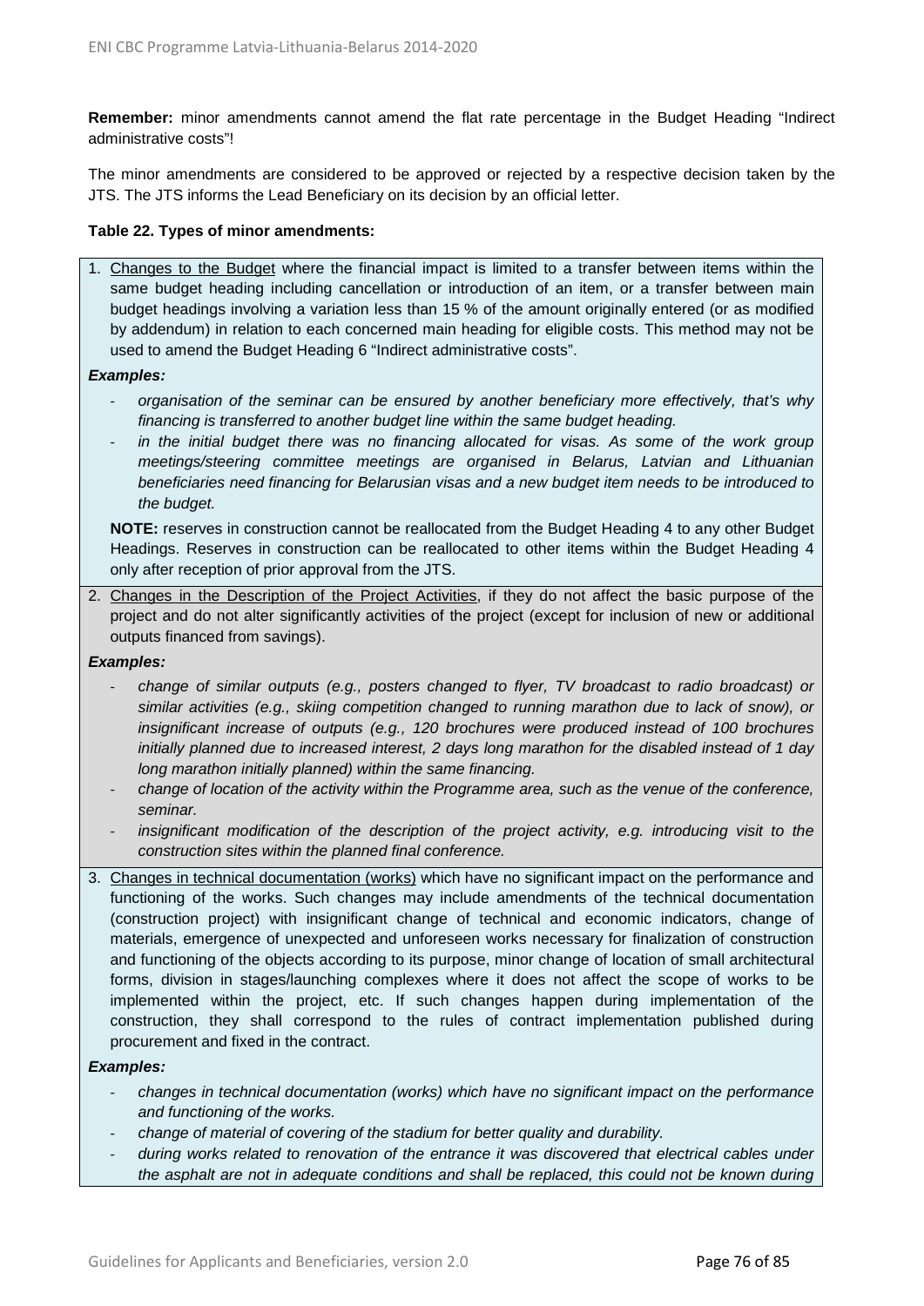**Remember:** minor amendments cannot amend the flat rate percentage in the Budget Heading "Indirect administrative costs"!

The minor amendments are considered to be approved or rejected by a respective decision taken by the JTS. The JTS informs the Lead Beneficiary on its decision by an official letter.

**Table 22. Types of minor amendments:**

1. Changes to the Budget where the financial impact is limited to a transfer between items within the same budget heading including cancellation or introduction of an item, or a transfer between main budget headings involving a variation less than 15 % of the amount originally entered (or as modified by addendum) in relation to each concerned main heading for eligible costs. This method may not be used to amend the Budget Heading 6 "Indirect administrative costs".

***Examples:***

- *organisation of the seminar can be ensured by another beneficiary more effectively, that's why financing is transferred to another budget line within the same budget heading.*
- *in the initial budget there was no financing allocated for visas. As some of the work group meetings/steering committee meetings are organised in Belarus, Latvian and Lithuanian beneficiaries need financing for Belarusian visas and a new budget item needs to be introduced to the budget.*

**NOTE:** reserves in construction cannot be reallocated from the Budget Heading 4 to any other Budget Headings. Reserves in construction can be reallocated to other items within the Budget Heading 4 only after reception of prior approval from the JTS.

2. Changes in the Description of the Project Activities, if they do not affect the basic purpose of the project and do not alter significantly activities of the project (except for inclusion of new or additional outputs financed from savings).

***Examples:***

- *change of similar outputs (e.g., posters changed to flyer, TV broadcast to radio broadcast) or similar activities (e.g., skiing competition changed to running marathon due to lack of snow), or insignificant increase of outputs (e.g., 120 brochures were produced instead of 100 brochures initially planned due to increased interest, 2 days long marathon for the disabled instead of 1 day long marathon initially planned) within the same financing.*
- *change of location of the activity within the Programme area, such as the venue of the conference, seminar.*
- *insignificant modification of the description of the project activity, e.g. introducing visit to the construction sites within the planned final conference.*

3. Changes in technical documentation (works) which have no significant impact on the performance and functioning of the works. Such changes may include amendments of the technical documentation (construction project) with insignificant change of technical and economic indicators, change of materials, emergence of unexpected and unforeseen works necessary for finalization of construction and functioning of the objects according to its purpose, minor change of location of small architectural forms, division in stages/launching complexes where it does not affect the scope of works to be implemented within the project, etc. If such changes happen during implementation of the construction, they shall correspond to the rules of contract implementation published during procurement and fixed in the contract.

***Examples:***

- *changes in technical documentation (works) which have no significant impact on the performance and functioning of the works.*
- *change of material of covering of the stadium for better quality and durability.*
- *during works related to renovation of the entrance it was discovered that electrical cables under the asphalt are not in adequate conditions and shall be replaced, this could not be known during*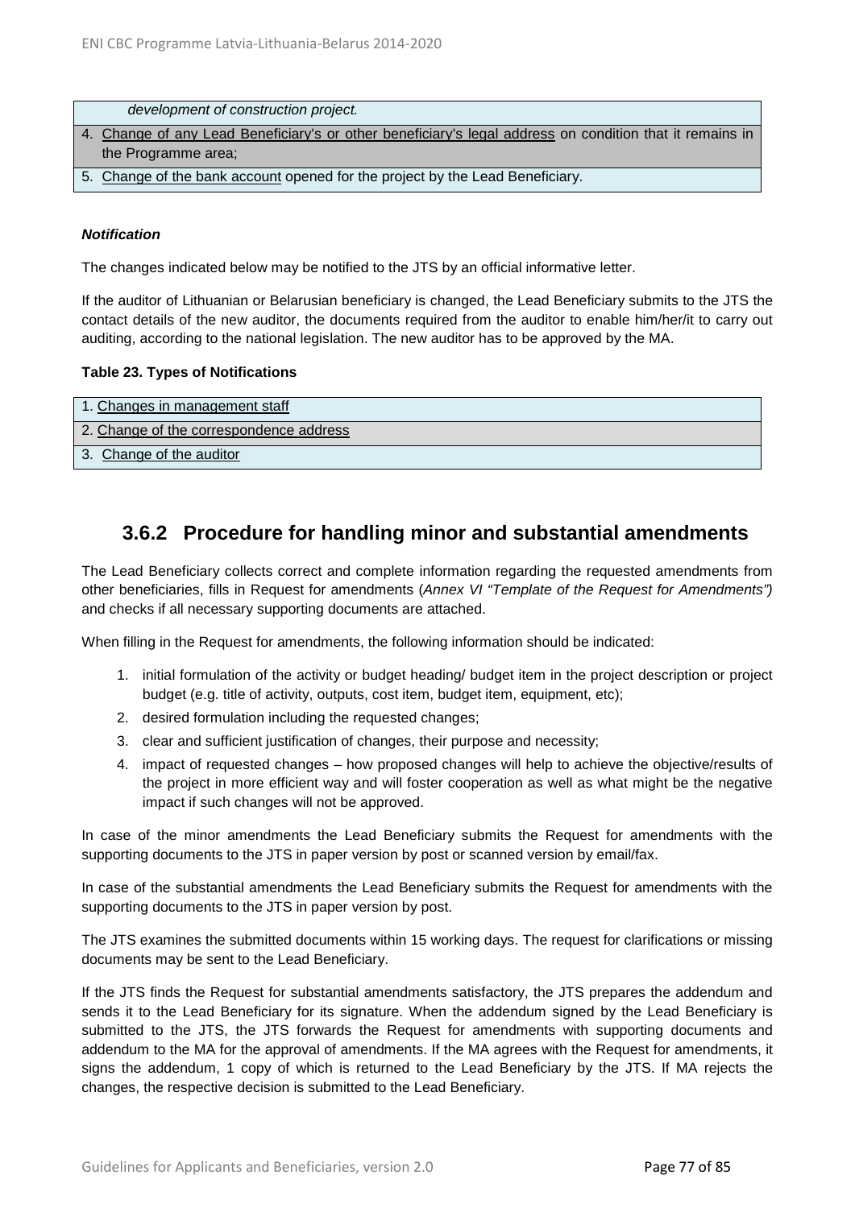| development of construction project. |
|---|
| 4. Change of any Lead Beneficiary's or other beneficiary's legal address on condition that it remains in the Programme area; |
| 5. Change of the bank account opened for the project by the Lead Beneficiary. |

***Notification***

The changes indicated below may be notified to the JTS by an official informative letter.

If the auditor of Lithuanian or Belarusian beneficiary is changed, the Lead Beneficiary submits to the JTS the contact details of the new auditor, the documents required from the auditor to enable him/her/it to carry out auditing, according to the national legislation. The new auditor has to be approved by the MA.

**Table 23. Types of Notifications**

| 1. Changes in management staff |
|---|
| 2. Change of the correspondence address |
| 3. Change of the auditor |

### 3.6.2 Procedure for handling minor and substantial amendments

The Lead Beneficiary collects correct and complete information regarding the requested amendments from other beneficiaries, fills in Request for amendments (*Annex VI "Template of the Request for Amendments")* and checks if all necessary supporting documents are attached.

When filling in the Request for amendments, the following information should be indicated:

1. initial formulation of the activity or budget heading/ budget item in the project description or project budget (e.g. title of activity, outputs, cost item, budget item, equipment, etc);
2. desired formulation including the requested changes;
3. clear and sufficient justification of changes, their purpose and necessity;
4. impact of requested changes – how proposed changes will help to achieve the objective/results of the project in more efficient way and will foster cooperation as well as what might be the negative impact if such changes will not be approved.

In case of the minor amendments the Lead Beneficiary submits the Request for amendments with the supporting documents to the JTS in paper version by post or scanned version by email/fax.

In case of the substantial amendments the Lead Beneficiary submits the Request for amendments with the supporting documents to the JTS in paper version by post.

The JTS examines the submitted documents within 15 working days. The request for clarifications or missing documents may be sent to the Lead Beneficiary.

If the JTS finds the Request for substantial amendments satisfactory, the JTS prepares the addendum and sends it to the Lead Beneficiary for its signature. When the addendum signed by the Lead Beneficiary is submitted to the JTS, the JTS forwards the Request for amendments with supporting documents and addendum to the MA for the approval of amendments. If the MA agrees with the Request for amendments, it signs the addendum, 1 copy of which is returned to the Lead Beneficiary by the JTS. If MA rejects the changes, the respective decision is submitted to the Lead Beneficiary.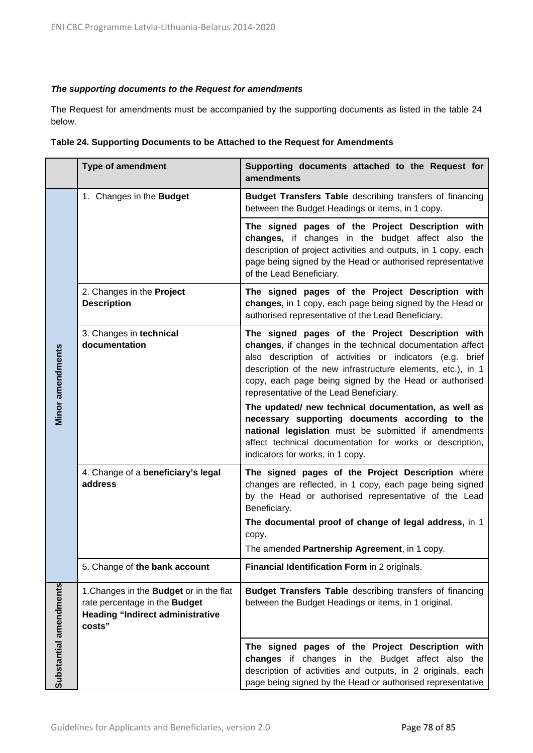***The supporting documents to the Request for amendments***

The Request for amendments must be accompanied by the supporting documents as listed in the table 24 below.

**Table 24. Supporting Documents to be Attached to the Request for Amendments**

| | Type of amendment | Supporting documents attached to the Request for amendments |
|---|---|---|
| **Minor amendments** | 1. Changes in the **Budget** | **Budget Transfers Table** describing transfers of financing between the Budget Headings or items, in 1 copy. |
| | | **The signed pages of the Project Description with changes,** if changes in the budget affect also the description of project activities and outputs, in 1 copy, each page being signed by the Head or authorised representative of the Lead Beneficiary. |
| | 2. Changes in the **Project Description** | **The signed pages of the Project Description with changes,** in 1 copy, each page being signed by the Head or authorised representative of the Lead Beneficiary. |
| | 3. Changes in **technical documentation** | **The signed pages of the Project Description with changes**, if changes in the technical documentation affect also description of activities or indicators (e.g. brief description of the new infrastructure elements, etc.), in 1 copy, each page being signed by the Head or authorised representative of the Lead Beneficiary.<br>**The updated/ new technical documentation, as well as necessary supporting documents according to the national legislation** must be submitted if amendments affect technical documentation for works or description, indicators for works, in 1 copy. |
| | 4. Change of a **beneficiary's legal address** | **The signed pages of the Project Description** where changes are reflected, in 1 copy, each page being signed by the Head or authorised representative of the Lead Beneficiary.<br>**The documental proof of change of legal address,** in 1 copy**.**<br>The amended **Partnership Agreement**, in 1 copy. |
| | 5. Change of **the bank account** | **Financial Identification Form** in 2 originals. |
| **Substantial amendments** | 1.Changes in the **Budget** or in the flat rate percentage in the **Budget Heading "Indirect administrative costs"** | **Budget Transfers Table** describing transfers of financing between the Budget Headings or items, in 1 original. |
| | | **The signed pages of the Project Description with changes** if changes in the Budget affect also the description of activities and outputs, in 2 originals, each page being signed by the Head or authorised representative |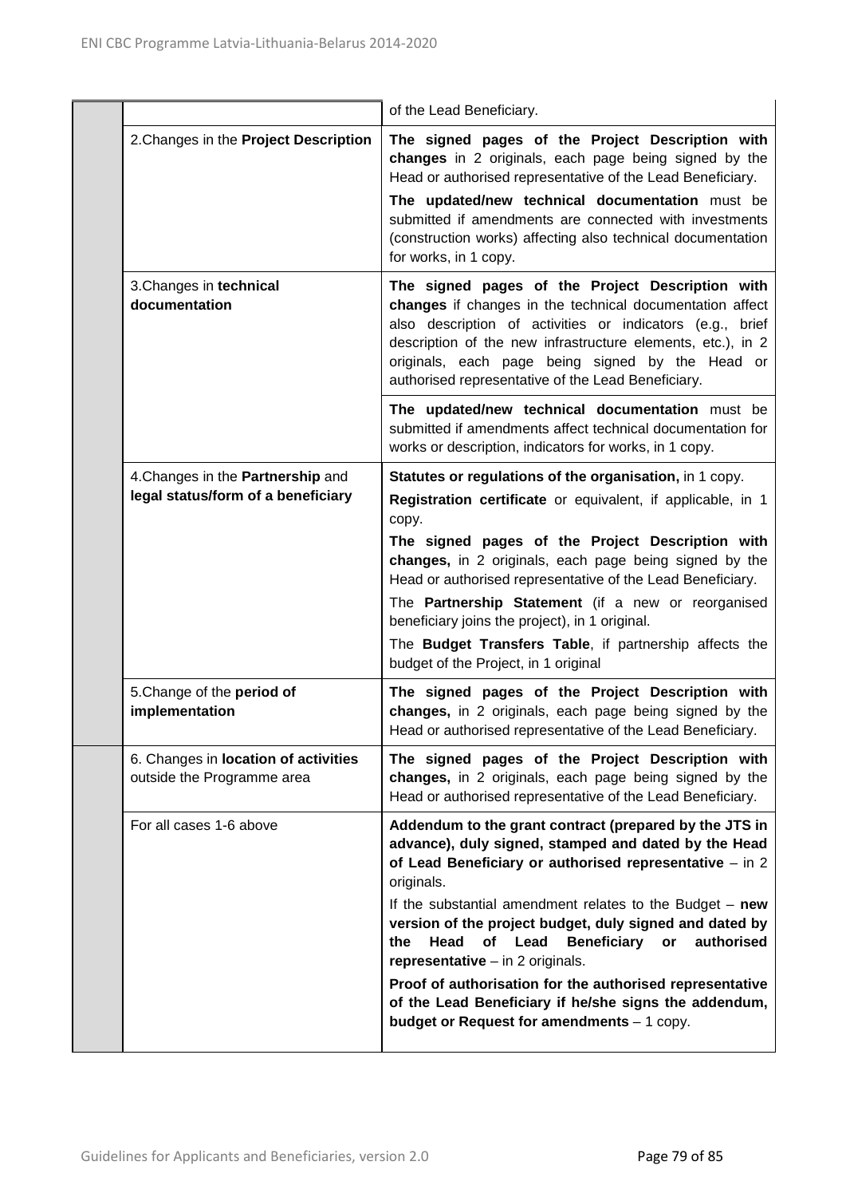| | | |
|---|---|---|
| | | of the Lead Beneficiary. |
| | 2.Changes in the **Project Description** | **The signed pages of the Project Description with changes** in 2 originals, each page being signed by the Head or authorised representative of the Lead Beneficiary.<br>**The updated/new technical documentation** must be submitted if amendments are connected with investments (construction works) affecting also technical documentation for works, in 1 copy. |
| | 3.Changes in **technical documentation** | **The signed pages of the Project Description with changes** if changes in the technical documentation affect also description of activities or indicators (e.g., brief description of the new infrastructure elements, etc.), in 2 originals, each page being signed by the Head or authorised representative of the Lead Beneficiary.<br>**The updated/new technical documentation** must be submitted if amendments affect technical documentation for works or description, indicators for works, in 1 copy. |
| | 4.Changes in the **Partnership** and **legal status/form of a beneficiary** | **Statutes or regulations of the organisation,** in 1 copy.<br>**Registration certificate** or equivalent, if applicable, in 1 copy.<br>**The signed pages of the Project Description with changes,** in 2 originals, each page being signed by the Head or authorised representative of the Lead Beneficiary.<br>The **Partnership Statement** (if a new or reorganised beneficiary joins the project), in 1 original.<br>The **Budget Transfers Table**, if partnership affects the budget of the Project, in 1 original |
| | 5.Change of the **period of implementation** | **The signed pages of the Project Description with changes,** in 2 originals, each page being signed by the Head or authorised representative of the Lead Beneficiary. |
| | 6. Changes in **location of activities** outside the Programme area | **The signed pages of the Project Description with changes,** in 2 originals, each page being signed by the Head or authorised representative of the Lead Beneficiary. |
| | For all cases 1-6 above | **Addendum to the grant contract (prepared by the JTS in advance), duly signed, stamped and dated by the Head of Lead Beneficiary or authorised representative** – in 2 originals.<br>If the substantial amendment relates to the Budget – **new version of the project budget, duly signed and dated by the Head of Lead Beneficiary or authorised representative** – in 2 originals.<br>**Proof of authorisation for the authorised representative of the Lead Beneficiary if he/she signs the addendum, budget or Request for amendments** – 1 copy. |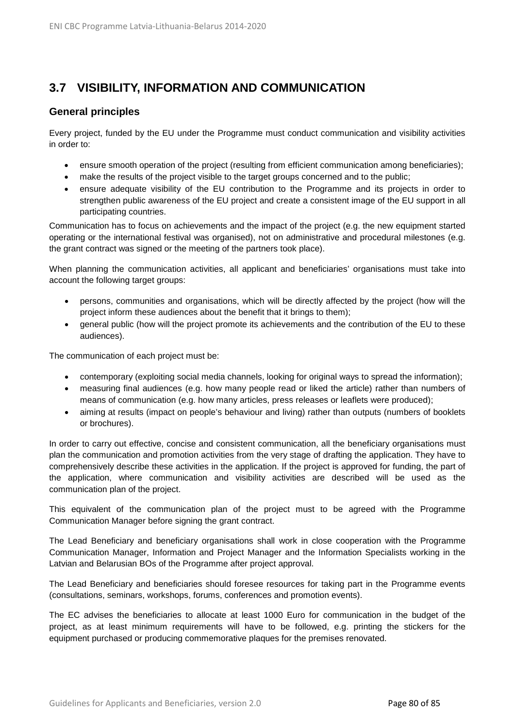## 3.7 VISIBILITY, INFORMATION AND COMMUNICATION

### General principles

Every project, funded by the EU under the Programme must conduct communication and visibility activities in order to:

- ensure smooth operation of the project (resulting from efficient communication among beneficiaries);
- make the results of the project visible to the target groups concerned and to the public;
- ensure adequate visibility of the EU contribution to the Programme and its projects in order to strengthen public awareness of the EU project and create a consistent image of the EU support in all participating countries.

Communication has to focus on achievements and the impact of the project (e.g. the new equipment started operating or the international festival was organised), not on administrative and procedural milestones (e.g. the grant contract was signed or the meeting of the partners took place).

When planning the communication activities, all applicant and beneficiaries' organisations must take into account the following target groups:

- persons, communities and organisations, which will be directly affected by the project (how will the project inform these audiences about the benefit that it brings to them);
- general public (how will the project promote its achievements and the contribution of the EU to these audiences).

The communication of each project must be:

- contemporary (exploiting social media channels, looking for original ways to spread the information);
- measuring final audiences (e.g. how many people read or liked the article) rather than numbers of means of communication (e.g. how many articles, press releases or leaflets were produced);
- aiming at results (impact on people's behaviour and living) rather than outputs (numbers of booklets or brochures).

In order to carry out effective, concise and consistent communication, all the beneficiary organisations must plan the communication and promotion activities from the very stage of drafting the application. They have to comprehensively describe these activities in the application. If the project is approved for funding, the part of the application, where communication and visibility activities are described will be used as the communication plan of the project.

This equivalent of the communication plan of the project must to be agreed with the Programme Communication Manager before signing the grant contract.

The Lead Beneficiary and beneficiary organisations shall work in close cooperation with the Programme Communication Manager, Information and Project Manager and the Information Specialists working in the Latvian and Belarusian BOs of the Programme after project approval.

The Lead Beneficiary and beneficiaries should foresee resources for taking part in the Programme events (consultations, seminars, workshops, forums, conferences and promotion events).

The EC advises the beneficiaries to allocate at least 1000 Euro for communication in the budget of the project, as at least minimum requirements will have to be followed, e.g. printing the stickers for the equipment purchased or producing commemorative plaques for the premises renovated.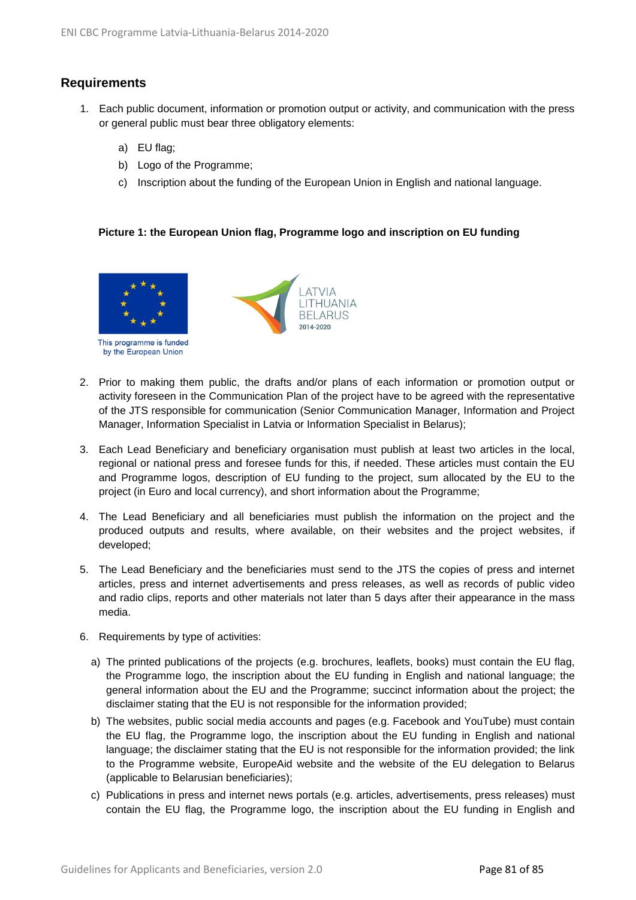## Requirements

1. Each public document, information or promotion output or activity, and communication with the press or general public must bear three obligatory elements:

   a) EU flag;

   b) Logo of the Programme;

   c) Inscription about the funding of the European Union in English and national language.

**Picture 1: the European Union flag, Programme logo and inscription on EU funding**

This programme is funded by the European Union

LATVIA LITHUANIA BELARUS 2014-2020

2. Prior to making them public, the drafts and/or plans of each information or promotion output or activity foreseen in the Communication Plan of the project have to be agreed with the representative of the JTS responsible for communication (Senior Communication Manager, Information and Project Manager, Information Specialist in Latvia or Information Specialist in Belarus);

3. Each Lead Beneficiary and beneficiary organisation must publish at least two articles in the local, regional or national press and foresee funds for this, if needed. These articles must contain the EU and Programme logos, description of EU funding to the project, sum allocated by the EU to the project (in Euro and local currency), and short information about the Programme;

4. The Lead Beneficiary and all beneficiaries must publish the information on the project and the produced outputs and results, where available, on their websites and the project websites, if developed;

5. The Lead Beneficiary and the beneficiaries must send to the JTS the copies of press and internet articles, press and internet advertisements and press releases, as well as records of public video and radio clips, reports and other materials not later than 5 days after their appearance in the mass media.

6. Requirements by type of activities:

   a) The printed publications of the projects (e.g. brochures, leaflets, books) must contain the EU flag, the Programme logo, the inscription about the EU funding in English and national language; the general information about the EU and the Programme; succinct information about the project; the disclaimer stating that the EU is not responsible for the information provided;

   b) The websites, public social media accounts and pages (e.g. Facebook and YouTube) must contain the EU flag, the Programme logo, the inscription about the EU funding in English and national language; the disclaimer stating that the EU is not responsible for the information provided; the link to the Programme website, EuropeAid website and the website of the EU delegation to Belarus (applicable to Belarusian beneficiaries);

   c) Publications in press and internet news portals (e.g. articles, advertisements, press releases) must contain the EU flag, the Programme logo, the inscription about the EU funding in English and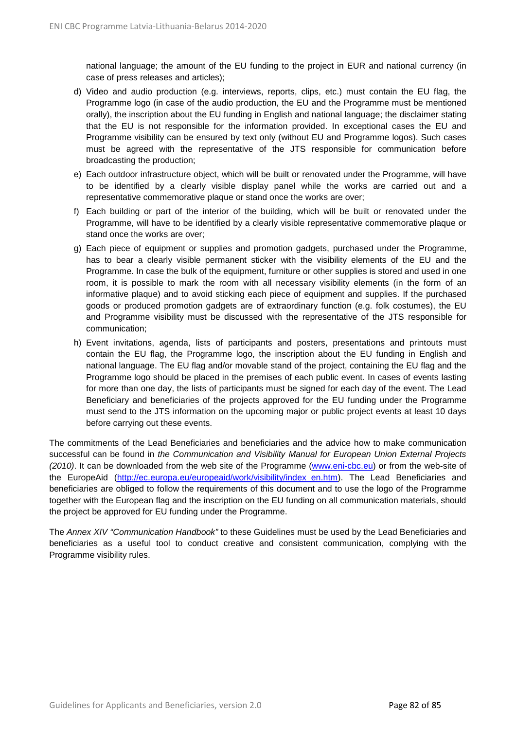national language; the amount of the EU funding to the project in EUR and national currency (in case of press releases and articles);

d) Video and audio production (e.g. interviews, reports, clips, etc.) must contain the EU flag, the Programme logo (in case of the audio production, the EU and the Programme must be mentioned orally), the inscription about the EU funding in English and national language; the disclaimer stating that the EU is not responsible for the information provided. In exceptional cases the EU and Programme visibility can be ensured by text only (without EU and Programme logos). Such cases must be agreed with the representative of the JTS responsible for communication before broadcasting the production;

e) Each outdoor infrastructure object, which will be built or renovated under the Programme, will have to be identified by a clearly visible display panel while the works are carried out and a representative commemorative plaque or stand once the works are over;

f) Each building or part of the interior of the building, which will be built or renovated under the Programme, will have to be identified by a clearly visible representative commemorative plaque or stand once the works are over;

g) Each piece of equipment or supplies and promotion gadgets, purchased under the Programme, has to bear a clearly visible permanent sticker with the visibility elements of the EU and the Programme. In case the bulk of the equipment, furniture or other supplies is stored and used in one room, it is possible to mark the room with all necessary visibility elements (in the form of an informative plaque) and to avoid sticking each piece of equipment and supplies. If the purchased goods or produced promotion gadgets are of extraordinary function (e.g. folk costumes), the EU and Programme visibility must be discussed with the representative of the JTS responsible for communication;

h) Event invitations, agenda, lists of participants and posters, presentations and printouts must contain the EU flag, the Programme logo, the inscription about the EU funding in English and national language. The EU flag and/or movable stand of the project, containing the EU flag and the Programme logo should be placed in the premises of each public event. In cases of events lasting for more than one day, the lists of participants must be signed for each day of the event. The Lead Beneficiary and beneficiaries of the projects approved for the EU funding under the Programme must send to the JTS information on the upcoming major or public project events at least 10 days before carrying out these events.

The commitments of the Lead Beneficiaries and beneficiaries and the advice how to make communication successful can be found in *the Communication and Visibility Manual for European Union External Projects (2010)*. It can be downloaded from the web site of the Programme ([www.eni-cbc.eu](www.eni-cbc.eu)) or from the web-site of the EuropeAid ([http://ec.europa.eu/europeaid/work/visibility/index_en.htm](http://ec.europa.eu/europeaid/work/visibility/index_en.htm)). The Lead Beneficiaries and beneficiaries are obliged to follow the requirements of this document and to use the logo of the Programme together with the European flag and the inscription on the EU funding on all communication materials, should the project be approved for EU funding under the Programme.

The *Annex XIV "Communication Handbook"* to these Guidelines must be used by the Lead Beneficiaries and beneficiaries as a useful tool to conduct creative and consistent communication, complying with the Programme visibility rules.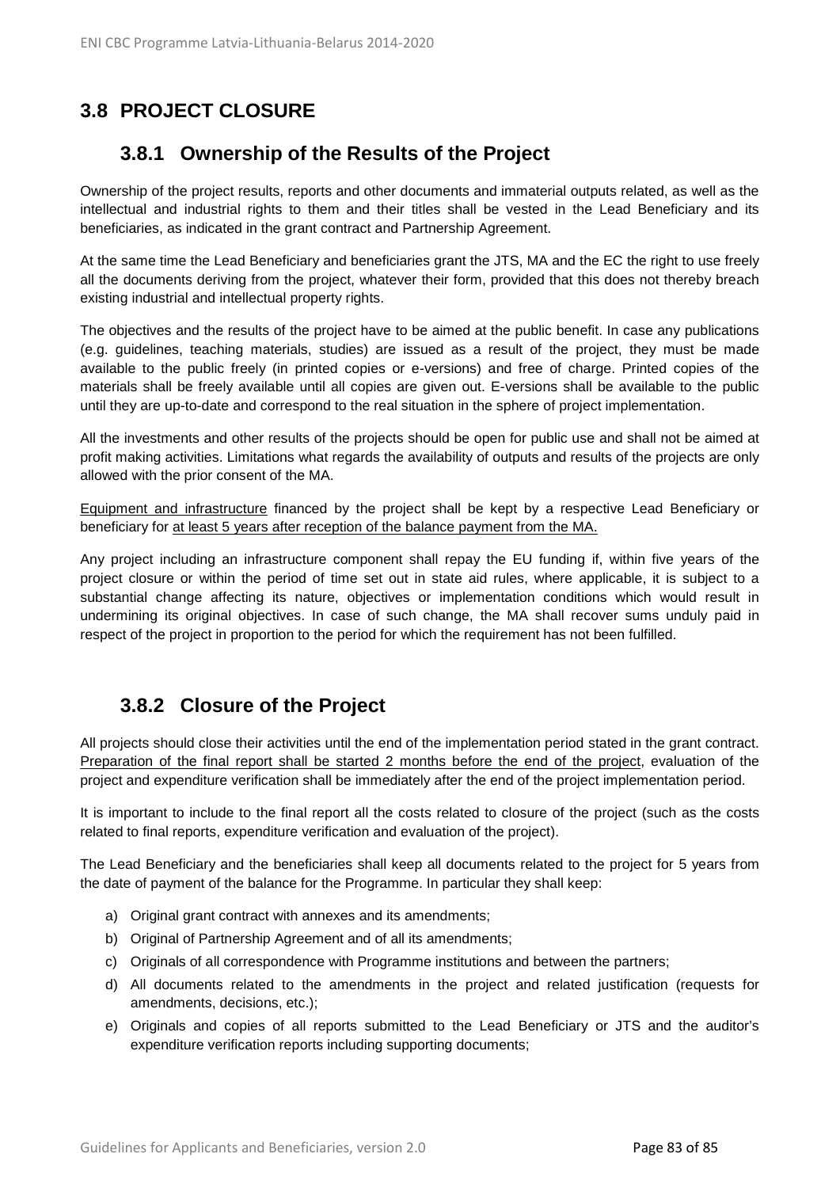## 3.8 PROJECT CLOSURE

### 3.8.1 Ownership of the Results of the Project

Ownership of the project results, reports and other documents and immaterial outputs related, as well as the intellectual and industrial rights to them and their titles shall be vested in the Lead Beneficiary and its beneficiaries, as indicated in the grant contract and Partnership Agreement.

At the same time the Lead Beneficiary and beneficiaries grant the JTS, MA and the EC the right to use freely all the documents deriving from the project, whatever their form, provided that this does not thereby breach existing industrial and intellectual property rights.

The objectives and the results of the project have to be aimed at the public benefit. In case any publications (e.g. guidelines, teaching materials, studies) are issued as a result of the project, they must be made available to the public freely (in printed copies or e-versions) and free of charge. Printed copies of the materials shall be freely available until all copies are given out. E-versions shall be available to the public until they are up-to-date and correspond to the real situation in the sphere of project implementation.

All the investments and other results of the projects should be open for public use and shall not be aimed at profit making activities. Limitations what regards the availability of outputs and results of the projects are only allowed with the prior consent of the MA.

Equipment and infrastructure financed by the project shall be kept by a respective Lead Beneficiary or beneficiary for at least 5 years after reception of the balance payment from the MA.

Any project including an infrastructure component shall repay the EU funding if, within five years of the project closure or within the period of time set out in state aid rules, where applicable, it is subject to a substantial change affecting its nature, objectives or implementation conditions which would result in undermining its original objectives. In case of such change, the MA shall recover sums unduly paid in respect of the project in proportion to the period for which the requirement has not been fulfilled.

### 3.8.2 Closure of the Project

All projects should close their activities until the end of the implementation period stated in the grant contract. Preparation of the final report shall be started 2 months before the end of the project, evaluation of the project and expenditure verification shall be immediately after the end of the project implementation period.

It is important to include to the final report all the costs related to closure of the project (such as the costs related to final reports, expenditure verification and evaluation of the project).

The Lead Beneficiary and the beneficiaries shall keep all documents related to the project for 5 years from the date of payment of the balance for the Programme. In particular they shall keep:

a) Original grant contract with annexes and its amendments;
b) Original of Partnership Agreement and of all its amendments;
c) Originals of all correspondence with Programme institutions and between the partners;
d) All documents related to the amendments in the project and related justification (requests for amendments, decisions, etc.);
e) Originals and copies of all reports submitted to the Lead Beneficiary or JTS and the auditor's expenditure verification reports including supporting documents;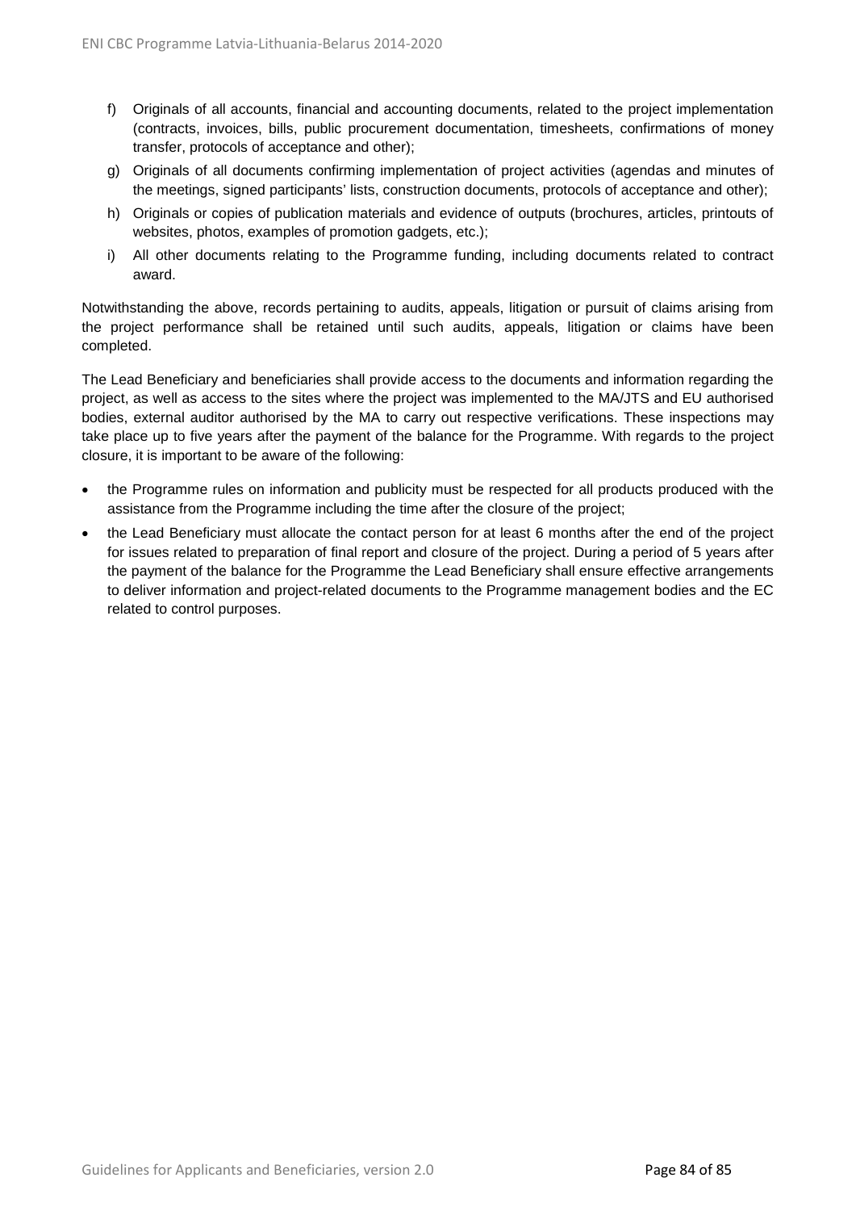f) Originals of all accounts, financial and accounting documents, related to the project implementation (contracts, invoices, bills, public procurement documentation, timesheets, confirmations of money transfer, protocols of acceptance and other);

g) Originals of all documents confirming implementation of project activities (agendas and minutes of the meetings, signed participants' lists, construction documents, protocols of acceptance and other);

h) Originals or copies of publication materials and evidence of outputs (brochures, articles, printouts of websites, photos, examples of promotion gadgets, etc.);

i) All other documents relating to the Programme funding, including documents related to contract award.

Notwithstanding the above, records pertaining to audits, appeals, litigation or pursuit of claims arising from the project performance shall be retained until such audits, appeals, litigation or claims have been completed.

The Lead Beneficiary and beneficiaries shall provide access to the documents and information regarding the project, as well as access to the sites where the project was implemented to the MA/JTS and EU authorised bodies, external auditor authorised by the MA to carry out respective verifications. These inspections may take place up to five years after the payment of the balance for the Programme. With regards to the project closure, it is important to be aware of the following:

- the Programme rules on information and publicity must be respected for all products produced with the assistance from the Programme including the time after the closure of the project;
- the Lead Beneficiary must allocate the contact person for at least 6 months after the end of the project for issues related to preparation of final report and closure of the project. During a period of 5 years after the payment of the balance for the Programme the Lead Beneficiary shall ensure effective arrangements to deliver information and project-related documents to the Programme management bodies and the EC related to control purposes.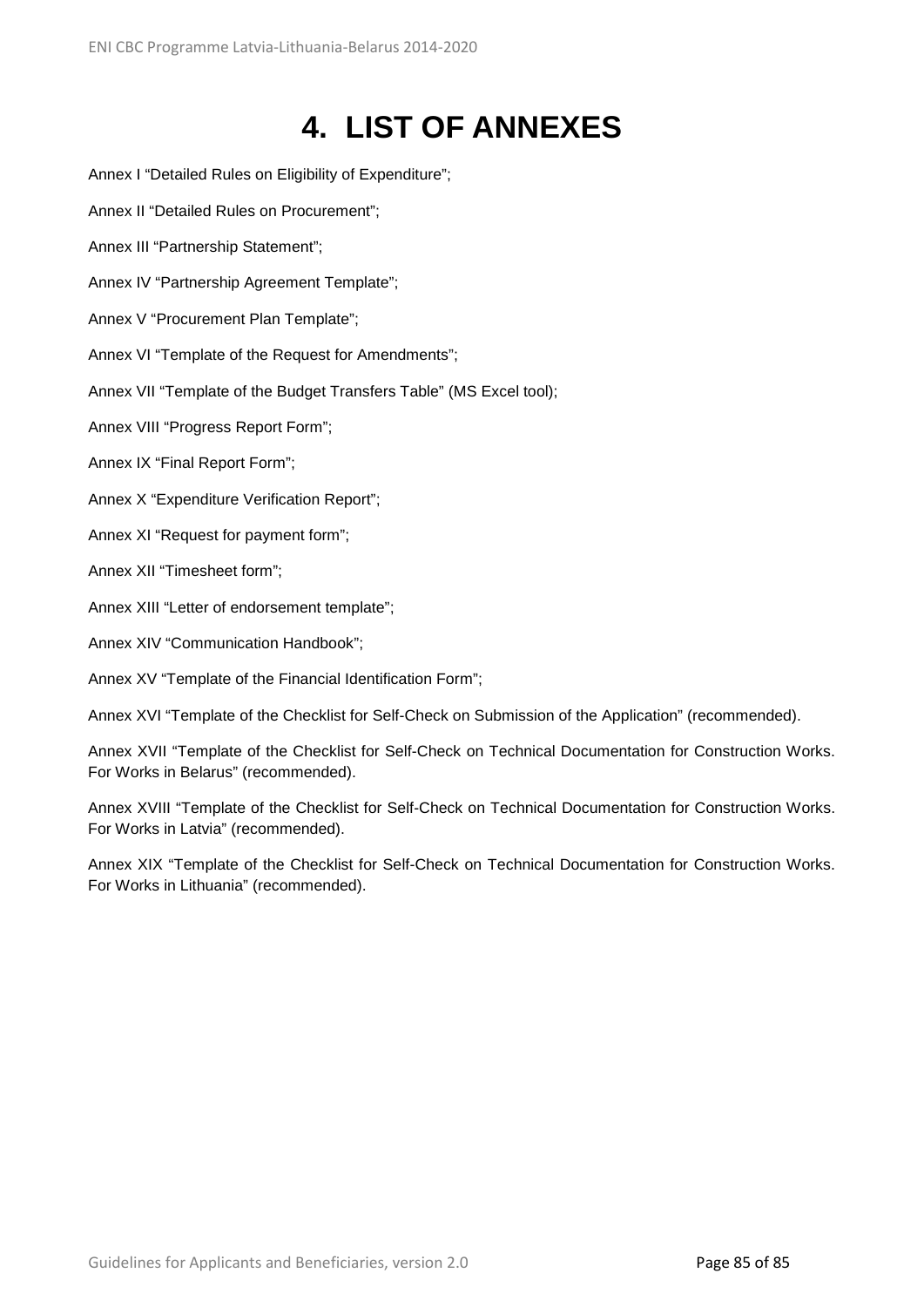# 4. LIST OF ANNEXES

Annex I “Detailed Rules on Eligibility of Expenditure”;

Annex II “Detailed Rules on Procurement”;

Annex III “Partnership Statement”;

Annex IV “Partnership Agreement Template”;

Annex V “Procurement Plan Template”;

Annex VI “Template of the Request for Amendments”;

Annex VII “Template of the Budget Transfers Table” (MS Excel tool);

Annex VIII “Progress Report Form”;

Annex IX “Final Report Form”;

Annex X “Expenditure Verification Report”;

Annex XI “Request for payment form”;

Annex XII “Timesheet form”;

Annex XIII “Letter of endorsement template”;

Annex XIV “Communication Handbook”;

Annex XV “Template of the Financial Identification Form”;

Annex XVI “Template of the Checklist for Self-Check on Submission of the Application” (recommended).

Annex XVII “Template of the Checklist for Self-Check on Technical Documentation for Construction Works. For Works in Belarus” (recommended).

Annex XVIII “Template of the Checklist for Self-Check on Technical Documentation for Construction Works. For Works in Latvia” (recommended).

Annex XIX “Template of the Checklist for Self-Check on Technical Documentation for Construction Works. For Works in Lithuania” (recommended).